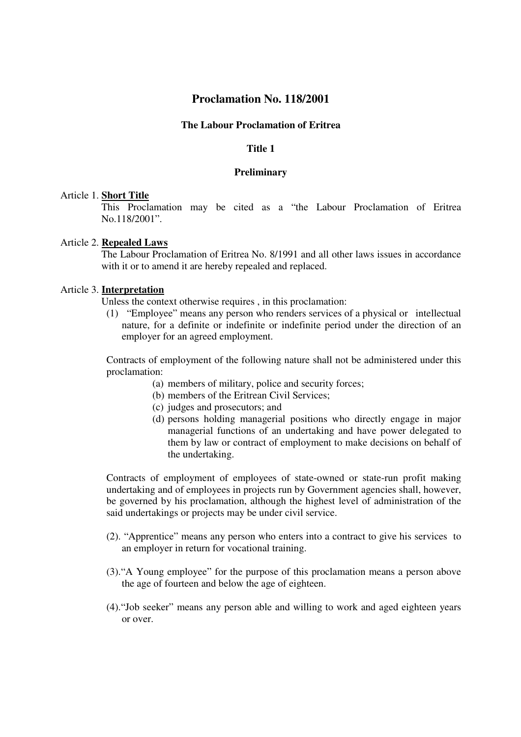# Proclamation No. 118/2001

## The Labour Proclamation of Eritrea

## Title 1

## Preliminary

Article 1. **Short Title**

This Proclamation may be cited as a "the Labour Proclamation of Eritrea No.118/2001".

Article 2. **Repealed Laws**

The Labour Proclamation of Eritrea No. 8/1991 and all other laws issues in accordance with it or to amend it are hereby repealed and replaced.

Article 3. **Interpretation**

Unless the context otherwise requires , in this proclamation:

(1) "Employee" means any person who renders services of a physical or intellectual nature, for a definite or indefinite or indefinite period under the direction of an employer for an agreed employment.

Contracts of employment of the following nature shall not be administered under this proclamation:

- (a) members of military, police and security forces;
- (b) members of the Eritrean Civil Services;
- (c) judges and prosecutors; and
- (d) persons holding managerial positions who directly engage in major managerial functions of an undertaking and have power delegated to them by law or contract of employment to make decisions on behalf of the undertaking.

Contracts of employment of employees of state-owned or state-run profit making undertaking and of employees in projects run by Government agencies shall, however, be governed by his proclamation, although the highest level of administration of the said undertakings or projects may be under civil service.

(2). "Apprentice" means any person who enters into a contract to give his services to an employer in return for vocational training.

(3)."A Young employee" for the purpose of this proclamation means a person above the age of fourteen and below the age of eighteen.

(4)."Job seeker" means any person able and willing to work and aged eighteen years or over.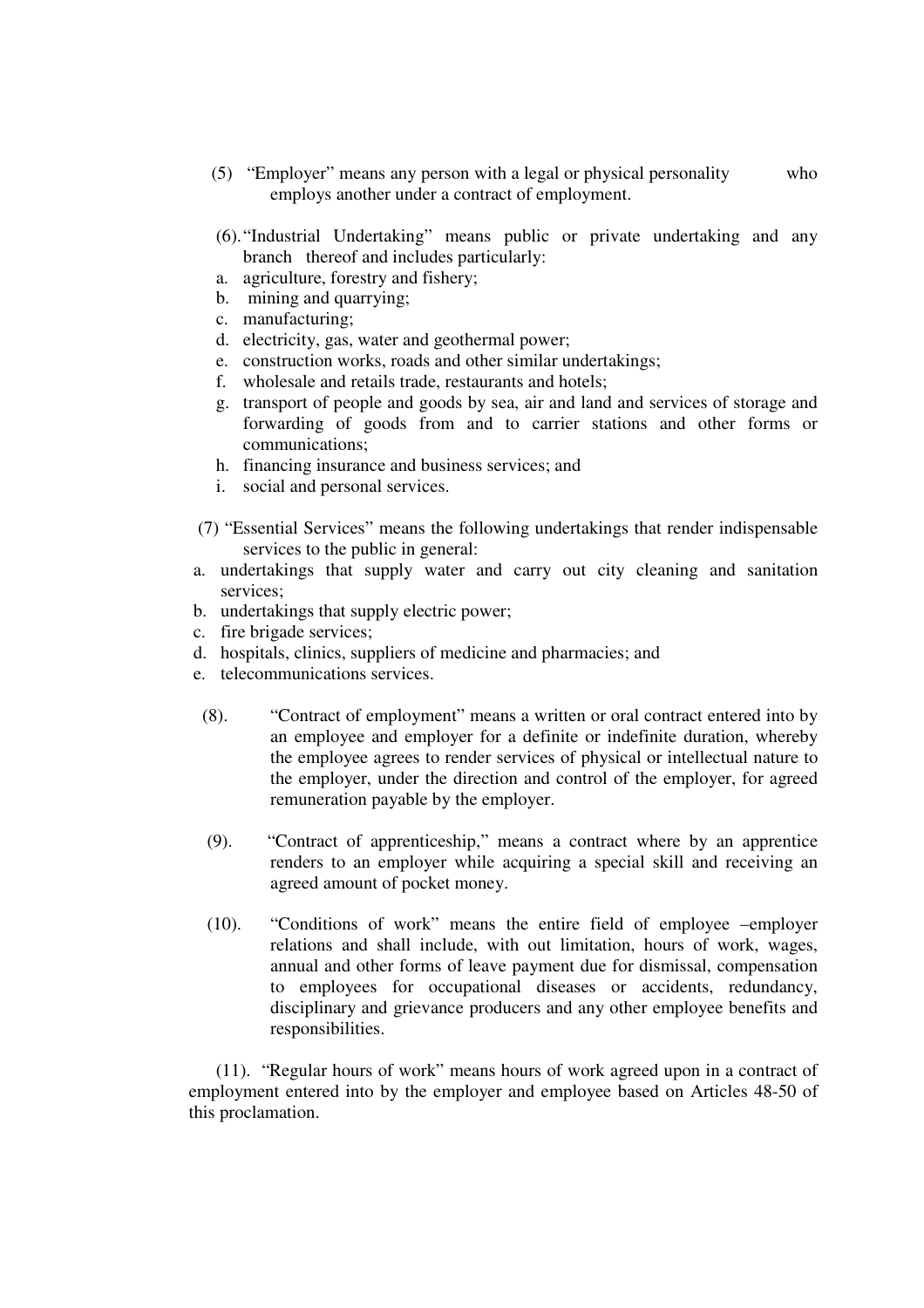(5) "Employer" means any person with a legal or physical personality who employs another under a contract of employment.

(6). "Industrial Undertaking" means public or private undertaking and any branch thereof and includes particularly:

a. agriculture, forestry and fishery;
b. mining and quarrying;
c. manufacturing;
d. electricity, gas, water and geothermal power;
e. construction works, roads and other similar undertakings;
f. wholesale and retails trade, restaurants and hotels;
g. transport of people and goods by sea, air and land and services of storage and forwarding of goods from and to carrier stations and other forms or communications;
h. financing insurance and business services; and
i. social and personal services.

(7) "Essential Services" means the following undertakings that render indispensable services to the public in general:

a. undertakings that supply water and carry out city cleaning and sanitation services;
b. undertakings that supply electric power;
c. fire brigade services;
d. hospitals, clinics, suppliers of medicine and pharmacies; and
e. telecommunications services.

(8). "Contract of employment" means a written or oral contract entered into by an employee and employer for a definite or indefinite duration, whereby the employee agrees to render services of physical or intellectual nature to the employer, under the direction and control of the employer, for agreed remuneration payable by the employer.

(9). "Contract of apprenticeship," means a contract where by an apprentice renders to an employer while acquiring a special skill and receiving an agreed amount of pocket money.

(10). "Conditions of work" means the entire field of employee –employer relations and shall include, with out limitation, hours of work, wages, annual and other forms of leave payment due for dismissal, compensation to employees for occupational diseases or accidents, redundancy, disciplinary and grievance producers and any other employee benefits and responsibilities.

(11). "Regular hours of work" means hours of work agreed upon in a contract of employment entered into by the employer and employee based on Articles 48-50 of this proclamation.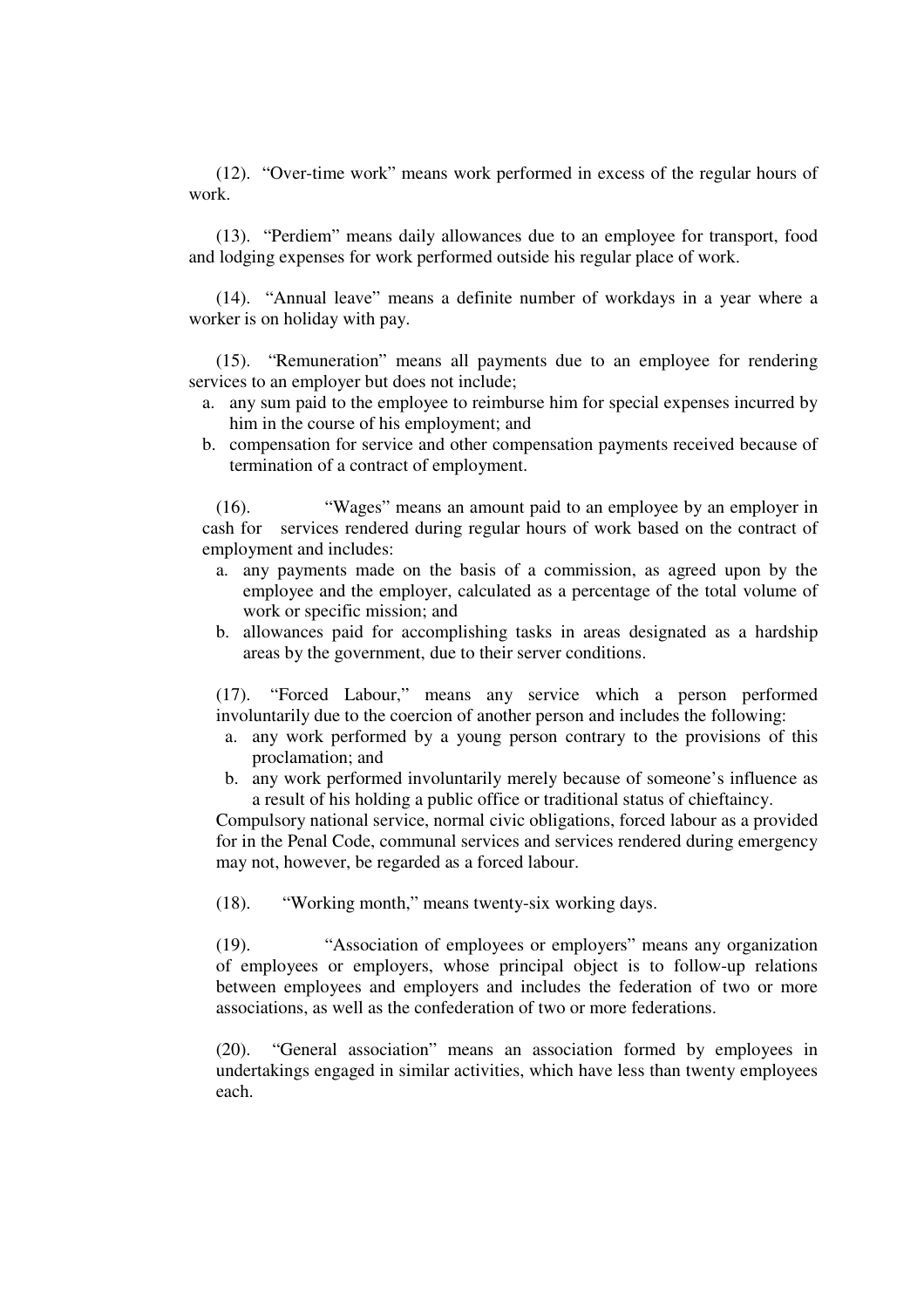(12). "Over-time work" means work performed in excess of the regular hours of work.

(13). "Perdiem" means daily allowances due to an employee for transport, food and lodging expenses for work performed outside his regular place of work.

(14). "Annual leave" means a definite number of workdays in a year where a worker is on holiday with pay.

(15). "Remuneration" means all payments due to an employee for rendering services to an employer but does not include;

a. any sum paid to the employee to reimburse him for special expenses incurred by him in the course of his employment; and
b. compensation for service and other compensation payments received because of termination of a contract of employment.

(16). "Wages" means an amount paid to an employee by an employer in cash for services rendered during regular hours of work based on the contract of employment and includes:

a. any payments made on the basis of a commission, as agreed upon by the employee and the employer, calculated as a percentage of the total volume of work or specific mission; and
b. allowances paid for accomplishing tasks in areas designated as a hardship areas by the government, due to their server conditions.

(17). "Forced Labour," means any service which a person performed involuntarily due to the coercion of another person and includes the following:

a. any work performed by a young person contrary to the provisions of this proclamation; and
b. any work performed involuntarily merely because of someone's influence as a result of his holding a public office or traditional status of chieftaincy.

Compulsory national service, normal civic obligations, forced labour as a provided for in the Penal Code, communal services and services rendered during emergency may not, however, be regarded as a forced labour.

(18). "Working month," means twenty-six working days.

(19). "Association of employees or employers" means any organization of employees or employers, whose principal object is to follow-up relations between employees and employers and includes the federation of two or more associations, as well as the confederation of two or more federations.

(20). "General association" means an association formed by employees in undertakings engaged in similar activities, which have less than twenty employees each.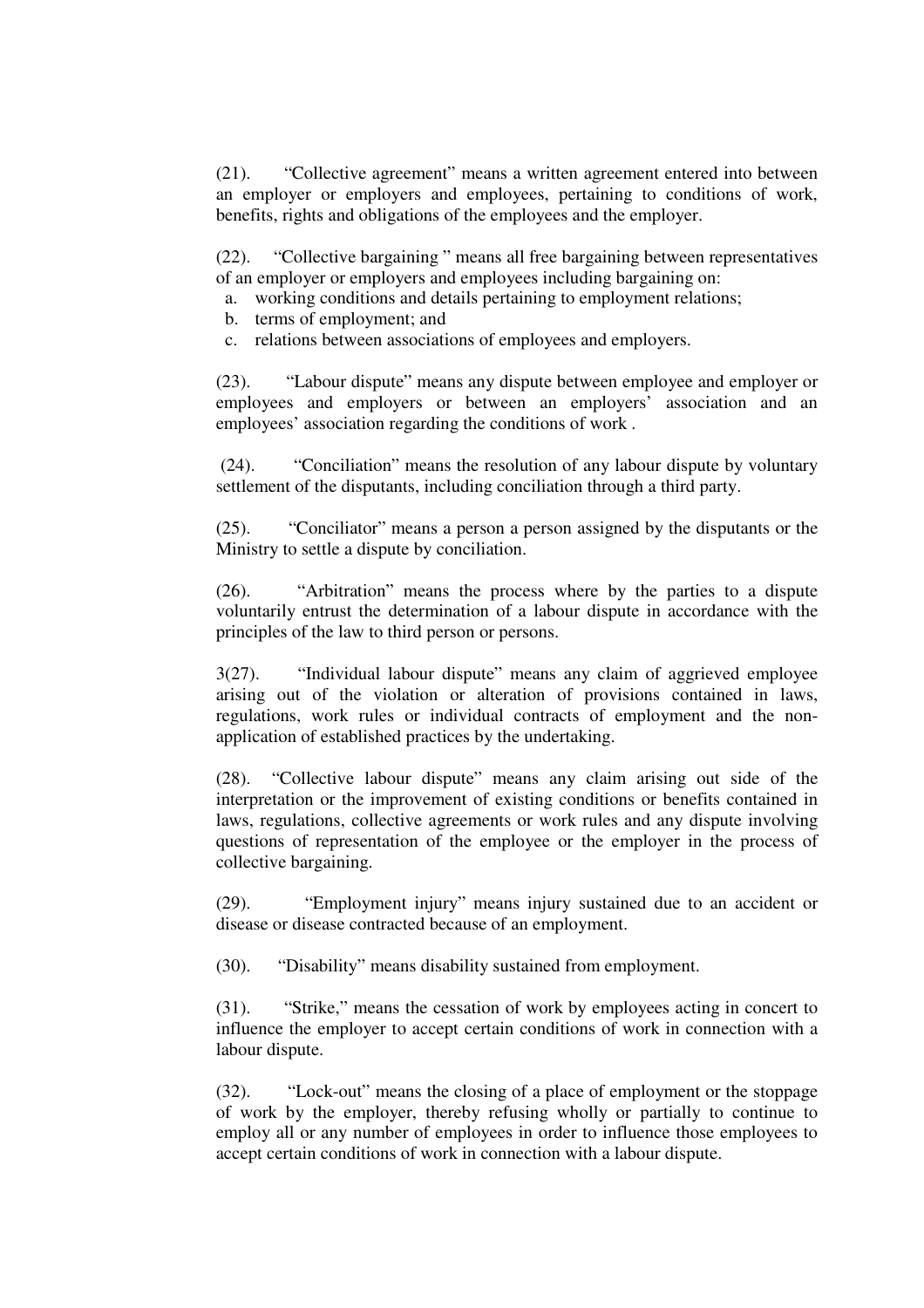(21). “Collective agreement” means a written agreement entered into between an employer or employers and employees, pertaining to conditions of work, benefits, rights and obligations of the employees and the employer.

(22). “Collective bargaining ” means all free bargaining between representatives of an employer or employers and employees including bargaining on:

a. working conditions and details pertaining to employment relations;
b. terms of employment; and
c. relations between associations of employees and employers.

(23). “Labour dispute” means any dispute between employee and employer or employees and employers or between an employers’ association and an employees’ association regarding the conditions of work .

(24). “Conciliation” means the resolution of any labour dispute by voluntary settlement of the disputants, including conciliation through a third party.

(25). “Conciliator” means a person a person assigned by the disputants or the Ministry to settle a dispute by conciliation.

(26). “Arbitration” means the process where by the parties to a dispute voluntarily entrust the determination of a labour dispute in accordance with the principles of the law to third person or persons.

3(27). “Individual labour dispute” means any claim of aggrieved employee arising out of the violation or alteration of provisions contained in laws, regulations, work rules or individual contracts of employment and the non-application of established practices by the undertaking.

(28). “Collective labour dispute” means any claim arising out side of the interpretation or the improvement of existing conditions or benefits contained in laws, regulations, collective agreements or work rules and any dispute involving questions of representation of the employee or the employer in the process of collective bargaining.

(29). “Employment injury” means injury sustained due to an accident or disease or disease contracted because of an employment.

(30). “Disability” means disability sustained from employment.

(31). “Strike,” means the cessation of work by employees acting in concert to influence the employer to accept certain conditions of work in connection with a labour dispute.

(32). “Lock-out” means the closing of a place of employment or the stoppage of work by the employer, thereby refusing wholly or partially to continue to employ all or any number of employees in order to influence those employees to accept certain conditions of work in connection with a labour dispute.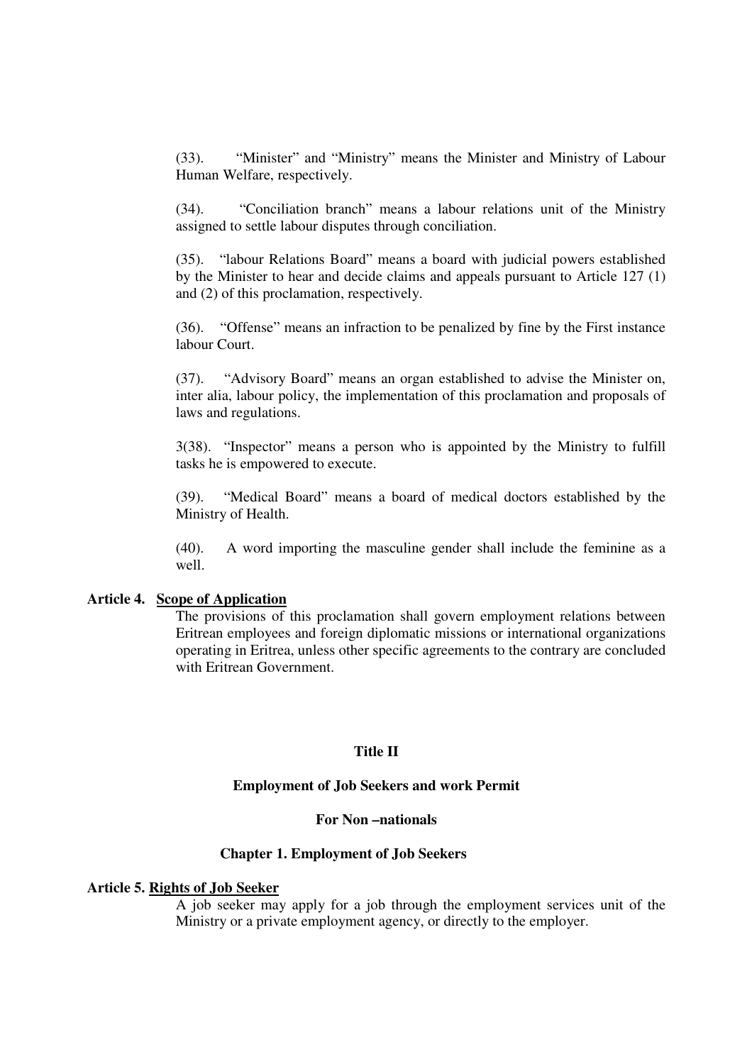(33). "Minister" and "Ministry" means the Minister and Ministry of Labour Human Welfare, respectively.

(34). "Conciliation branch" means a labour relations unit of the Ministry assigned to settle labour disputes through conciliation.

(35). "labour Relations Board" means a board with judicial powers established by the Minister to hear and decide claims and appeals pursuant to Article 127 (1) and (2) of this proclamation, respectively.

(36). "Offense" means an infraction to be penalized by fine by the First instance labour Court.

(37). "Advisory Board" means an organ established to advise the Minister on, inter alia, labour policy, the implementation of this proclamation and proposals of laws and regulations.

3(38). "Inspector" means a person who is appointed by the Ministry to fulfill tasks he is empowered to execute.

(39). "Medical Board" means a board of medical doctors established by the Ministry of Health.

(40). A word importing the masculine gender shall include the feminine as a well.

**Article 4. Scope of Application**

The provisions of this proclamation shall govern employment relations between Eritrean employees and foreign diplomatic missions or international organizations operating in Eritrea, unless other specific agreements to the contrary are concluded with Eritrean Government.

## Title II

## Employment of Job Seekers and work Permit

## For Non –nationals

### Chapter 1. Employment of Job Seekers

**Article 5. Rights of Job Seeker**

A job seeker may apply for a job through the employment services unit of the Ministry or a private employment agency, or directly to the employer.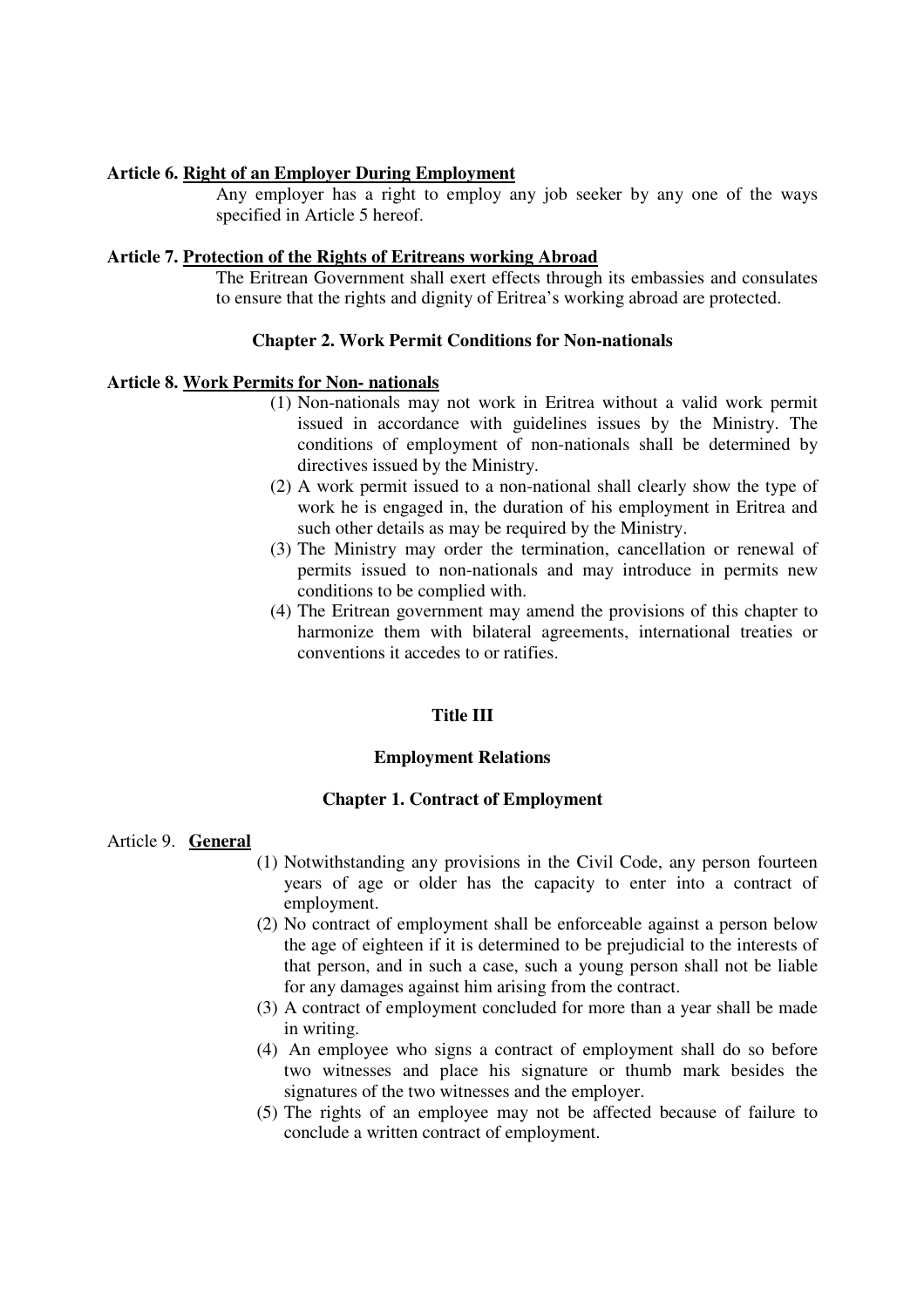**Article 6. Right of an Employer During Employment**

Any employer has a right to employ any job seeker by any one of the ways specified in Article 5 hereof.

**Article 7. Protection of the Rights of Eritreans working Abroad**

The Eritrean Government shall exert effects through its embassies and consulates to ensure that the rights and dignity of Eritrea's working abroad are protected.

### Chapter 2. Work Permit Conditions for Non-nationals

**Article 8. Work Permits for Non- nationals**

(1) Non-nationals may not work in Eritrea without a valid work permit issued in accordance with guidelines issues by the Ministry. The conditions of employment of non-nationals shall be determined by directives issued by the Ministry.

(2) A work permit issued to a non-national shall clearly show the type of work he is engaged in, the duration of his employment in Eritrea and such other details as may be required by the Ministry.

(3) The Ministry may order the termination, cancellation or renewal of permits issued to non-nationals and may introduce in permits new conditions to be complied with.

(4) The Eritrean government may amend the provisions of this chapter to harmonize them with bilateral agreements, international treaties or conventions it accedes to or ratifies.

## Title III

## Employment Relations

### Chapter 1. Contract of Employment

Article 9. **General**

(1) Notwithstanding any provisions in the Civil Code, any person fourteen years of age or older has the capacity to enter into a contract of employment.

(2) No contract of employment shall be enforceable against a person below the age of eighteen if it is determined to be prejudicial to the interests of that person, and in such a case, such a young person shall not be liable for any damages against him arising from the contract.

(3) A contract of employment concluded for more than a year shall be made in writing.

(4) An employee who signs a contract of employment shall do so before two witnesses and place his signature or thumb mark besides the signatures of the two witnesses and the employer.

(5) The rights of an employee may not be affected because of failure to conclude a written contract of employment.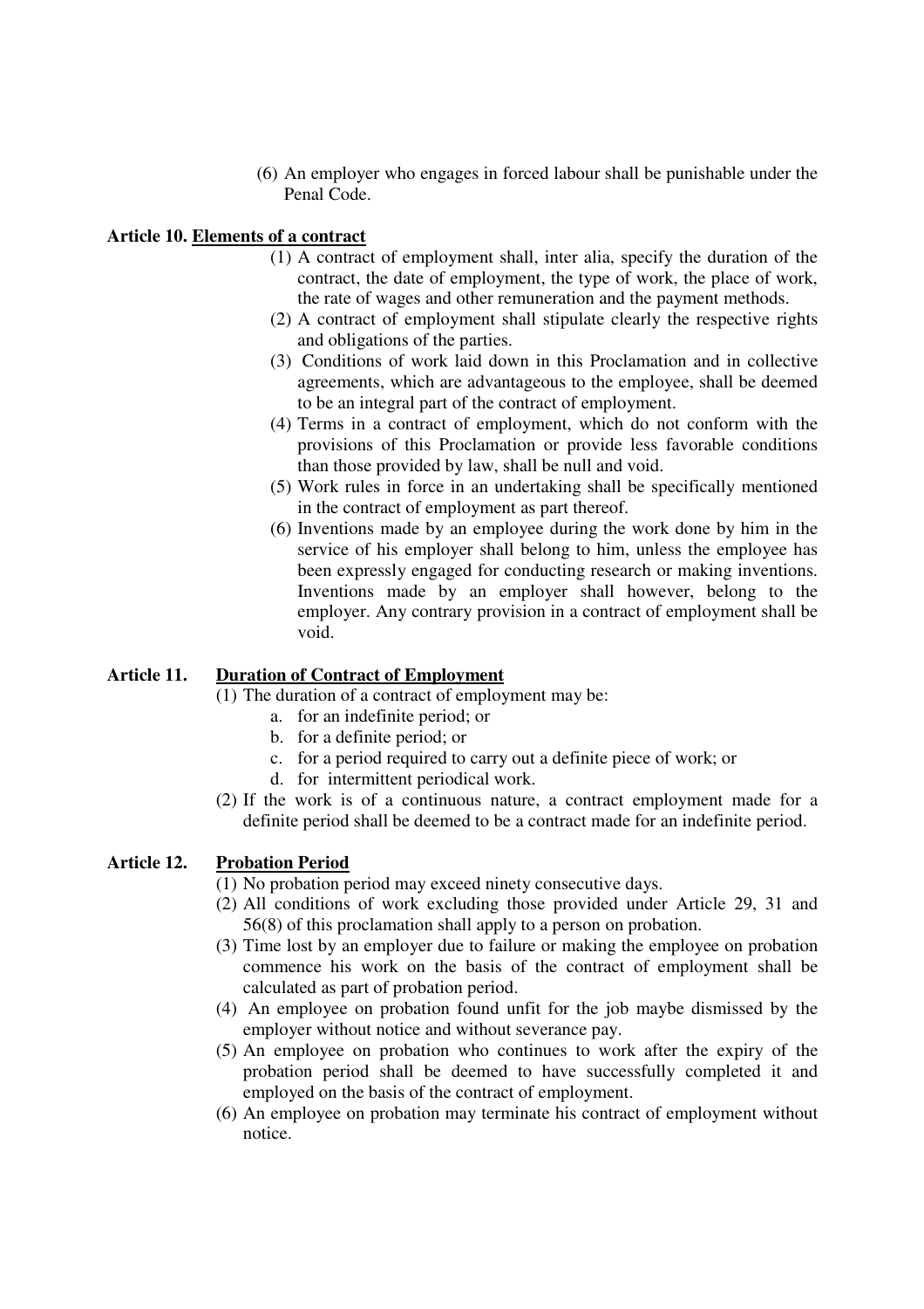(6) An employer who engages in forced labour shall be punishable under the Penal Code.

**Article 10. <u>Elements of a contract</u>**

(1) A contract of employment shall, inter alia, specify the duration of the contract, the date of employment, the type of work, the place of work, the rate of wages and other remuneration and the payment methods.

(2) A contract of employment shall stipulate clearly the respective rights and obligations of the parties.

(3) Conditions of work laid down in this Proclamation and in collective agreements, which are advantageous to the employee, shall be deemed to be an integral part of the contract of employment.

(4) Terms in a contract of employment, which do not conform with the provisions of this Proclamation or provide less favorable conditions than those provided by law, shall be null and void.

(5) Work rules in force in an undertaking shall be specifically mentioned in the contract of employment as part thereof.

(6) Inventions made by an employee during the work done by him in the service of his employer shall belong to him, unless the employee has been expressly engaged for conducting research or making inventions. Inventions made by an employer shall however, belong to the employer. Any contrary provision in a contract of employment shall be void.

**Article 11. <u>Duration of Contract of Employment</u>**

(1) The duration of a contract of employment may be:

a. for an indefinite period; or
b. for a definite period; or
c. for a period required to carry out a definite piece of work; or
d. for intermittent periodical work.

(2) If the work is of a continuous nature, a contract employment made for a definite period shall be deemed to be a contract made for an indefinite period.

**Article 12. <u>Probation Period</u>**

(1) No probation period may exceed ninety consecutive days.

(2) All conditions of work excluding those provided under Article 29, 31 and 56(8) of this proclamation shall apply to a person on probation.

(3) Time lost by an employer due to failure or making the employee on probation commence his work on the basis of the contract of employment shall be calculated as part of probation period.

(4) An employee on probation found unfit for the job maybe dismissed by the employer without notice and without severance pay.

(5) An employee on probation who continues to work after the expiry of the probation period shall be deemed to have successfully completed it and employed on the basis of the contract of employment.

(6) An employee on probation may terminate his contract of employment without notice.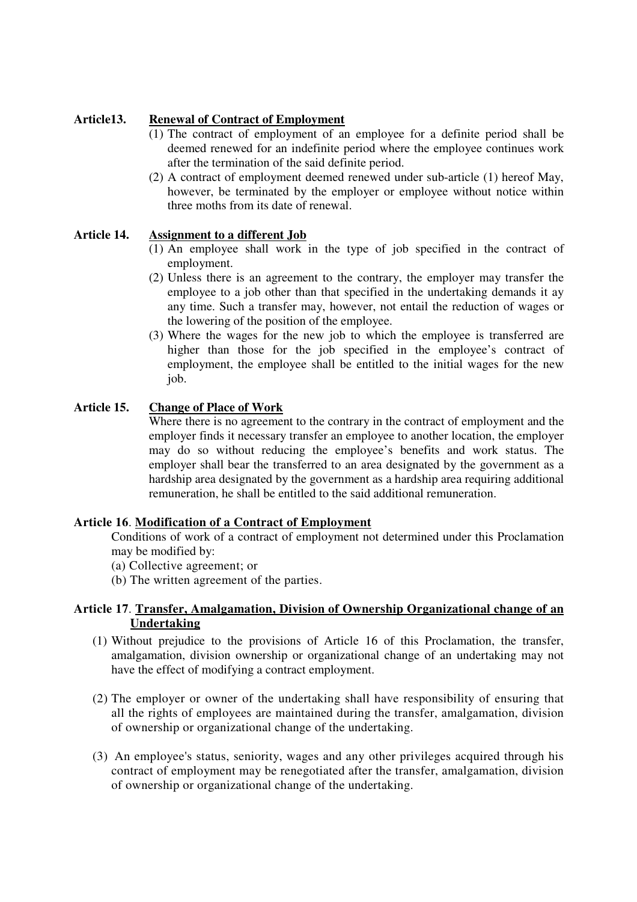**Article13.** **Renewal of Contract of Employment**

(1) The contract of employment of an employee for a definite period shall be deemed renewed for an indefinite period where the employee continues work after the termination of the said definite period.

(2) A contract of employment deemed renewed under sub-article (1) hereof May, however, be terminated by the employer or employee without notice within three moths from its date of renewal.

**Article 14.** **Assignment to a different Job**

(1) An employee shall work in the type of job specified in the contract of employment.

(2) Unless there is an agreement to the contrary, the employer may transfer the employee to a job other than that specified in the undertaking demands it ay any time. Such a transfer may, however, not entail the reduction of wages or the lowering of the position of the employee.

(3) Where the wages for the new job to which the employee is transferred are higher than those for the job specified in the employee's contract of employment, the employee shall be entitled to the initial wages for the new job.

**Article 15.** **Change of Place of Work**

Where there is no agreement to the contrary in the contract of employment and the employer finds it necessary transfer an employee to another location, the employer may do so without reducing the employee's benefits and work status. The employer shall bear the transferred to an area designated by the government as a hardship area designated by the government as a hardship area requiring additional remuneration, he shall be entitled to the said additional remuneration.

**Article 16**. **Modification of a Contract of Employment**

Conditions of work of a contract of employment not determined under this Proclamation may be modified by:

(a) Collective agreement; or

(b) The written agreement of the parties.

**Article 17**. **Transfer, Amalgamation, Division of Ownership Organizational change of an Undertaking**

(1) Without prejudice to the provisions of Article 16 of this Proclamation, the transfer, amalgamation, division ownership or organizational change of an undertaking may not have the effect of modifying a contract employment.

(2) The employer or owner of the undertaking shall have responsibility of ensuring that all the rights of employees are maintained during the transfer, amalgamation, division of ownership or organizational change of the undertaking.

(3) An employee's status, seniority, wages and any other privileges acquired through his contract of employment may be renegotiated after the transfer, amalgamation, division of ownership or organizational change of the undertaking.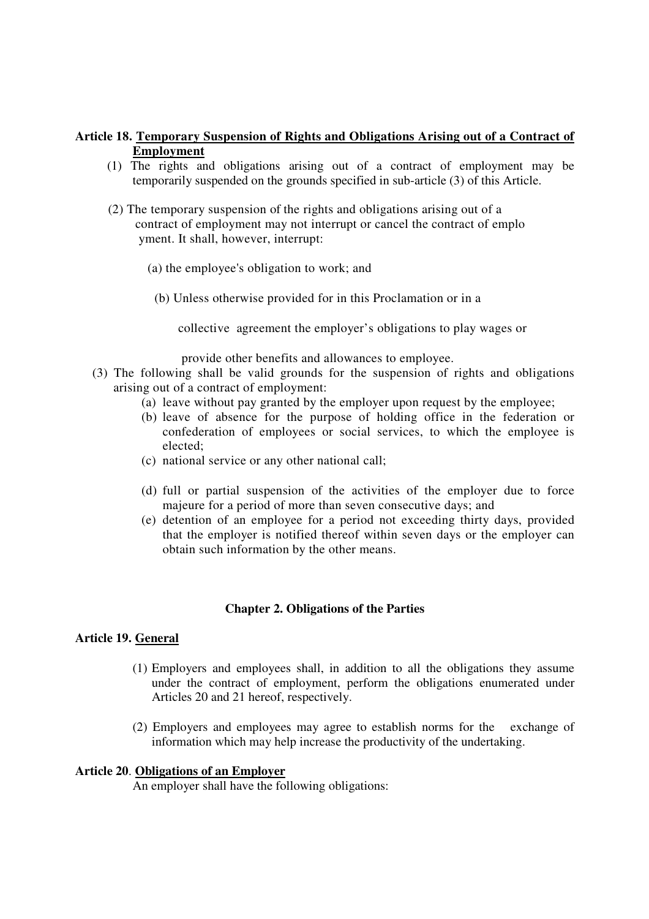**Article 18. Temporary Suspension of Rights and Obligations Arising out of a Contract of Employment**

(1) The rights and obligations arising out of a contract of employment may be temporarily suspended on the grounds specified in sub-article (3) of this Article.

(2) The temporary suspension of the rights and obligations arising out of a contract of employment may not interrupt or cancel the contract of emplo yment. It shall, however, interrupt:

(a) the employee's obligation to work; and

(b) Unless otherwise provided for in this Proclamation or in a collective agreement the employer's obligations to play wages or provide other benefits and allowances to employee.

(3) The following shall be valid grounds for the suspension of rights and obligations arising out of a contract of employment:

(a) leave without pay granted by the employer upon request by the employee;

(b) leave of absence for the purpose of holding office in the federation or confederation of employees or social services, to which the employee is elected;

(c) national service or any other national call;

(d) full or partial suspension of the activities of the employer due to force majeure for a period of more than seven consecutive days; and

(e) detention of an employee for a period not exceeding thirty days, provided that the employer is notified thereof within seven days or the employer can obtain such information by the other means.

## Chapter 2. Obligations of the Parties

**Article 19. General**

(1) Employers and employees shall, in addition to all the obligations they assume under the contract of employment, perform the obligations enumerated under Articles 20 and 21 hereof, respectively.

(2) Employers and employees may agree to establish norms for the exchange of information which may help increase the productivity of the undertaking.

**Article 20. Obligations of an Employer**

An employer shall have the following obligations: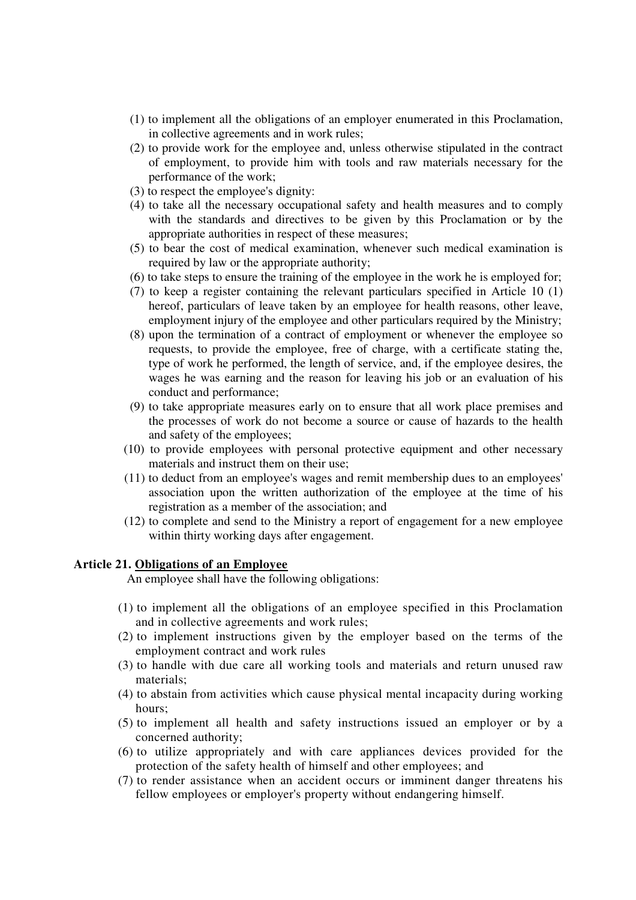(1) to implement all the obligations of an employer enumerated in this Proclamation, in collective agreements and in work rules;

(2) to provide work for the employee and, unless otherwise stipulated in the contract of employment, to provide him with tools and raw materials necessary for the performance of the work;

(3) to respect the employee's dignity:

(4) to take all the necessary occupational safety and health measures and to comply with the standards and directives to be given by this Proclamation or by the appropriate authorities in respect of these measures;

(5) to bear the cost of medical examination, whenever such medical examination is required by law or the appropriate authority;

(6) to take steps to ensure the training of the employee in the work he is employed for;

(7) to keep a register containing the relevant particulars specified in Article 10 (1) hereof, particulars of leave taken by an employee for health reasons, other leave, employment injury of the employee and other particulars required by the Ministry;

(8) upon the termination of a contract of employment or whenever the employee so requests, to provide the employee, free of charge, with a certificate stating the, type of work he performed, the length of service, and, if the employee desires, the wages he was earning and the reason for leaving his job or an evaluation of his conduct and performance;

(9) to take appropriate measures early on to ensure that all work place premises and the processes of work do not become a source or cause of hazards to the health and safety of the employees;

(10) to provide employees with personal protective equipment and other necessary materials and instruct them on their use;

(11) to deduct from an employee's wages and remit membership dues to an employees' association upon the written authorization of the employee at the time of his registration as a member of the association; and

(12) to complete and send to the Ministry a report of engagement for a new employee within thirty working days after engagement.

**Article 21. <u>Obligations of an Employee</u>**

An employee shall have the following obligations:

(1) to implement all the obligations of an employee specified in this Proclamation and in collective agreements and work rules;

(2) to implement instructions given by the employer based on the terms of the employment contract and work rules

(3) to handle with due care all working tools and materials and return unused raw materials;

(4) to abstain from activities which cause physical mental incapacity during working hours;

(5) to implement all health and safety instructions issued an employer or by a concerned authority;

(6) to utilize appropriately and with care appliances devices provided for the protection of the safety health of himself and other employees; and

(7) to render assistance when an accident occurs or imminent danger threatens his fellow employees or employer's property without endangering himself.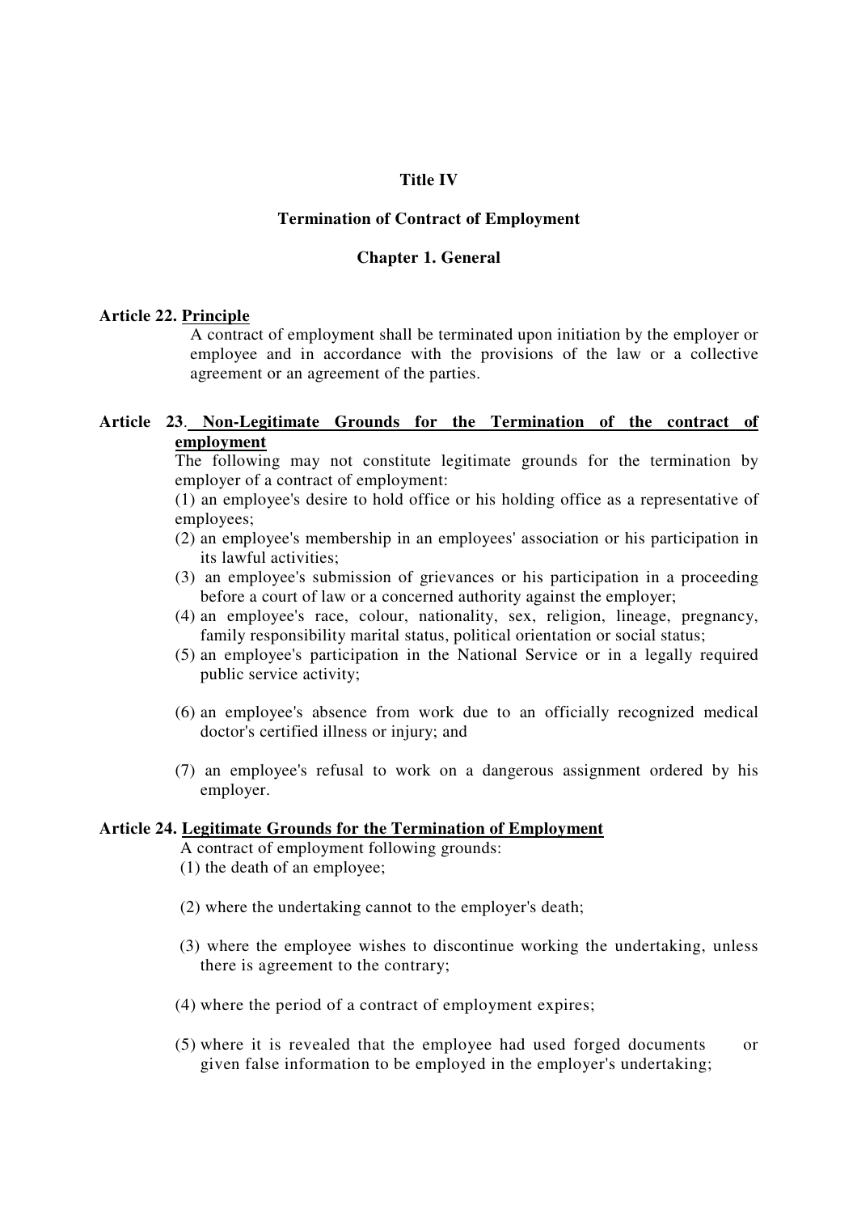## Title IV

## Termination of Contract of Employment

### Chapter 1. General

**Article 22. Principle**

A contract of employment shall be terminated upon initiation by the employer or employee and in accordance with the provisions of the law or a collective agreement or an agreement of the parties.

**Article 23. Non-Legitimate Grounds for the Termination of the contract of employment**

The following may not constitute legitimate grounds for the termination by employer of a contract of employment:

(1) an employee's desire to hold office or his holding office as a representative of employees;

(2) an employee's membership in an employees' association or his participation in its lawful activities;

(3) an employee's submission of grievances or his participation in a proceeding before a court of law or a concerned authority against the employer;

(4) an employee's race, colour, nationality, sex, religion, lineage, pregnancy, family responsibility marital status, political orientation or social status;

(5) an employee's participation in the National Service or in a legally required public service activity;

(6) an employee's absence from work due to an officially recognized medical doctor's certified illness or injury; and

(7) an employee's refusal to work on a dangerous assignment ordered by his employer.

**Article 24. Legitimate Grounds for the Termination of Employment**

A contract of employment following grounds:

(1) the death of an employee;

(2) where the undertaking cannot to the employer's death;

(3) where the employee wishes to discontinue working the undertaking, unless there is agreement to the contrary;

(4) where the period of a contract of employment expires;

(5) where it is revealed that the employee had used forged documents or given false information to be employed in the employer's undertaking;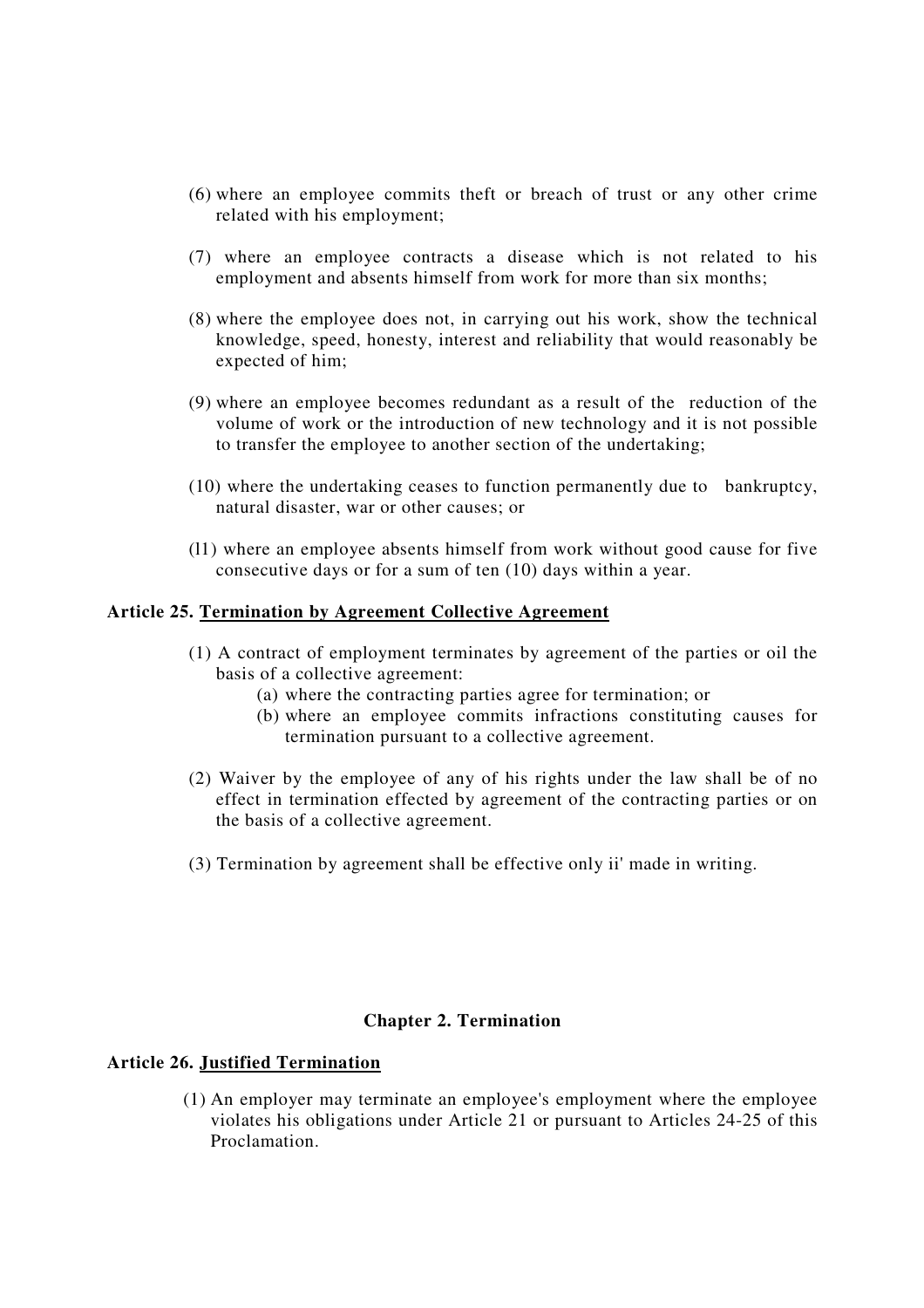(6) where an employee commits theft or breach of trust or any other crime related with his employment;

(7) where an employee contracts a disease which is not related to his employment and absents himself from work for more than six months;

(8) where the employee does not, in carrying out his work, show the technical knowledge, speed, honesty, interest and reliability that would reasonably be expected of him;

(9) where an employee becomes redundant as a result of the reduction of the volume of work or the introduction of new technology and it is not possible to transfer the employee to another section of the undertaking;

(10) where the undertaking ceases to function permanently due to bankruptcy, natural disaster, war or other causes; or

(l1) where an employee absents himself from work without good cause for five consecutive days or for a sum of ten (10) days within a year.

**Article 25. Termination by Agreement Collective Agreement**

(1) A contract of employment terminates by agreement of the parties or oil the basis of a collective agreement:

  (a) where the contracting parties agree for termination; or

  (b) where an employee commits infractions constituting causes for termination pursuant to a collective agreement.

(2) Waiver by the employee of any of his rights under the law shall be of no effect in termination effected by agreement of the contracting parties or on the basis of a collective agreement.

(3) Termination by agreement shall be effective only ii' made in writing.

## Chapter 2. Termination

**Article 26. Justified Termination**

(1) An employer may terminate an employee's employment where the employee violates his obligations under Article 21 or pursuant to Articles 24-25 of this Proclamation.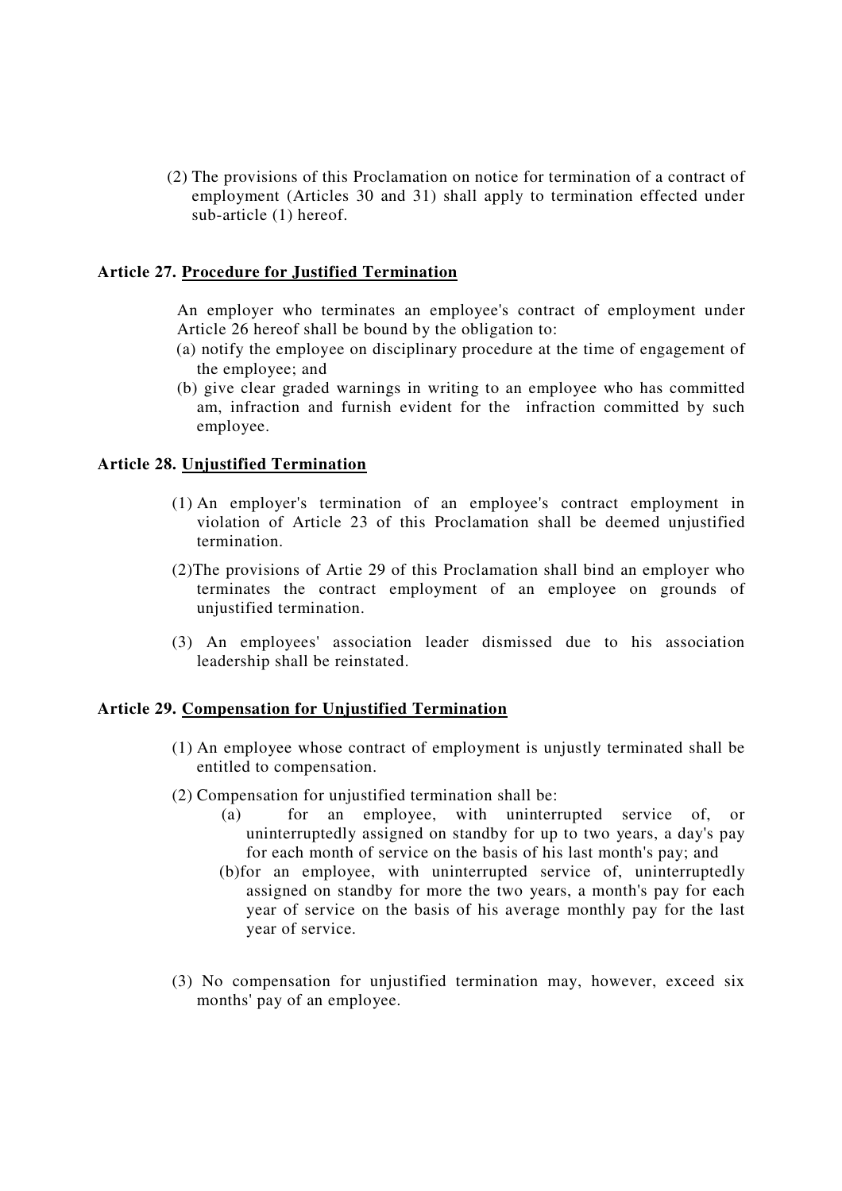(2) The provisions of this Proclamation on notice for termination of a contract of employment (Articles 30 and 31) shall apply to termination effected under sub-article (1) hereof.

**Article 27. Procedure for Justified Termination**

An employer who terminates an employee's contract of employment under Article 26 hereof shall be bound by the obligation to:

(a) notify the employee on disciplinary procedure at the time of engagement of the employee; and

(b) give clear graded warnings in writing to an employee who has committed am, infraction and furnish evident for the infraction committed by such employee.

**Article 28. Unjustified Termination**

(1) An employer's termination of an employee's contract employment in violation of Article 23 of this Proclamation shall be deemed unjustified termination.

(2)The provisions of Artie 29 of this Proclamation shall bind an employer who terminates the contract employment of an employee on grounds of unjustified termination.

(3) An employees' association leader dismissed due to his association leadership shall be reinstated.

**Article 29. Compensation for Unjustified Termination**

(1) An employee whose contract of employment is unjustly terminated shall be entitled to compensation.

(2) Compensation for unjustified termination shall be:

(a) for an employee, with uninterrupted service of, or uninterruptedly assigned on standby for up to two years, a day's pay for each month of service on the basis of his last month's pay; and

(b)for an employee, with uninterrupted service of, uninterruptedly assigned on standby for more the two years, a month's pay for each year of service on the basis of his average monthly pay for the last year of service.

(3) No compensation for unjustified termination may, however, exceed six months' pay of an employee.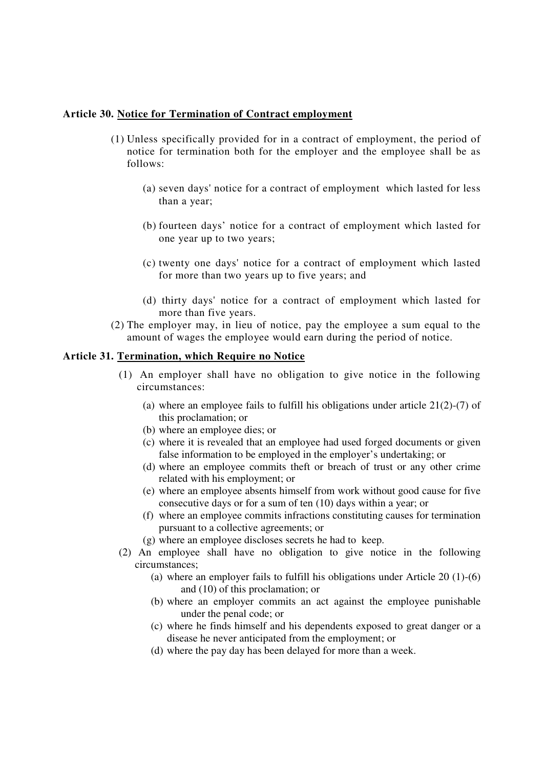**Article 30. Notice for Termination of Contract employment**

(1) Unless specifically provided for in a contract of employment, the period of notice for termination both for the employer and the employee shall be as follows:

(a) seven days' notice for a contract of employment which lasted for less than a year;

(b) fourteen days' notice for a contract of employment which lasted for one year up to two years;

(c) twenty one days' notice for a contract of employment which lasted for more than two years up to five years; and

(d) thirty days' notice for a contract of employment which lasted for more than five years.

(2) The employer may, in lieu of notice, pay the employee a sum equal to the amount of wages the employee would earn during the period of notice.

**Article 31. Termination, which Require no Notice**

(1) An employer shall have no obligation to give notice in the following circumstances:

(a) where an employee fails to fulfill his obligations under article 21(2)-(7) of this proclamation; or
(b) where an employee dies; or
(c) where it is revealed that an employee had used forged documents or given false information to be employed in the employer's undertaking; or
(d) where an employee commits theft or breach of trust or any other crime related with his employment; or
(e) where an employee absents himself from work without good cause for five consecutive days or for a sum of ten (10) days within a year; or
(f) where an employee commits infractions constituting causes for termination pursuant to a collective agreements; or
(g) where an employee discloses secrets he had to keep.

(2) An employee shall have no obligation to give notice in the following circumstances;

(a) where an employer fails to fulfill his obligations under Article 20 (1)-(6) and (10) of this proclamation; or
(b) where an employer commits an act against the employee punishable under the penal code; or
(c) where he finds himself and his dependents exposed to great danger or a disease he never anticipated from the employment; or
(d) where the pay day has been delayed for more than a week.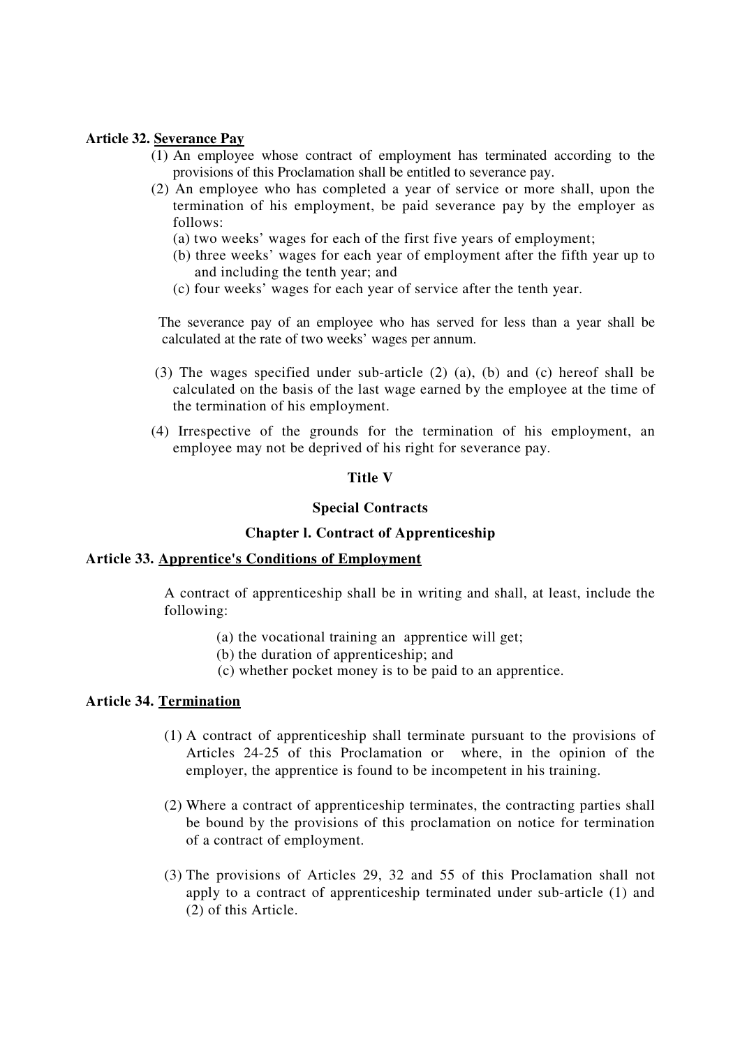**Article 32. Severance Pay**

(1) An employee whose contract of employment has terminated according to the provisions of this Proclamation shall be entitled to severance pay.

(2) An employee who has completed a year of service or more shall, upon the termination of his employment, be paid severance pay by the employer as follows:

(a) two weeks' wages for each of the first five years of employment;

(b) three weeks' wages for each year of employment after the fifth year up to and including the tenth year; and

(c) four weeks' wages for each year of service after the tenth year.

The severance pay of an employee who has served for less than a year shall be calculated at the rate of two weeks' wages per annum.

(3) The wages specified under sub-article (2) (a), (b) and (c) hereof shall be calculated on the basis of the last wage earned by the employee at the time of the termination of his employment.

(4) Irrespective of the grounds for the termination of his employment, an employee may not be deprived of his right for severance pay.

## Title V

## Special Contracts

### Chapter l. Contract of Apprenticeship

**Article 33. Apprentice's Conditions of Employment**

A contract of apprenticeship shall be in writing and shall, at least, include the following:

(a) the vocational training an apprentice will get;

(b) the duration of apprenticeship; and

(c) whether pocket money is to be paid to an apprentice.

**Article 34. Termination**

(1) A contract of apprenticeship shall terminate pursuant to the provisions of Articles 24-25 of this Proclamation or where, in the opinion of the employer, the apprentice is found to be incompetent in his training.

(2) Where a contract of apprenticeship terminates, the contracting parties shall be bound by the provisions of this proclamation on notice for termination of a contract of employment.

(3) The provisions of Articles 29, 32 and 55 of this Proclamation shall not apply to a contract of apprenticeship terminated under sub-article (1) and (2) of this Article.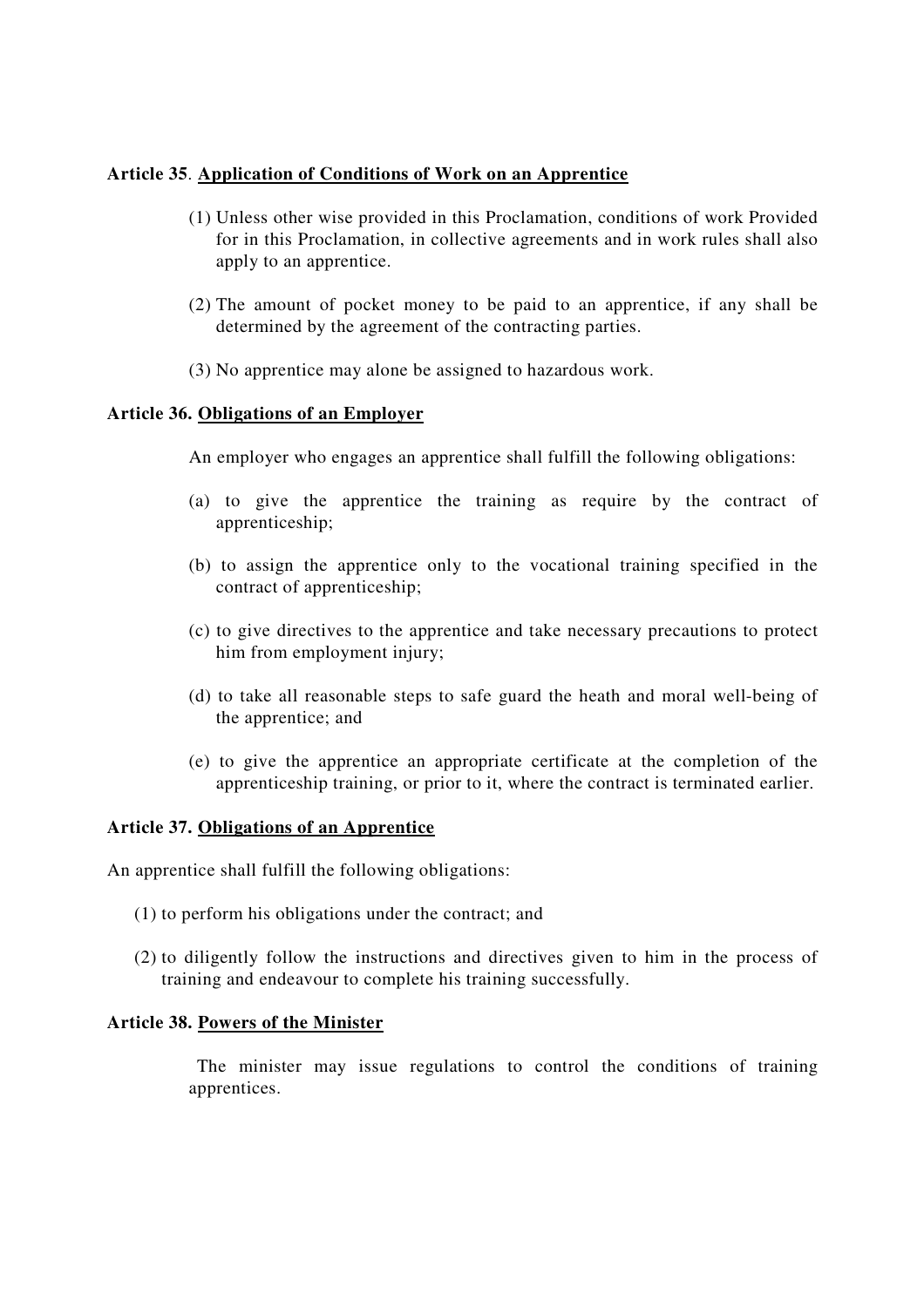**Article 35**. **Application of Conditions of Work on an Apprentice**

(1) Unless other wise provided in this Proclamation, conditions of work Provided for in this Proclamation, in collective agreements and in work rules shall also apply to an apprentice.

(2) The amount of pocket money to be paid to an apprentice, if any shall be determined by the agreement of the contracting parties.

(3) No apprentice may alone be assigned to hazardous work.

**Article 36. Obligations of an Employer**

An employer who engages an apprentice shall fulfill the following obligations:

(a) to give the apprentice the training as require by the contract of apprenticeship;

(b) to assign the apprentice only to the vocational training specified in the contract of apprenticeship;

(c) to give directives to the apprentice and take necessary precautions to protect him from employment injury;

(d) to take all reasonable steps to safe guard the heath and moral well-being of the apprentice; and

(e) to give the apprentice an appropriate certificate at the completion of the apprenticeship training, or prior to it, where the contract is terminated earlier.

**Article 37. Obligations of an Apprentice**

An apprentice shall fulfill the following obligations:

(1) to perform his obligations under the contract; and

(2) to diligently follow the instructions and directives given to him in the process of training and endeavour to complete his training successfully.

**Article 38. Powers of the Minister**

The minister may issue regulations to control the conditions of training apprentices.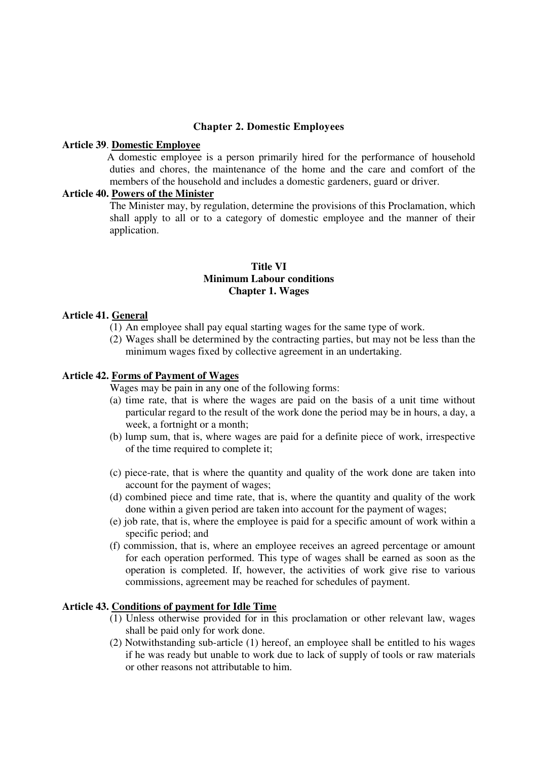## Chapter 2. Domestic Employees

**Article 39**. **Domestic Employee**

A domestic employee is a person primarily hired for the performance of household duties and chores, the maintenance of the home and the care and comfort of the members of the household and includes a domestic gardeners, guard or driver.

**Article 40. Powers of the Minister**

The Minister may, by regulation, determine the provisions of this Proclamation, which shall apply to all or to a category of domestic employee and the manner of their application.

# Title VI
## Minimum Labour conditions
## Chapter 1. Wages

**Article 41. General**

(1) An employee shall pay equal starting wages for the same type of work.

(2) Wages shall be determined by the contracting parties, but may not be less than the minimum wages fixed by collective agreement in an undertaking.

**Article 42. Forms of Payment of Wages**

Wages may be pain in any one of the following forms:

(a) time rate, that is where the wages are paid on the basis of a unit time without particular regard to the result of the work done the period may be in hours, a day, a week, a fortnight or a month;

(b) lump sum, that is, where wages are paid for a definite piece of work, irrespective of the time required to complete it;

(c) piece-rate, that is where the quantity and quality of the work done are taken into account for the payment of wages;

(d) combined piece and time rate, that is, where the quantity and quality of the work done within a given period are taken into account for the payment of wages;

(e) job rate, that is, where the employee is paid for a specific amount of work within a specific period; and

(f) commission, that is, where an employee receives an agreed percentage or amount for each operation performed. This type of wages shall be earned as soon as the operation is completed. If, however, the activities of work give rise to various commissions, agreement may be reached for schedules of payment.

**Article 43. Conditions of payment for Idle Time**

(1) Unless otherwise provided for in this proclamation or other relevant law, wages shall be paid only for work done.

(2) Notwithstanding sub-article (1) hereof, an employee shall be entitled to his wages if he was ready but unable to work due to lack of supply of tools or raw materials or other reasons not attributable to him.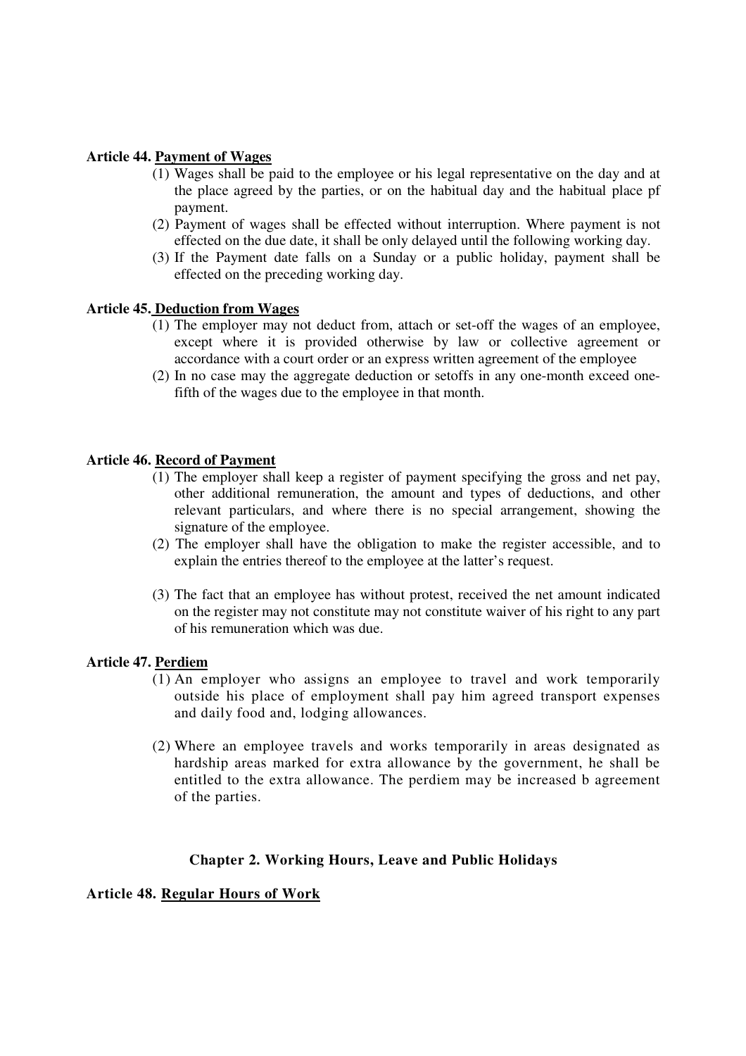**Article 44. Payment of Wages**

(1) Wages shall be paid to the employee or his legal representative on the day and at the place agreed by the parties, or on the habitual day and the habitual place pf payment.

(2) Payment of wages shall be effected without interruption. Where payment is not effected on the due date, it shall be only delayed until the following working day.

(3) If the Payment date falls on a Sunday or a public holiday, payment shall be effected on the preceding working day.

**Article 45. Deduction from Wages**

(1) The employer may not deduct from, attach or set-off the wages of an employee, except where it is provided otherwise by law or collective agreement or accordance with a court order or an express written agreement of the employee

(2) In no case may the aggregate deduction or setoffs in any one-month exceed one-fifth of the wages due to the employee in that month.

**Article 46. Record of Payment**

(1) The employer shall keep a register of payment specifying the gross and net pay, other additional remuneration, the amount and types of deductions, and other relevant particulars, and where there is no special arrangement, showing the signature of the employee.

(2) The employer shall have the obligation to make the register accessible, and to explain the entries thereof to the employee at the latter's request.

(3) The fact that an employee has without protest, received the net amount indicated on the register may not constitute may not constitute waiver of his right to any part of his remuneration which was due.

**Article 47. Perdiem**

(1) An employer who assigns an employee to travel and work temporarily outside his place of employment shall pay him agreed transport expenses and daily food and, lodging allowances.

(2) Where an employee travels and works temporarily in areas designated as hardship areas marked for extra allowance by the government, he shall be entitled to the extra allowance. The perdiem may be increased b agreement of the parties.

## Chapter 2. Working Hours, Leave and Public Holidays

**Article 48. Regular Hours of Work**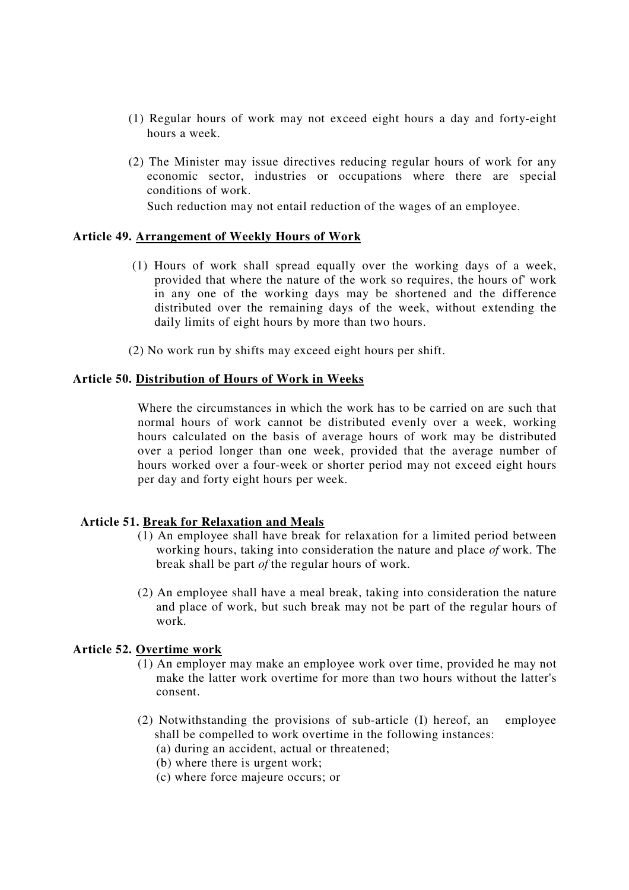(1) Regular hours of work may not exceed eight hours a day and forty-eight hours a week.

(2) The Minister may issue directives reducing regular hours of work for any economic sector, industries or occupations where there are special conditions of work.

Such reduction may not entail reduction of the wages of an employee.

**Article 49. <u>Arrangement of Weekly Hours of Work</u>**

(1) Hours of work shall spread equally over the working days of a week, provided that where the nature of the work so requires, the hours of' work in any one of the working days may be shortened and the difference distributed over the remaining days of the week, without extending the daily limits of eight hours by more than two hours.

(2) No work run by shifts may exceed eight hours per shift.

**Article 50. <u>Distribution of Hours of Work in Weeks</u>**

Where the circumstances in which the work has to be carried on are such that normal hours of work cannot be distributed evenly over a week, working hours calculated on the basis of average hours of work may be distributed over a period longer than one week, provided that the average number of hours worked over a four-week or shorter period may not exceed eight hours per day and forty eight hours per week.

**Article 51. <u>Break for Relaxation and Meals</u>**

(1) An employee shall have break for relaxation for a limited period between working hours, taking into consideration the nature and place *of* work. The break shall be part *of* the regular hours of work.

(2) An employee shall have a meal break, taking into consideration the nature and place of work, but such break may not be part of the regular hours of work.

**Article 52. <u>Overtime work</u>**

(1) An employer may make an employee work over time, provided he may not make the latter work overtime for more than two hours without the latter's consent.

(2) Notwithstanding the provisions of sub-article (I) hereof, an employee shall be compelled to work overtime in the following instances:

(a) during an accident, actual or threatened;

(b) where there is urgent work;

(c) where force majeure occurs; or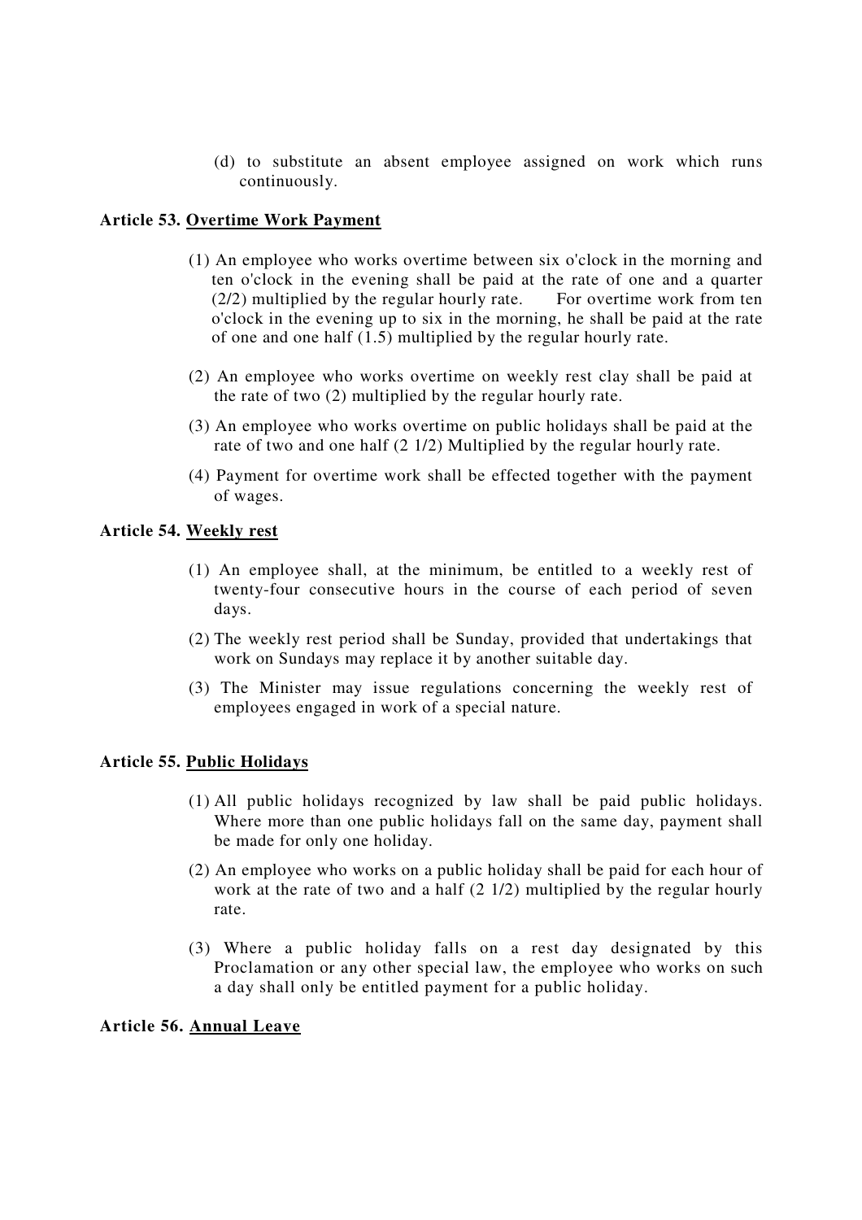(d) to substitute an absent employee assigned on work which runs continuously.

**Article 53. <u>Overtime Work Payment</u>**

(1) An employee who works overtime between six o'clock in the morning and ten o'clock in the evening shall be paid at the rate of one and a quarter (2/2) multiplied by the regular hourly rate. For overtime work from ten o'clock in the evening up to six in the morning, he shall be paid at the rate of one and one half (1.5) multiplied by the regular hourly rate.

(2) An employee who works overtime on weekly rest clay shall be paid at the rate of two (2) multiplied by the regular hourly rate.

(3) An employee who works overtime on public holidays shall be paid at the rate of two and one half (2 1/2) Multiplied by the regular hourly rate.

(4) Payment for overtime work shall be effected together with the payment of wages.

**Article 54. <u>Weekly rest</u>**

(1) An employee shall, at the minimum, be entitled to a weekly rest of twenty-four consecutive hours in the course of each period of seven days.

(2) The weekly rest period shall be Sunday, provided that undertakings that work on Sundays may replace it by another suitable day.

(3) The Minister may issue regulations concerning the weekly rest of employees engaged in work of a special nature.

**Article 55. <u>Public Holidays</u>**

(1) All public holidays recognized by law shall be paid public holidays. Where more than one public holidays fall on the same day, payment shall be made for only one holiday.

(2) An employee who works on a public holiday shall be paid for each hour of work at the rate of two and a half (2 1/2) multiplied by the regular hourly rate.

(3) Where a public holiday falls on a rest day designated by this Proclamation or any other special law, the employee who works on such a day shall only be entitled payment for a public holiday.

**Article 56. <u>Annual Leave</u>**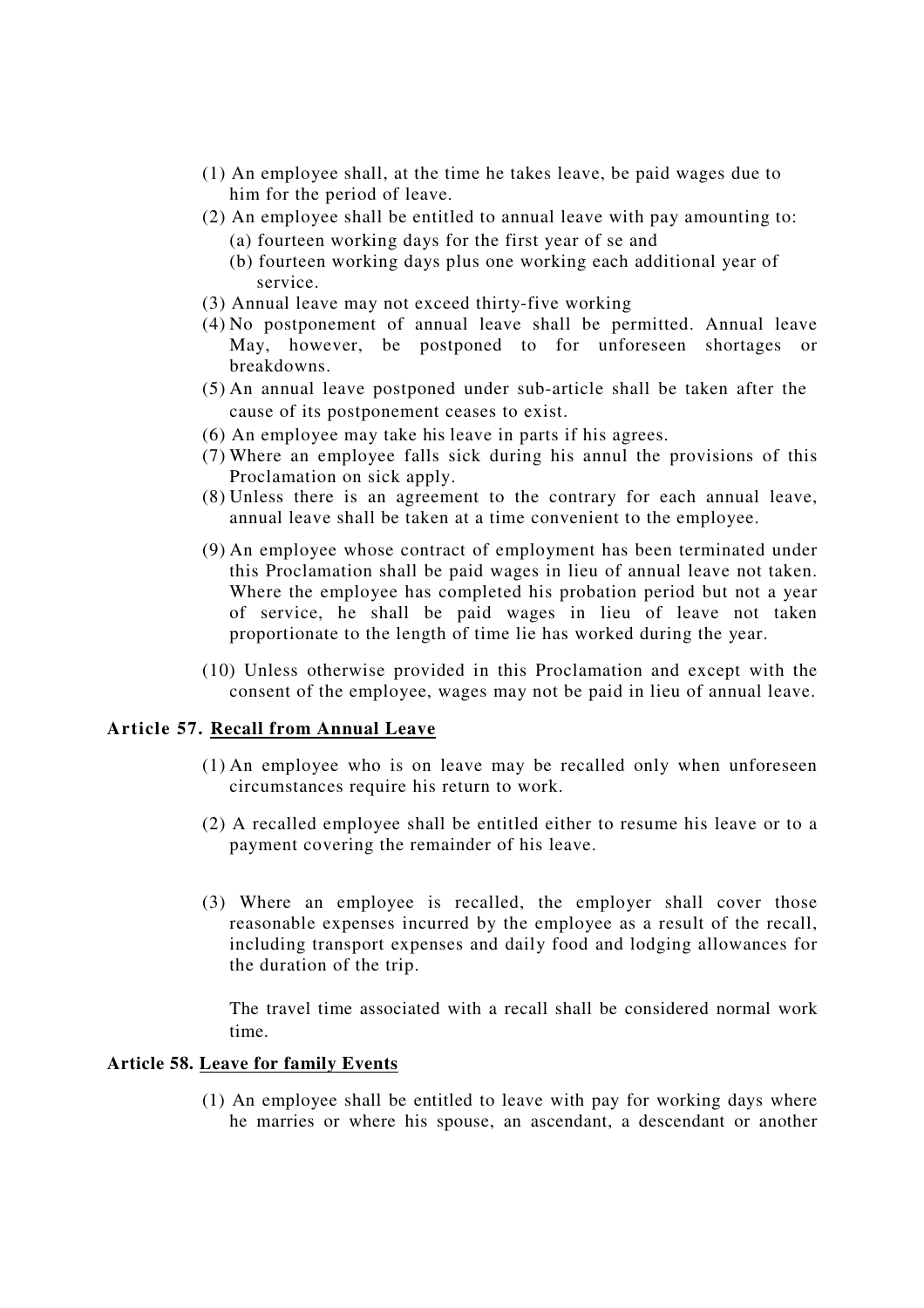(1) An employee shall, at the time he takes leave, be paid wages due to him for the period of leave.

(2) An employee shall be entitled to annual leave with pay amounting to:
   (a) fourteen working days for the first year of se and
   (b) fourteen working days plus one working each additional year of service.

(3) Annual leave may not exceed thirty-five working

(4) No postponement of annual leave shall be permitted. Annual leave May, however, be postponed to for unforeseen shortages or breakdowns.

(5) An annual leave postponed under sub-article shall be taken after the cause of its postponement ceases to exist.

(6) An employee may take his leave in parts if his agrees.

(7) Where an employee falls sick during his annul the provisions of this Proclamation on sick apply.

(8) Unless there is an agreement to the contrary for each annual leave, annual leave shall be taken at a time convenient to the employee.

(9) An employee whose contract of employment has been terminated under this Proclamation shall be paid wages in lieu of annual leave not taken. Where the employee has completed his probation period but not a year of service, he shall be paid wages in lieu of leave not taken proportionate to the length of time lie has worked during the year.

(10) Unless otherwise provided in this Proclamation and except with the consent of the employee, wages may not be paid in lieu of annual leave.

**Article 57. Recall from Annual Leave**

(1) An employee who is on leave may be recalled only when unforeseen circumstances require his return to work.

(2) A recalled employee shall be entitled either to resume his leave or to a payment covering the remainder of his leave.

(3) Where an employee is recalled, the employer shall cover those reasonable expenses incurred by the employee as a result of the recall, including transport expenses and daily food and lodging allowances for the duration of the trip.

The travel time associated with a recall shall be considered normal work time.

**Article 58. Leave for family Events**

(1) An employee shall be entitled to leave with pay for working days where he marries or where his spouse, an ascendant, a descendant or another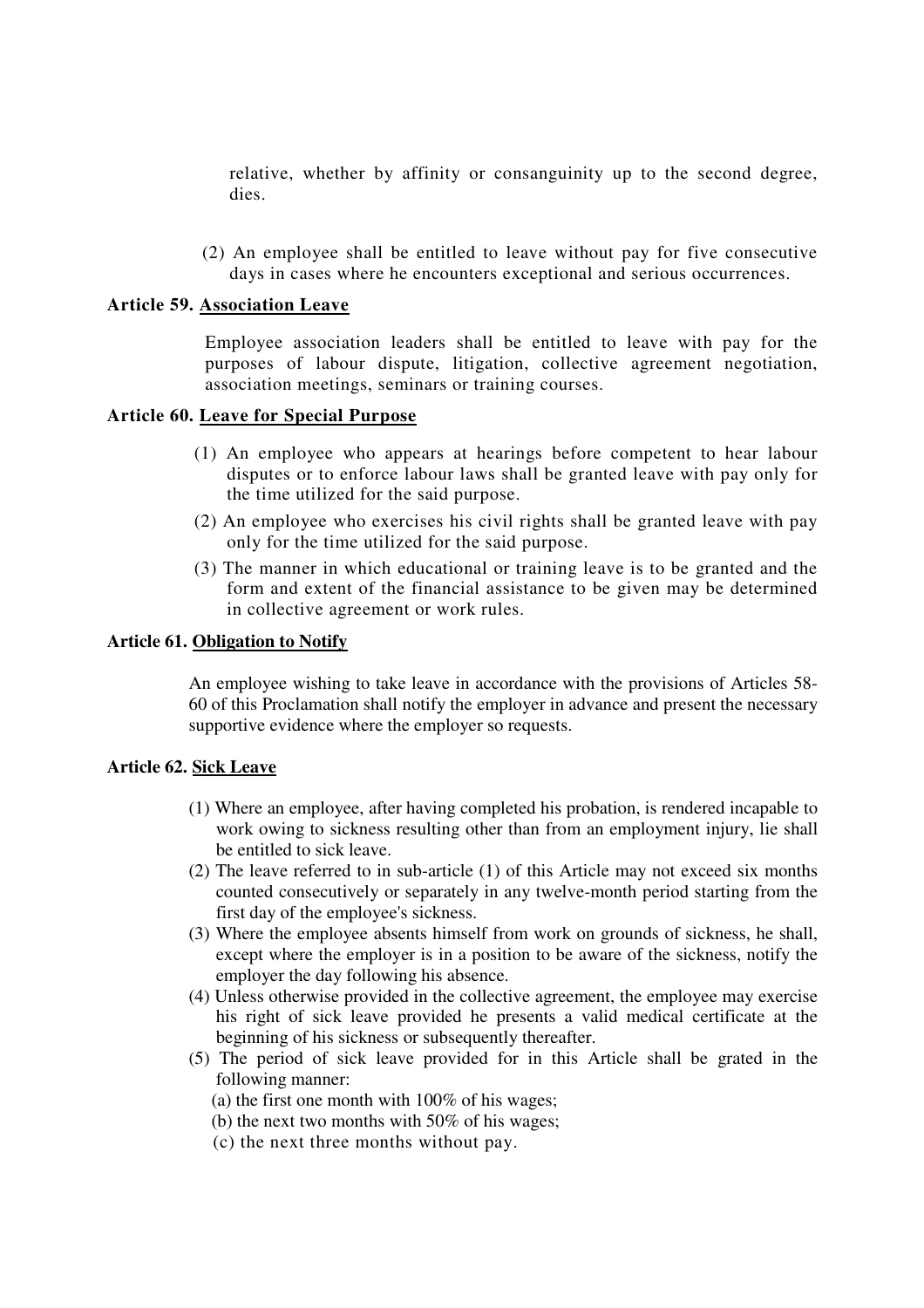relative, whether by affinity or consanguinity up to the second degree, dies.

(2) An employee shall be entitled to leave without pay for five consecutive days in cases where he encounters exceptional and serious occurrences.

### Article 59. Association Leave

Employee association leaders shall be entitled to leave with pay for the purposes of labour dispute, litigation, collective agreement negotiation, association meetings, seminars or training courses.

### Article 60. Leave for Special Purpose

(1) An employee who appears at hearings before competent to hear labour disputes or to enforce labour laws shall be granted leave with pay only for the time utilized for the said purpose.

(2) An employee who exercises his civil rights shall be granted leave with pay only for the time utilized for the said purpose.

(3) The manner in which educational or training leave is to be granted and the form and extent of the financial assistance to be given may be determined in collective agreement or work rules.

### Article 61. Obligation to Notify

An employee wishing to take leave in accordance with the provisions of Articles 58-60 of this Proclamation shall notify the employer in advance and present the necessary supportive evidence where the employer so requests.

### Article 62. Sick Leave

(1) Where an employee, after having completed his probation, is rendered incapable to work owing to sickness resulting other than from an employment injury, lie shall be entitled to sick leave.

(2) The leave referred to in sub-article (1) of this Article may not exceed six months counted consecutively or separately in any twelve-month period starting from the first day of the employee's sickness.

(3) Where the employee absents himself from work on grounds of sickness, he shall, except where the employer is in a position to be aware of the sickness, notify the employer the day following his absence.

(4) Unless otherwise provided in the collective agreement, the employee may exercise his right of sick leave provided he presents a valid medical certificate at the beginning of his sickness or subsequently thereafter.

(5) The period of sick leave provided for in this Article shall be grated in the following manner:

(a) the first one month with 100% of his wages;

(b) the next two months with 50% of his wages;

(c) the next three months without pay.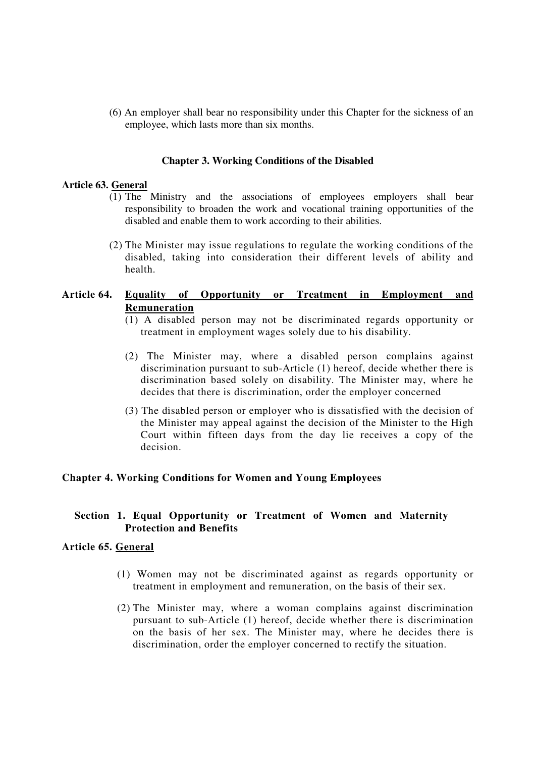(6) An employer shall bear no responsibility under this Chapter for the sickness of an employee, which lasts more than six months.

### Chapter 3. Working Conditions of the Disabled

**Article 63. General**

(1) The Ministry and the associations of employees employers shall bear responsibility to broaden the work and vocational training opportunities of the disabled and enable them to work according to their abilities.

(2) The Minister may issue regulations to regulate the working conditions of the disabled, taking into consideration their different levels of ability and health.

**Article 64. Equality of Opportunity or Treatment in Employment and Remuneration**

(1) A disabled person may not be discriminated regards opportunity or treatment in employment wages solely due to his disability.

(2) The Minister may, where a disabled person complains against discrimination pursuant to sub-Article (1) hereof, decide whether there is discrimination based solely on disability. The Minister may, where he decides that there is discrimination, order the employer concerned

(3) The disabled person or employer who is dissatisfied with the decision of the Minister may appeal against the decision of the Minister to the High Court within fifteen days from the day lie receives a copy of the decision.

### Chapter 4. Working Conditions for Women and Young Employees

#### Section 1. Equal Opportunity or Treatment of Women and Maternity Protection and Benefits

**Article 65. General**

(1) Women may not be discriminated against as regards opportunity or treatment in employment and remuneration, on the basis of their sex.

(2) The Minister may, where a woman complains against discrimination pursuant to sub-Article (1) hereof, decide whether there is discrimination on the basis of her sex. The Minister may, where he decides there is discrimination, order the employer concerned to rectify the situation.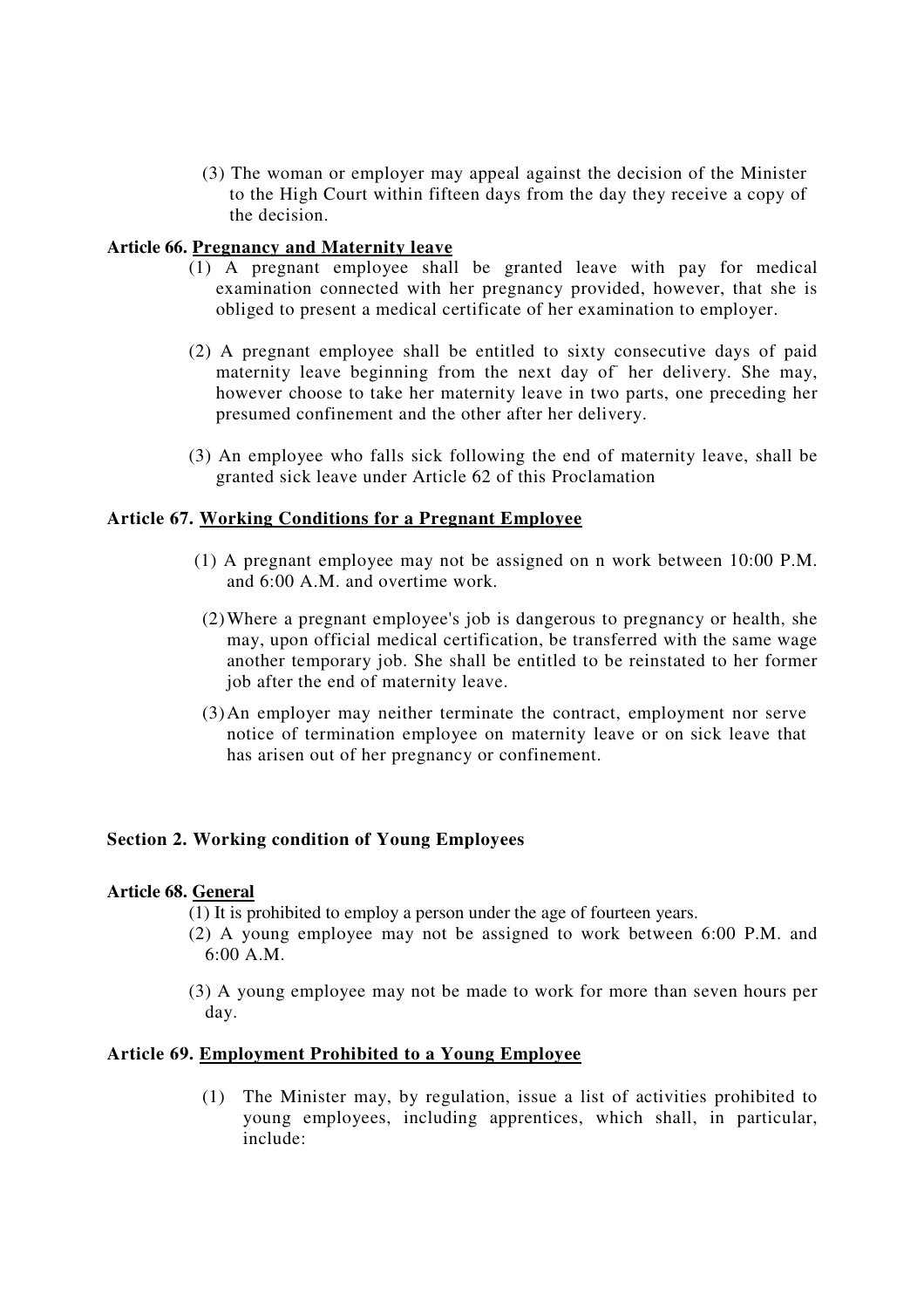(3) The woman or employer may appeal against the decision of the Minister to the High Court within fifteen days from the day they receive a copy of the decision.

**Article 66. Pregnancy and Maternity leave**

(1) A pregnant employee shall be granted leave with pay for medical examination connected with her pregnancy provided, however, that she is obliged to present a medical certificate of her examination to employer.

(2) A pregnant employee shall be entitled to sixty consecutive days of paid maternity leave beginning from the next day of her delivery. She may, however choose to take her maternity leave in two parts, one preceding her presumed confinement and the other after her delivery.

(3) An employee who falls sick following the end of maternity leave, shall be granted sick leave under Article 62 of this Proclamation

**Article 67. Working Conditions for a Pregnant Employee**

(1) A pregnant employee may not be assigned on n work between 10:00 P.M. and 6:00 A.M. and overtime work.

(2) Where a pregnant employee's job is dangerous to pregnancy or health, she may, upon official medical certification, be transferred with the same wage another temporary job. She shall be entitled to be reinstated to her former job after the end of maternity leave.

(3) An employer may neither terminate the contract, employment nor serve notice of termination employee on maternity leave or on sick leave that has arisen out of her pregnancy or confinement.

**Section 2. Working condition of Young Employees**

**Article 68. General**

(1) It is prohibited to employ a person under the age of fourteen years.

(2) A young employee may not be assigned to work between 6:00 P.M. and 6:00 A.M.

(3) A young employee may not be made to work for more than seven hours per day.

**Article 69. Employment Prohibited to a Young Employee**

(1) The Minister may, by regulation, issue a list of activities prohibited to young employees, including apprentices, which shall, in particular, include: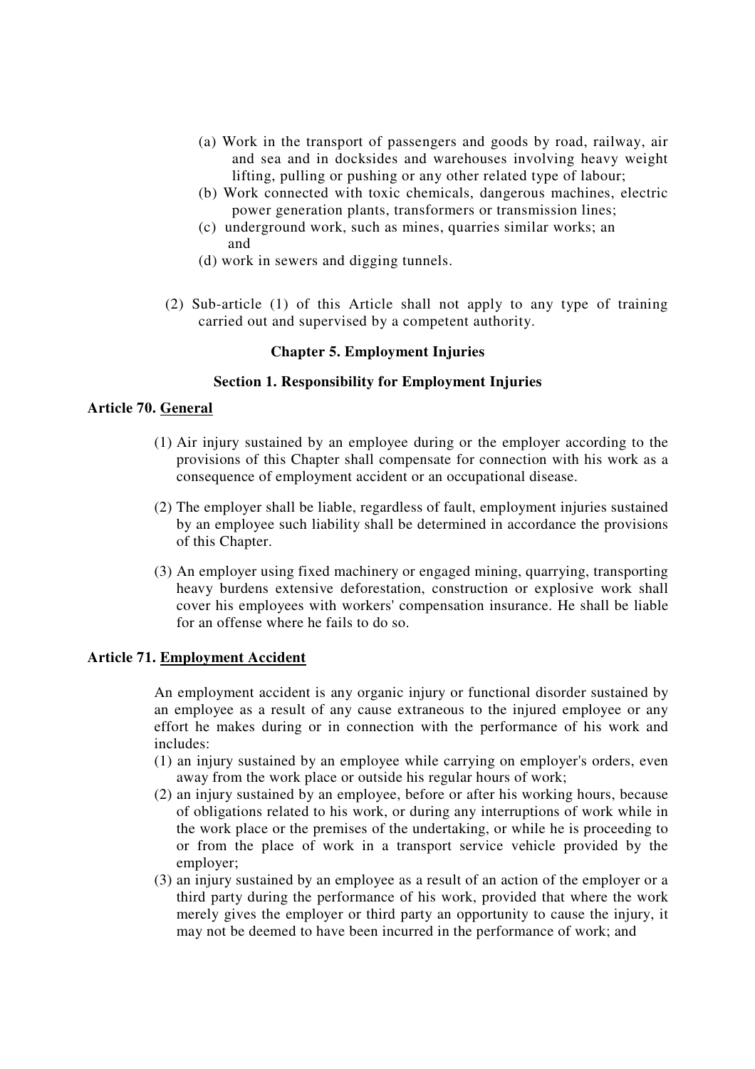(a) Work in the transport of passengers and goods by road, railway, air and sea and in docksides and warehouses involving heavy weight lifting, pulling or pushing or any other related type of labour;
(b) Work connected with toxic chemicals, dangerous machines, electric power generation plants, transformers or transmission lines;
(c) underground work, such as mines, quarries similar works; an and
(d) work in sewers and digging tunnels.

(2) Sub-article (1) of this Article shall not apply to any type of training carried out and supervised by a competent authority.

### Chapter 5. Employment Injuries

#### Section 1. Responsibility for Employment Injuries

**Article 70. General**

(1) Air injury sustained by an employee during or the employer according to the provisions of this Chapter shall compensate for connection with his work as a consequence of employment accident or an occupational disease.

(2) The employer shall be liable, regardless of fault, employment injuries sustained by an employee such liability shall be determined in accordance the provisions of this Chapter.

(3) An employer using fixed machinery or engaged mining, quarrying, transporting heavy burdens extensive deforestation, construction or explosive work shall cover his employees with workers' compensation insurance. He shall be liable for an offense where he fails to do so.

**Article 71. Employment Accident**

An employment accident is any organic injury or functional disorder sustained by an employee as a result of any cause extraneous to the injured employee or any effort he makes during or in connection with the performance of his work and includes:

(1) an injury sustained by an employee while carrying on employer's orders, even away from the work place or outside his regular hours of work;
(2) an injury sustained by an employee, before or after his working hours, because of obligations related to his work, or during any interruptions of work while in the work place or the premises of the undertaking, or while he is proceeding to or from the place of work in a transport service vehicle provided by the employer;
(3) an injury sustained by an employee as a result of an action of the employer or a third party during the performance of his work, provided that where the work merely gives the employer or third party an opportunity to cause the injury, it may not be deemed to have been incurred in the performance of work; and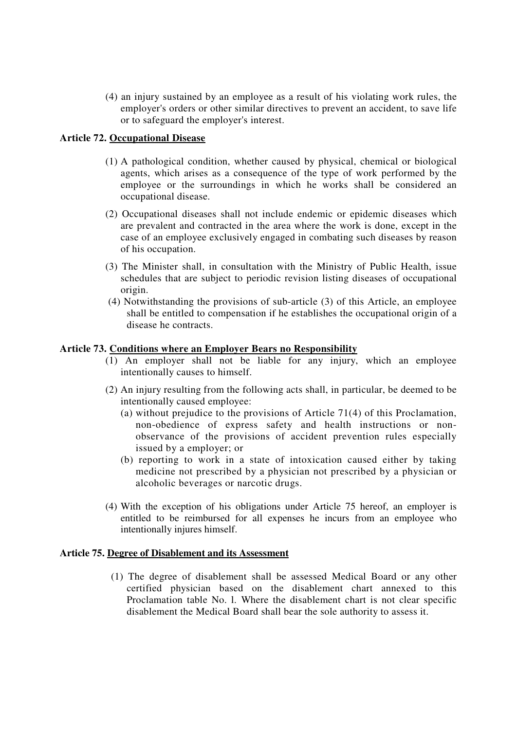(4) an injury sustained by an employee as a result of his violating work rules, the employer's orders or other similar directives to prevent an accident, to save life or to safeguard the employer's interest.

**Article 72. Occupational Disease**

(1) A pathological condition, whether caused by physical, chemical or biological agents, which arises as a consequence of the type of work performed by the employee or the surroundings in which he works shall be considered an occupational disease.

(2) Occupational diseases shall not include endemic or epidemic diseases which are prevalent and contracted in the area where the work is done, except in the case of an employee exclusively engaged in combating such diseases by reason of his occupation.

(3) The Minister shall, in consultation with the Ministry of Public Health, issue schedules that are subject to periodic revision listing diseases of occupational origin.

(4) Notwithstanding the provisions of sub-article (3) of this Article, an employee shall be entitled to compensation if he establishes the occupational origin of a disease he contracts.

**Article 73. Conditions where an Employer Bears no Responsibility**

(1) An employer shall not be liable for any injury, which an employee intentionally causes to himself.

(2) An injury resulting from the following acts shall, in particular, be deemed to be intentionally caused employee:

(a) without prejudice to the provisions of Article 71(4) of this Proclamation, non-obedience of express safety and health instructions or non-observance of the provisions of accident prevention rules especially issued by a employer; or

(b) reporting to work in a state of intoxication caused either by taking medicine not prescribed by a physician not prescribed by a physician or alcoholic beverages or narcotic drugs.

(4) With the exception of his obligations under Article 75 hereof, an employer is entitled to be reimbursed for all expenses he incurs from an employee who intentionally injures himself.

**Article 75. Degree of Disablement and its Assessment**

(1) The degree of disablement shall be assessed Medical Board or any other certified physician based on the disablement chart annexed to this Proclamation table No. l. Where the disablement chart is not clear specific disablement the Medical Board shall bear the sole authority to assess it.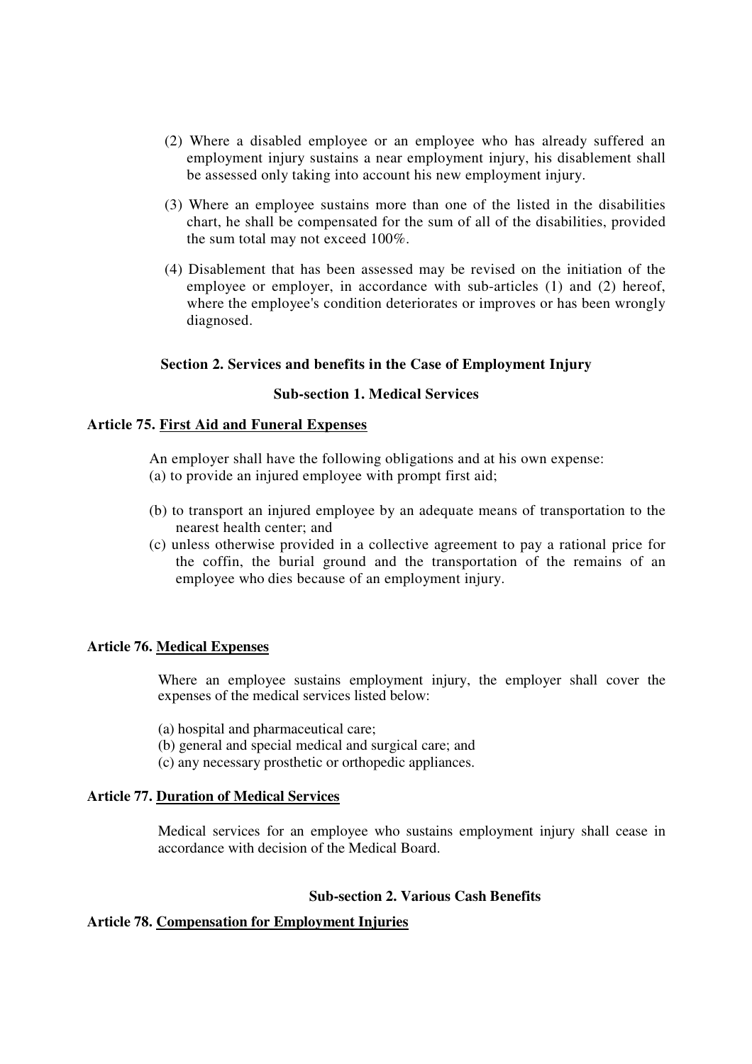(2) Where a disabled employee or an employee who has already suffered an employment injury sustains a near employment injury, his disablement shall be assessed only taking into account his new employment injury.

(3) Where an employee sustains more than one of the listed in the disabilities chart, he shall be compensated for the sum of all of the disabilities, provided the sum total may not exceed 100%.

(4) Disablement that has been assessed may be revised on the initiation of the employee or employer, in accordance with sub-articles (1) and (2) hereof, where the employee's condition deteriorates or improves or has been wrongly diagnosed.

### Section 2. Services and benefits in the Case of Employment Injury

#### Sub-section 1. Medical Services

**Article 75. First Aid and Funeral Expenses**

An employer shall have the following obligations and at his own expense:

(a) to provide an injured employee with prompt first aid;

(b) to transport an injured employee by an adequate means of transportation to the nearest health center; and

(c) unless otherwise provided in a collective agreement to pay a rational price for the coffin, the burial ground and the transportation of the remains of an employee who dies because of an employment injury.

**Article 76. Medical Expenses**

Where an employee sustains employment injury, the employer shall cover the expenses of the medical services listed below:

(a) hospital and pharmaceutical care;

(b) general and special medical and surgical care; and

(c) any necessary prosthetic or orthopedic appliances.

**Article 77. Duration of Medical Services**

Medical services for an employee who sustains employment injury shall cease in accordance with decision of the Medical Board.

#### Sub-section 2. Various Cash Benefits

**Article 78. Compensation for Employment Injuries**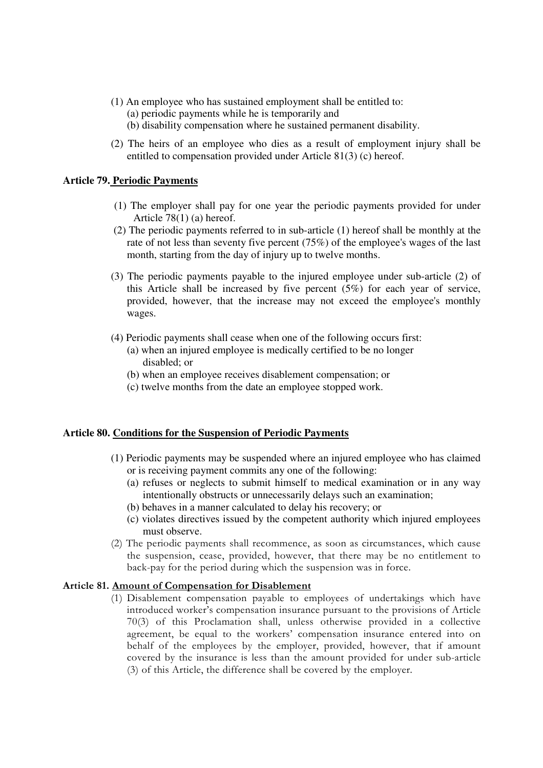(1) An employee who has sustained employment shall be entitled to:
   (a) periodic payments while he is temporarily and
   (b) disability compensation where he sustained permanent disability.

(2) The heirs of an employee who dies as a result of employment injury shall be entitled to compensation provided under Article 81(3) (c) hereof.

**Article 79. Periodic Payments**

(1) The employer shall pay for one year the periodic payments provided for under Article 78(1) (a) hereof.

(2) The periodic payments referred to in sub-article (1) hereof shall be monthly at the rate of not less than seventy five percent (75%) of the employee's wages of the last month, starting from the day of injury up to twelve months.

(3) The periodic payments payable to the injured employee under sub-article (2) of this Article shall be increased by five percent (5%) for each year of service, provided, however, that the increase may not exceed the employee's monthly wages.

(4) Periodic payments shall cease when one of the following occurs first:
   (a) when an injured employee is medically certified to be no longer disabled; or
   (b) when an employee receives disablement compensation; or
   (c) twelve months from the date an employee stopped work.

**Article 80. Conditions for the Suspension of Periodic Payments**

(1) Periodic payments may be suspended where an injured employee who has claimed or is receiving payment commits any one of the following:
   (a) refuses or neglects to submit himself to medical examination or in any way intentionally obstructs or unnecessarily delays such an examination;
   (b) behaves in a manner calculated to delay his recovery; or
   (c) violates directives issued by the competent authority which injured employees must observe.

(2) The periodic payments shall recommence, as soon as circumstances, which cause the suspension, cease, provided, however, that there may be no entitlement to back-pay for the period during which the suspension was in force.

**Article 81. Amount of Compensation for Disablement**

(1) Disablement compensation payable to employees of undertakings which have introduced worker's compensation insurance pursuant to the provisions of Article 70(3) of this Proclamation shall, unless otherwise provided in a collective agreement, be equal to the workers' compensation insurance entered into on behalf of the employees by the employer, provided, however, that if amount covered by the insurance is less than the amount provided for under sub-article (3) of this Article, the difference shall be covered by the employer.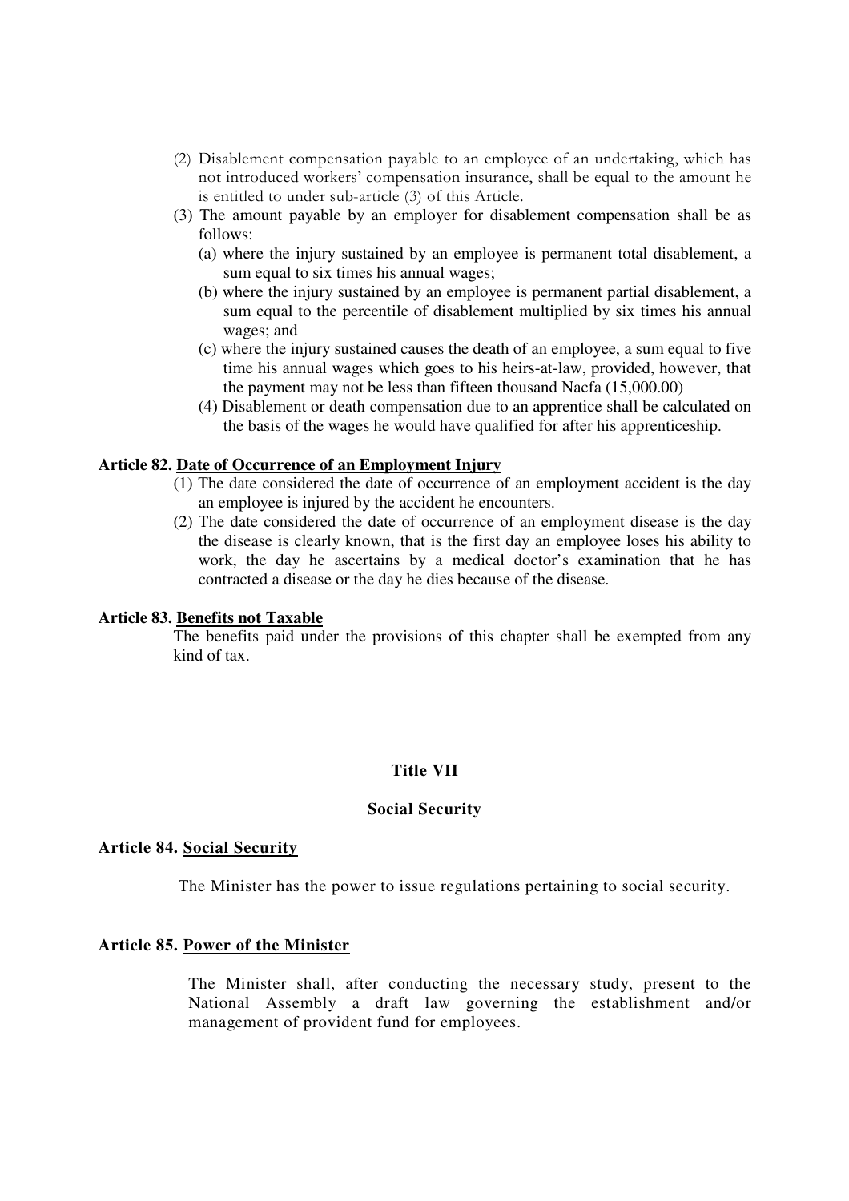(2) Disablement compensation payable to an employee of an undertaking, which has not introduced workers' compensation insurance, shall be equal to the amount he is entitled to under sub-article (3) of this Article.

(3) The amount payable by an employer for disablement compensation shall be as follows:

(a) where the injury sustained by an employee is permanent total disablement, a sum equal to six times his annual wages;

(b) where the injury sustained by an employee is permanent partial disablement, a sum equal to the percentile of disablement multiplied by six times his annual wages; and

(c) where the injury sustained causes the death of an employee, a sum equal to five time his annual wages which goes to his heirs-at-law, provided, however, that the payment may not be less than fifteen thousand Nacfa (15,000.00)

(4) Disablement or death compensation due to an apprentice shall be calculated on the basis of the wages he would have qualified for after his apprenticeship.

**Article 82. <u>Date of Occurrence of an Employment Injury</u>**

(1) The date considered the date of occurrence of an employment accident is the day an employee is injured by the accident he encounters.

(2) The date considered the date of occurrence of an employment disease is the day the disease is clearly known, that is the first day an employee loses his ability to work, the day he ascertains by a medical doctor's examination that he has contracted a disease or the day he dies because of the disease.

**Article 83. <u>Benefits not Taxable</u>**

The benefits paid under the provisions of this chapter shall be exempted from any kind of tax.

## Title VII

## Social Security

**Article 84. <u>Social Security</u>**

The Minister has the power to issue regulations pertaining to social security.

**Article 85. <u>Power of the Minister</u>**

The Minister shall, after conducting the necessary study, present to the National Assembly a draft law governing the establishment and/or management of provident fund for employees.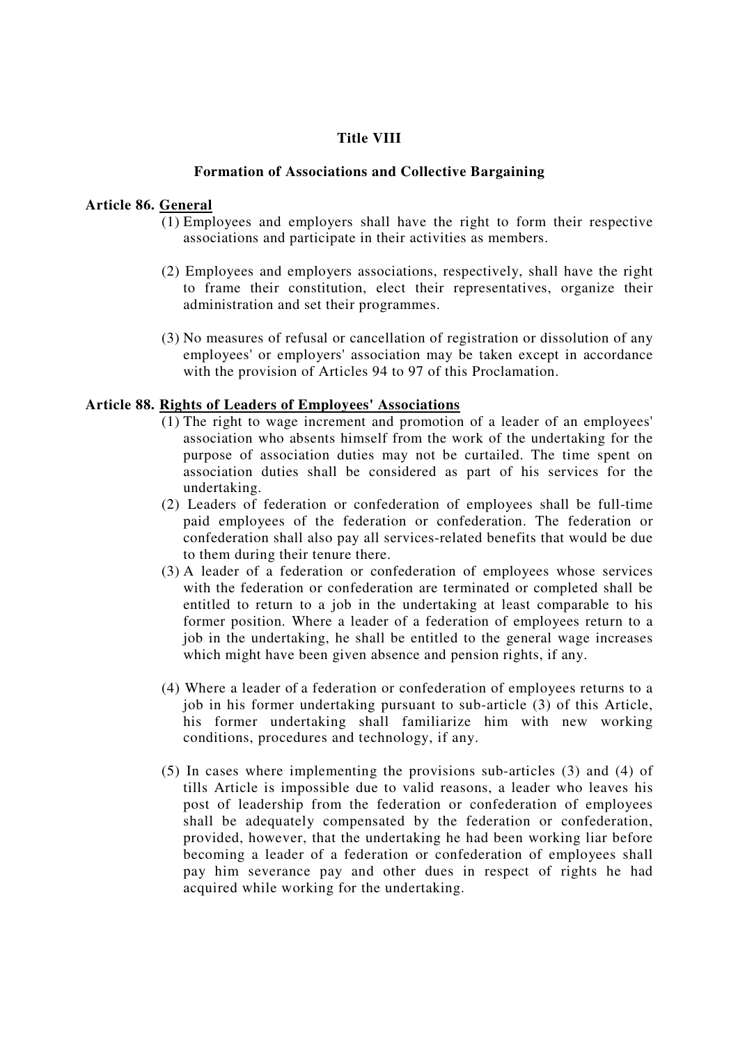## Title VIII

### Formation of Associations and Collective Bargaining

**Article 86. <u>General</u>**

(1) Employees and employers shall have the right to form their respective associations and participate in their activities as members.

(2) Employees and employers associations, respectively, shall have the right to frame their constitution, elect their representatives, organize their administration and set their programmes.

(3) No measures of refusal or cancellation of registration or dissolution of any employees' or employers' association may be taken except in accordance with the provision of Articles 94 to 97 of this Proclamation.

**Article 88. <u>Rights of Leaders of Employees' Associations</u>**

(1) The right to wage increment and promotion of a leader of an employees' association who absents himself from the work of the undertaking for the purpose of association duties may not be curtailed. The time spent on association duties shall be considered as part of his services for the undertaking.

(2) Leaders of federation or confederation of employees shall be full-time paid employees of the federation or confederation. The federation or confederation shall also pay all services-related benefits that would be due to them during their tenure there.

(3) A leader of a federation or confederation of employees whose services with the federation or confederation are terminated or completed shall be entitled to return to a job in the undertaking at least comparable to his former position. Where a leader of a federation of employees return to a job in the undertaking, he shall be entitled to the general wage increases which might have been given absence and pension rights, if any.

(4) Where a leader of a federation or confederation of employees returns to a job in his former undertaking pursuant to sub-article (3) of this Article, his former undertaking shall familiarize him with new working conditions, procedures and technology, if any.

(5) In cases where implementing the provisions sub-articles (3) and (4) of tills Article is impossible due to valid reasons, a leader who leaves his post of leadership from the federation or confederation of employees shall be adequately compensated by the federation or confederation, provided, however, that the undertaking he had been working liar before becoming a leader of a federation or confederation of employees shall pay him severance pay and other dues in respect of rights he had acquired while working for the undertaking.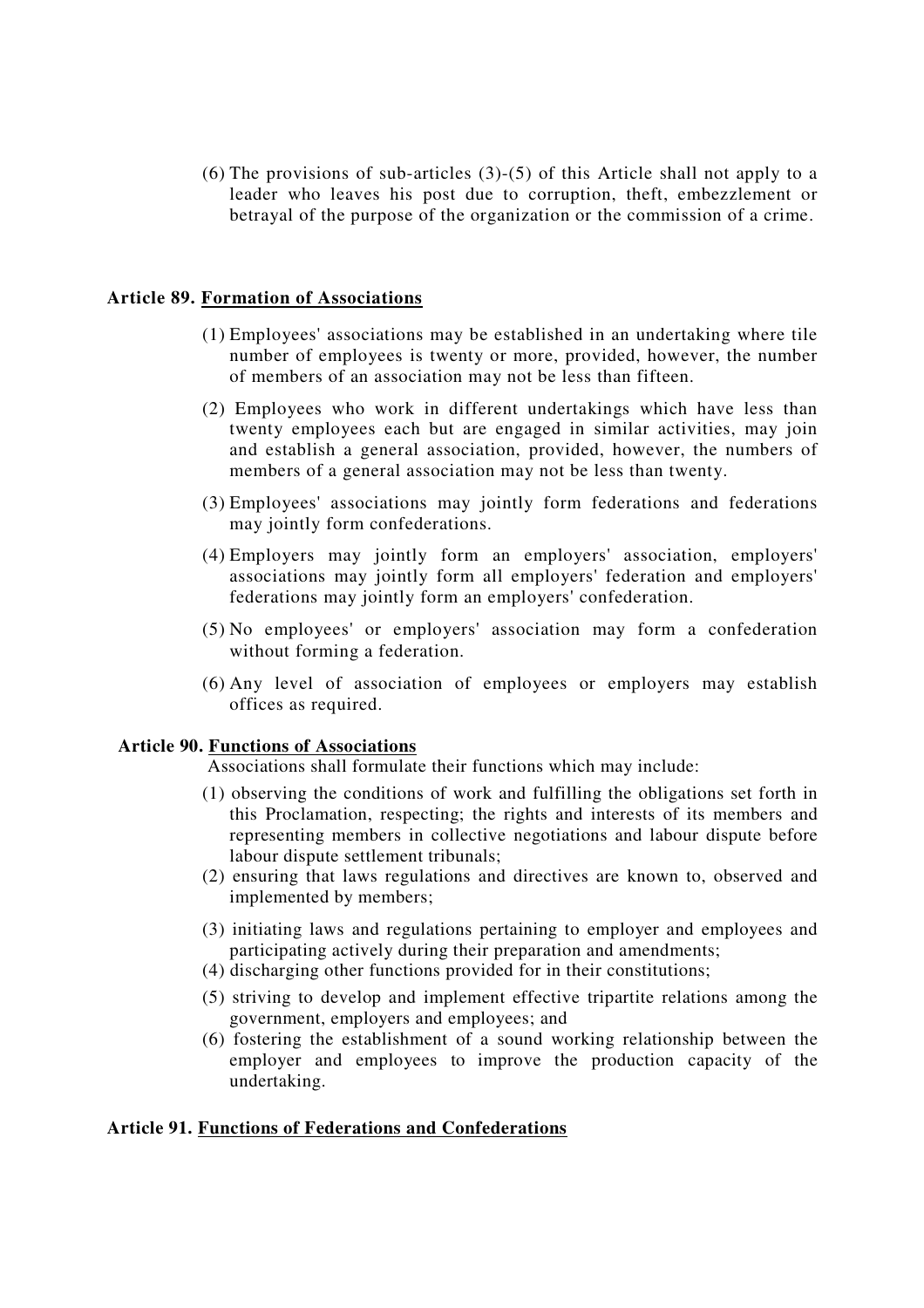(6) The provisions of sub-articles (3)-(5) of this Article shall not apply to a leader who leaves his post due to corruption, theft, embezzlement or betrayal of the purpose of the organization or the commission of a crime.

### Article 89. <u>Formation of Associations</u>

(1) Employees' associations may be established in an undertaking where tile number of employees is twenty or more, provided, however, the number of members of an association may not be less than fifteen.

(2) Employees who work in different undertakings which have less than twenty employees each but are engaged in similar activities, may join and establish a general association, provided, however, the numbers of members of a general association may not be less than twenty.

(3) Employees' associations may jointly form federations and federations may jointly form confederations.

(4) Employers may jointly form an employers' association, employers' associations may jointly form all employers' federation and employers' federations may jointly form an employers' confederation.

(5) No employees' or employers' association may form a confederation without forming a federation.

(6) Any level of association of employees or employers may establish offices as required.

### Article 90. <u>Functions of Associations</u>

Associations shall formulate their functions which may include:

(1) observing the conditions of work and fulfilling the obligations set forth in this Proclamation, respecting; the rights and interests of its members and representing members in collective negotiations and labour dispute before labour dispute settlement tribunals;

(2) ensuring that laws regulations and directives are known to, observed and implemented by members;

(3) initiating laws and regulations pertaining to employer and employees and participating actively during their preparation and amendments;

(4) discharging other functions provided for in their constitutions;

(5) striving to develop and implement effective tripartite relations among the government, employers and employees; and

(6) fostering the establishment of a sound working relationship between the employer and employees to improve the production capacity of the undertaking.

### Article 91. <u>Functions of Federations and Confederations</u>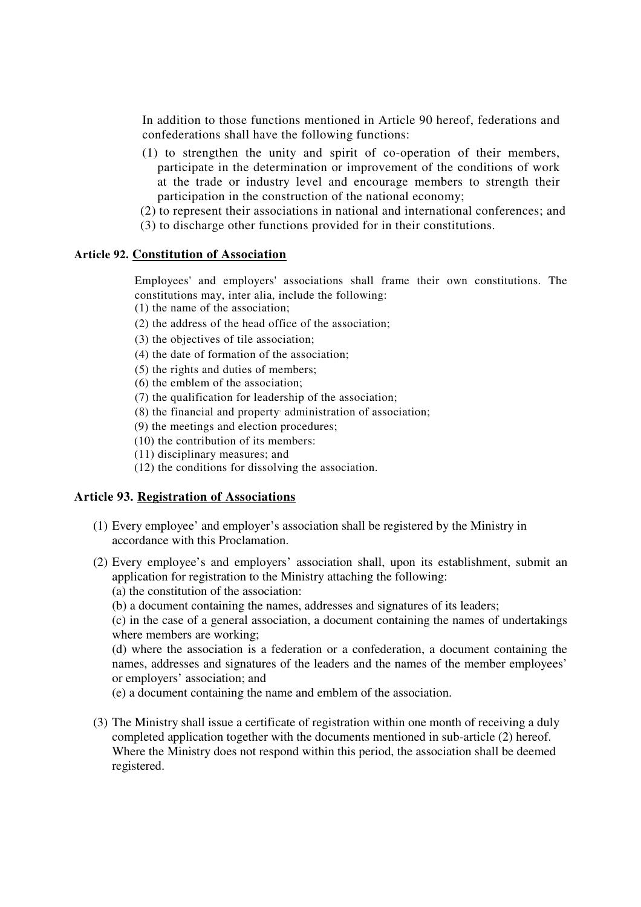In addition to those functions mentioned in Article 90 hereof, federations and confederations shall have the following functions:

(1) to strengthen the unity and spirit of co-operation of their members, participate in the determination or improvement of the conditions of work at the trade or industry level and encourage members to strength their participation in the construction of the national economy;
(2) to represent their associations in national and international conferences; and
(3) to discharge other functions provided for in their constitutions.

### Article 92. Constitution of Association

Employees' and employers' associations shall frame their own constitutions. The constitutions may, inter alia, include the following:

(1) the name of the association;
(2) the address of the head office of the association;
(3) the objectives of tile association;
(4) the date of formation of the association;
(5) the rights and duties of members;
(6) the emblem of the association;
(7) the qualification for leadership of the association;
(8) the financial and property administration of association;
(9) the meetings and election procedures;
(10) the contribution of its members:
(11) disciplinary measures; and
(12) the conditions for dissolving the association.

### Article 93. Registration of Associations

(1) Every employee' and employer's association shall be registered by the Ministry in accordance with this Proclamation.

(2) Every employee's and employers' association shall, upon its establishment, submit an application for registration to the Ministry attaching the following:
(a) the constitution of the association:
(b) a document containing the names, addresses and signatures of its leaders;
(c) in the case of a general association, a document containing the names of undertakings where members are working;
(d) where the association is a federation or a confederation, a document containing the names, addresses and signatures of the leaders and the names of the member employees' or employers' association; and
(e) a document containing the name and emblem of the association.

(3) The Ministry shall issue a certificate of registration within one month of receiving a duly completed application together with the documents mentioned in sub-article (2) hereof. Where the Ministry does not respond within this period, the association shall be deemed registered.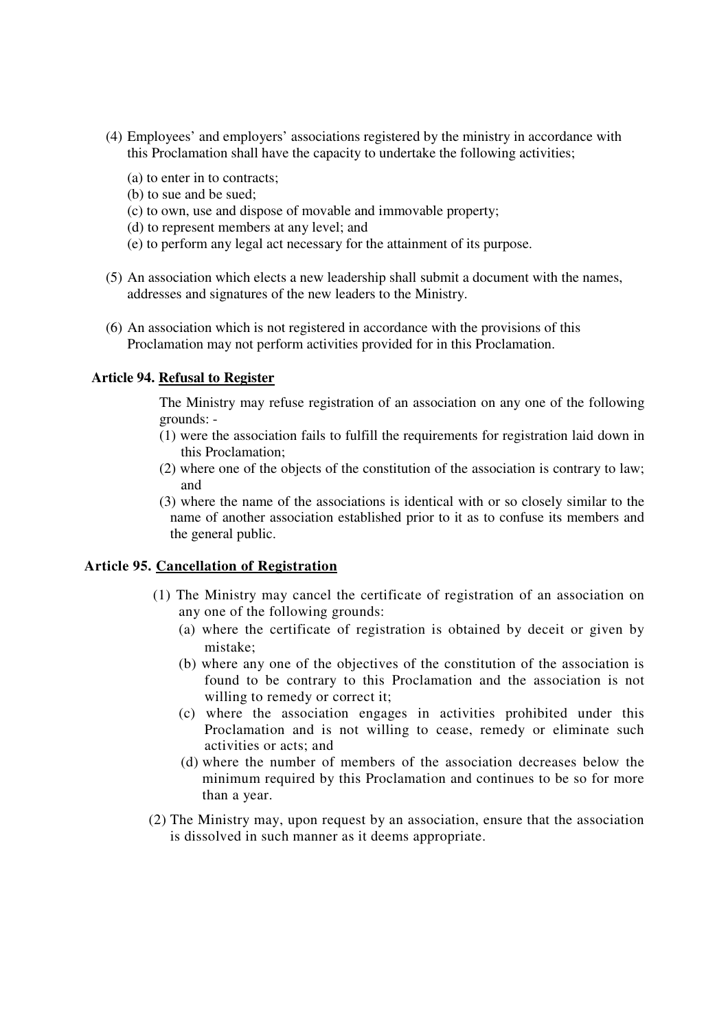(4) Employees' and employers' associations registered by the ministry in accordance with this Proclamation shall have the capacity to undertake the following activities;

(a) to enter in to contracts;
(b) to sue and be sued;
(c) to own, use and dispose of movable and immovable property;
(d) to represent members at any level; and
(e) to perform any legal act necessary for the attainment of its purpose.

(5) An association which elects a new leadership shall submit a document with the names, addresses and signatures of the new leaders to the Ministry.

(6) An association which is not registered in accordance with the provisions of this Proclamation may not perform activities provided for in this Proclamation.

**Article 94. Refusal to Register**

The Ministry may refuse registration of an association on any one of the following grounds: -

(1) were the association fails to fulfill the requirements for registration laid down in this Proclamation;
(2) where one of the objects of the constitution of the association is contrary to law; and
(3) where the name of the associations is identical with or so closely similar to the name of another association established prior to it as to confuse its members and the general public.

**Article 95. Cancellation of Registration**

(1) The Ministry may cancel the certificate of registration of an association on any one of the following grounds:
   (a) where the certificate of registration is obtained by deceit or given by mistake;
   (b) where any one of the objectives of the constitution of the association is found to be contrary to this Proclamation and the association is not willing to remedy or correct it;
   (c) where the association engages in activities prohibited under this Proclamation and is not willing to cease, remedy or eliminate such activities or acts; and
   (d) where the number of members of the association decreases below the minimum required by this Proclamation and continues to be so for more than a year.

(2) The Ministry may, upon request by an association, ensure that the association is dissolved in such manner as it deems appropriate.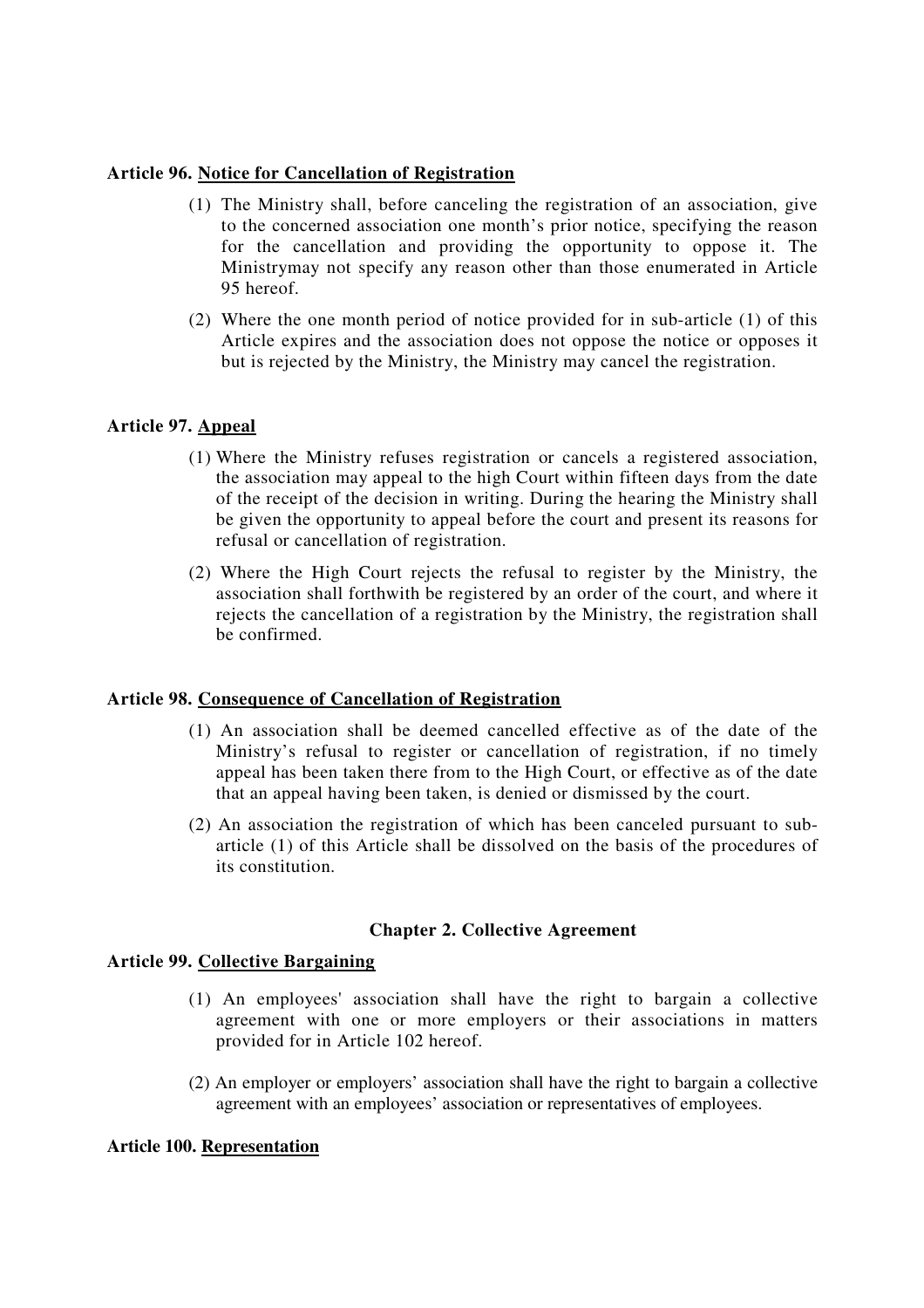**Article 96.** **Notice for Cancellation of Registration**

(1) The Ministry shall, before canceling the registration of an association, give to the concerned association one month's prior notice, specifying the reason for the cancellation and providing the opportunity to oppose it. The Ministrymay not specify any reason other than those enumerated in Article 95 hereof.

(2) Where the one month period of notice provided for in sub-article (1) of this Article expires and the association does not oppose the notice or opposes it but is rejected by the Ministry, the Ministry may cancel the registration.

**Article 97.** **Appeal**

(1) Where the Ministry refuses registration or cancels a registered association, the association may appeal to the high Court within fifteen days from the date of the receipt of the decision in writing. During the hearing the Ministry shall be given the opportunity to appeal before the court and present its reasons for refusal or cancellation of registration.

(2) Where the High Court rejects the refusal to register by the Ministry, the association shall forthwith be registered by an order of the court, and where it rejects the cancellation of a registration by the Ministry, the registration shall be confirmed.

**Article 98.** **Consequence of Cancellation of Registration**

(1) An association shall be deemed cancelled effective as of the date of the Ministry's refusal to register or cancellation of registration, if no timely appeal has been taken there from to the High Court, or effective as of the date that an appeal having been taken, is denied or dismissed by the court.

(2) An association the registration of which has been canceled pursuant to sub-article (1) of this Article shall be dissolved on the basis of the procedures of its constitution.

## Chapter 2. Collective Agreement

**Article 99.** **Collective Bargaining**

(1) An employees' association shall have the right to bargain a collective agreement with one or more employers or their associations in matters provided for in Article 102 hereof.

(2) An employer or employers' association shall have the right to bargain a collective agreement with an employees' association or representatives of employees.

**Article 100.** **Representation**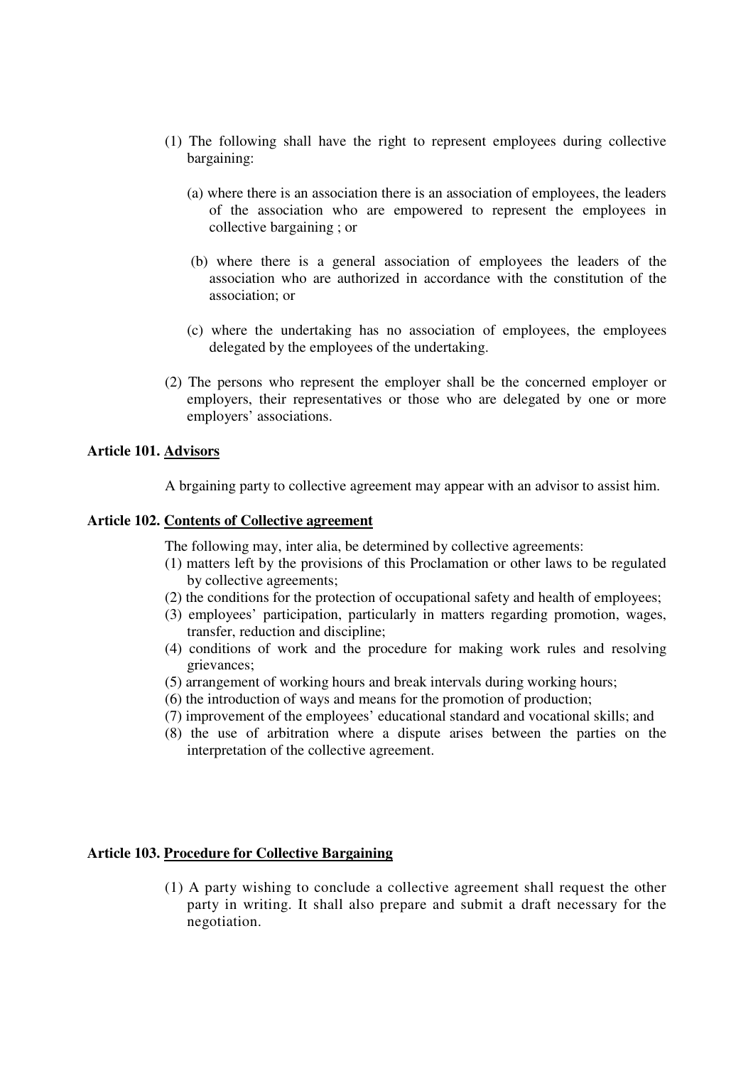(1) The following shall have the right to represent employees during collective bargaining:

(a) where there is an association there is an association of employees, the leaders of the association who are empowered to represent the employees in collective bargaining ; or

(b) where there is a general association of employees the leaders of the association who are authorized in accordance with the constitution of the association; or

(c) where the undertaking has no association of employees, the employees delegated by the employees of the undertaking.

(2) The persons who represent the employer shall be the concerned employer or employers, their representatives or those who are delegated by one or more employers' associations.

**Article 101. Advisors**

A brgaining party to collective agreement may appear with an advisor to assist him.

**Article 102. Contents of Collective agreement**

The following may, inter alia, be determined by collective agreements:

(1) matters left by the provisions of this Proclamation or other laws to be regulated by collective agreements;
(2) the conditions for the protection of occupational safety and health of employees;
(3) employees' participation, particularly in matters regarding promotion, wages, transfer, reduction and discipline;
(4) conditions of work and the procedure for making work rules and resolving grievances;
(5) arrangement of working hours and break intervals during working hours;
(6) the introduction of ways and means for the promotion of production;
(7) improvement of the employees' educational standard and vocational skills; and
(8) the use of arbitration where a dispute arises between the parties on the interpretation of the collective agreement.

**Article 103. Procedure for Collective Bargaining**

(1) A party wishing to conclude a collective agreement shall request the other party in writing. It shall also prepare and submit a draft necessary for the negotiation.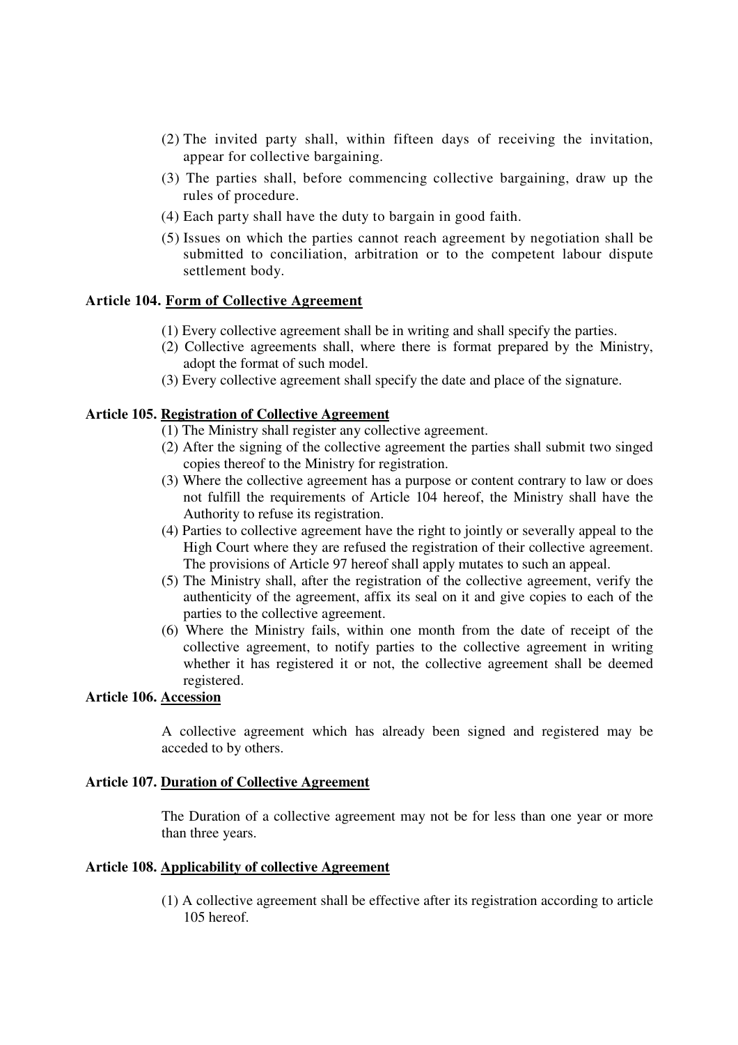(2) The invited party shall, within fifteen days of receiving the invitation, appear for collective bargaining.

(3) The parties shall, before commencing collective bargaining, draw up the rules of procedure.

(4) Each party shall have the duty to bargain in good faith.

(5) Issues on which the parties cannot reach agreement by negotiation shall be submitted to conciliation, arbitration or to the competent labour dispute settlement body.

**Article 104. Form of Collective Agreement**

(1) Every collective agreement shall be in writing and shall specify the parties.

(2) Collective agreements shall, where there is format prepared by the Ministry, adopt the format of such model.

(3) Every collective agreement shall specify the date and place of the signature.

**Article 105. Registration of Collective Agreement**

(1) The Ministry shall register any collective agreement.

(2) After the signing of the collective agreement the parties shall submit two singed copies thereof to the Ministry for registration.

(3) Where the collective agreement has a purpose or content contrary to law or does not fulfill the requirements of Article 104 hereof, the Ministry shall have the Authority to refuse its registration.

(4) Parties to collective agreement have the right to jointly or severally appeal to the High Court where they are refused the registration of their collective agreement. The provisions of Article 97 hereof shall apply mutates to such an appeal.

(5) The Ministry shall, after the registration of the collective agreement, verify the authenticity of the agreement, affix its seal on it and give copies to each of the parties to the collective agreement.

(6) Where the Ministry fails, within one month from the date of receipt of the collective agreement, to notify parties to the collective agreement in writing whether it has registered it or not, the collective agreement shall be deemed registered.

**Article 106. Accession**

A collective agreement which has already been signed and registered may be acceded to by others.

**Article 107. Duration of Collective Agreement**

The Duration of a collective agreement may not be for less than one year or more than three years.

**Article 108. Applicability of collective Agreement**

(1) A collective agreement shall be effective after its registration according to article 105 hereof.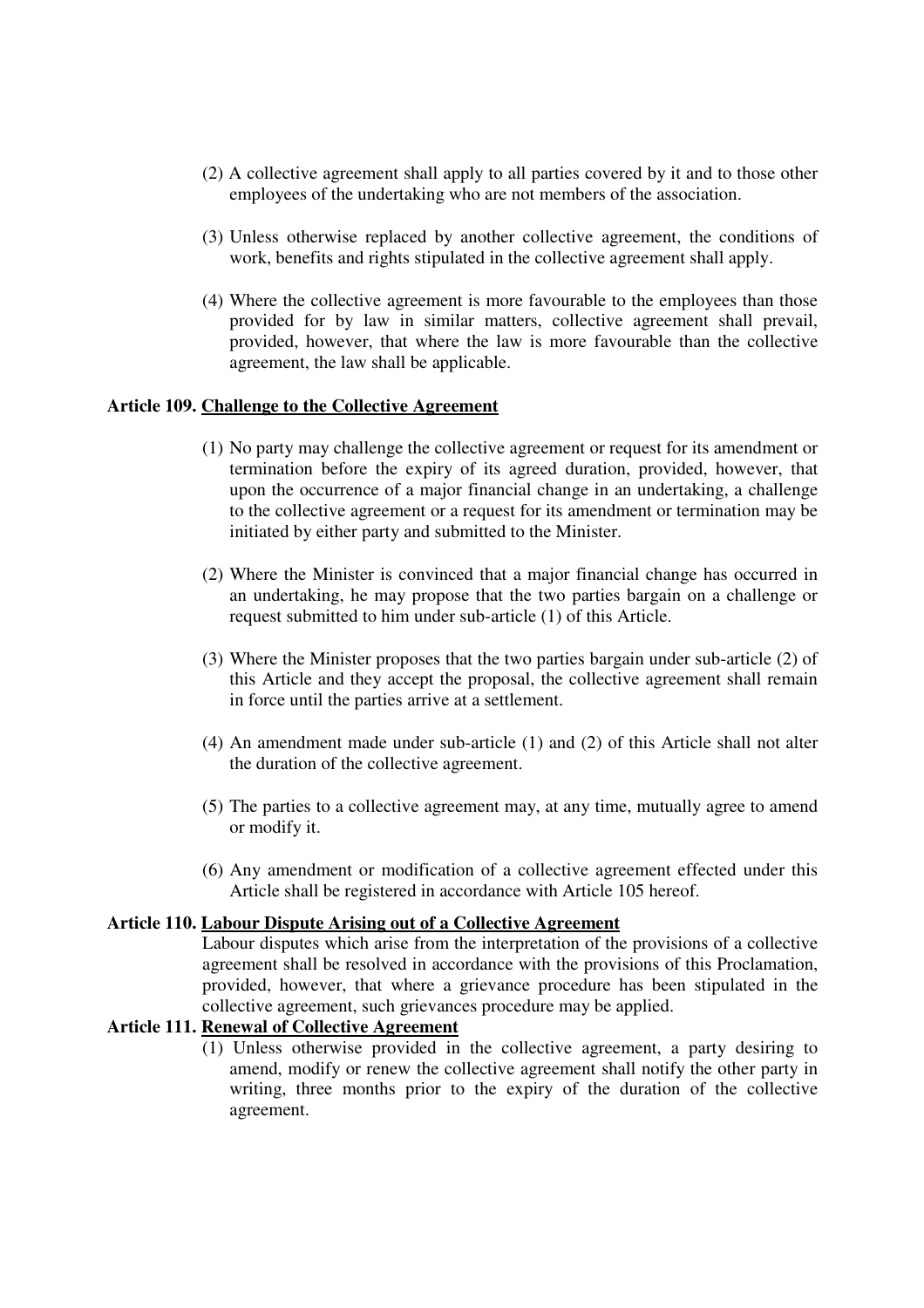(2) A collective agreement shall apply to all parties covered by it and to those other employees of the undertaking who are not members of the association.

(3) Unless otherwise replaced by another collective agreement, the conditions of work, benefits and rights stipulated in the collective agreement shall apply.

(4) Where the collective agreement is more favourable to the employees than those provided for by law in similar matters, collective agreement shall prevail, provided, however, that where the law is more favourable than the collective agreement, the law shall be applicable.

**Article 109. Challenge to the Collective Agreement**

(1) No party may challenge the collective agreement or request for its amendment or termination before the expiry of its agreed duration, provided, however, that upon the occurrence of a major financial change in an undertaking, a challenge to the collective agreement or a request for its amendment or termination may be initiated by either party and submitted to the Minister.

(2) Where the Minister is convinced that a major financial change has occurred in an undertaking, he may propose that the two parties bargain on a challenge or request submitted to him under sub-article (1) of this Article.

(3) Where the Minister proposes that the two parties bargain under sub-article (2) of this Article and they accept the proposal, the collective agreement shall remain in force until the parties arrive at a settlement.

(4) An amendment made under sub-article (1) and (2) of this Article shall not alter the duration of the collective agreement.

(5) The parties to a collective agreement may, at any time, mutually agree to amend or modify it.

(6) Any amendment or modification of a collective agreement effected under this Article shall be registered in accordance with Article 105 hereof.

**Article 110. Labour Dispute Arising out of a Collective Agreement**

Labour disputes which arise from the interpretation of the provisions of a collective agreement shall be resolved in accordance with the provisions of this Proclamation, provided, however, that where a grievance procedure has been stipulated in the collective agreement, such grievances procedure may be applied.

**Article 111. Renewal of Collective Agreement**

(1) Unless otherwise provided in the collective agreement, a party desiring to amend, modify or renew the collective agreement shall notify the other party in writing, three months prior to the expiry of the duration of the collective agreement.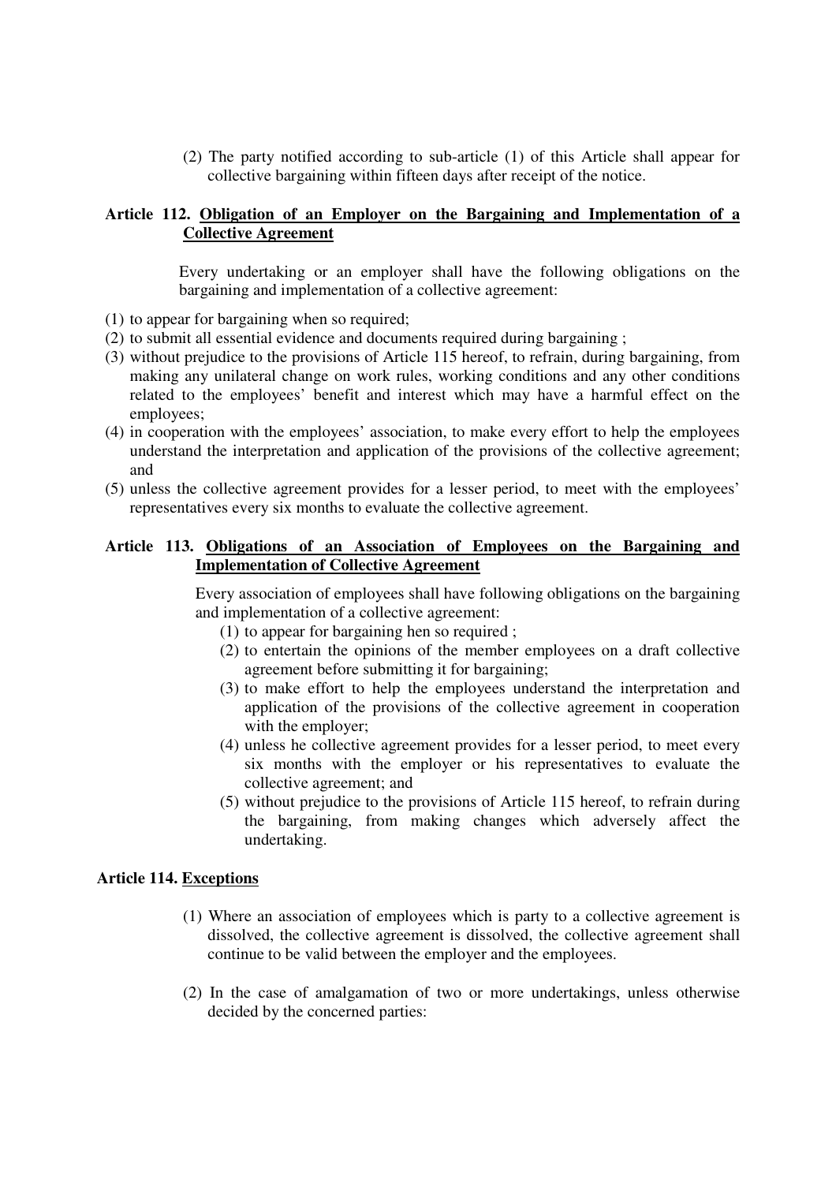(2) The party notified according to sub-article (1) of this Article shall appear for collective bargaining within fifteen days after receipt of the notice.

### Article 112. Obligation of an Employer on the Bargaining and Implementation of a Collective Agreement

Every undertaking or an employer shall have the following obligations on the bargaining and implementation of a collective agreement:

(1) to appear for bargaining when so required;
(2) to submit all essential evidence and documents required during bargaining ;
(3) without prejudice to the provisions of Article 115 hereof, to refrain, during bargaining, from making any unilateral change on work rules, working conditions and any other conditions related to the employees' benefit and interest which may have a harmful effect on the employees;
(4) in cooperation with the employees' association, to make every effort to help the employees understand the interpretation and application of the provisions of the collective agreement; and
(5) unless the collective agreement provides for a lesser period, to meet with the employees' representatives every six months to evaluate the collective agreement.

### Article 113. Obligations of an Association of Employees on the Bargaining and Implementation of Collective Agreement

Every association of employees shall have following obligations on the bargaining and implementation of a collective agreement:

(1) to appear for bargaining hen so required ;
(2) to entertain the opinions of the member employees on a draft collective agreement before submitting it for bargaining;
(3) to make effort to help the employees understand the interpretation and application of the provisions of the collective agreement in cooperation with the employer;
(4) unless he collective agreement provides for a lesser period, to meet every six months with the employer or his representatives to evaluate the collective agreement; and
(5) without prejudice to the provisions of Article 115 hereof, to refrain during the bargaining, from making changes which adversely affect the undertaking.

### Article 114. Exceptions

(1) Where an association of employees which is party to a collective agreement is dissolved, the collective agreement is dissolved, the collective agreement shall continue to be valid between the employer and the employees.

(2) In the case of amalgamation of two or more undertakings, unless otherwise decided by the concerned parties: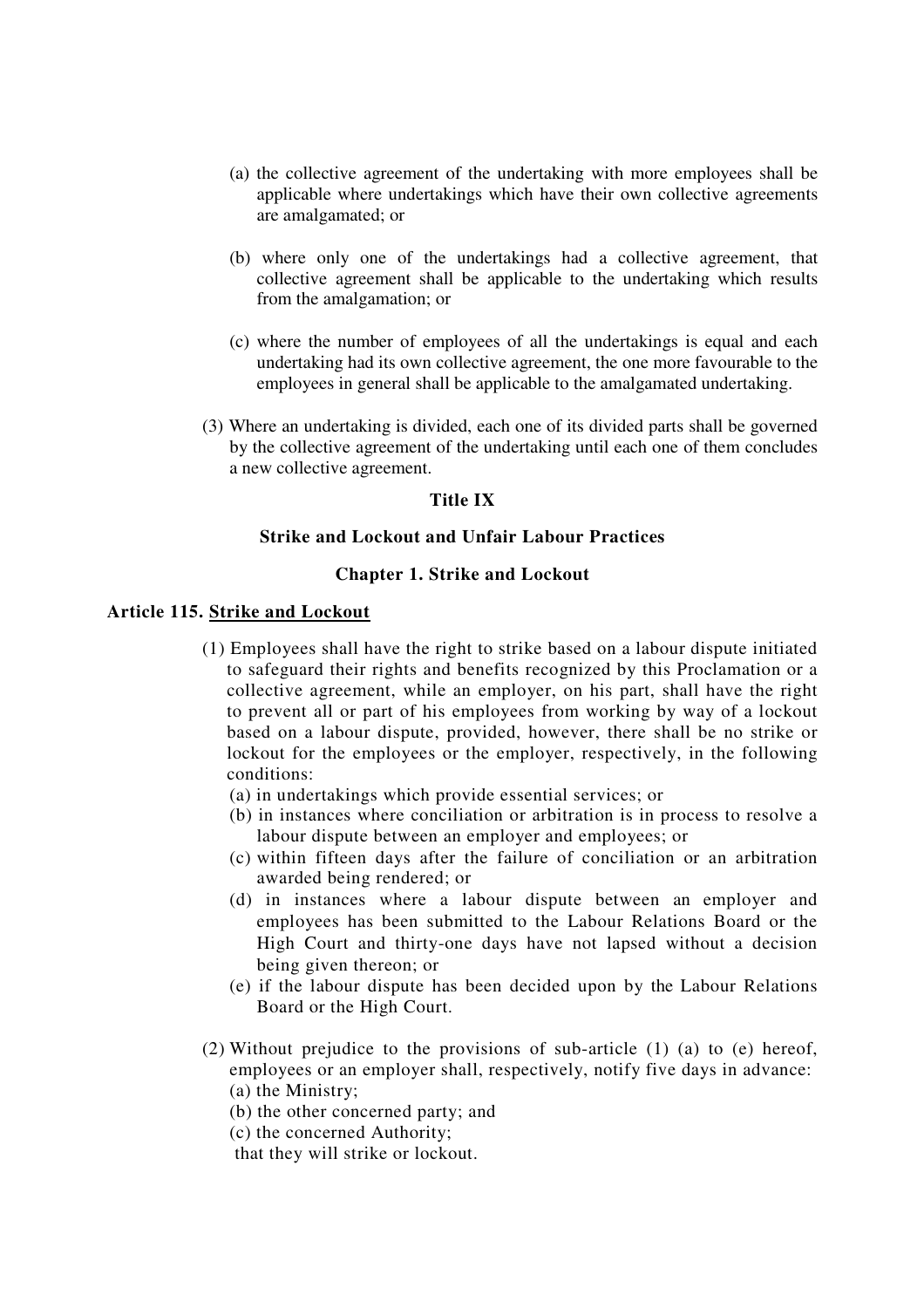(a) the collective agreement of the undertaking with more employees shall be applicable where undertakings which have their own collective agreements are amalgamated; or

(b) where only one of the undertakings had a collective agreement, that collective agreement shall be applicable to the undertaking which results from the amalgamation; or

(c) where the number of employees of all the undertakings is equal and each undertaking had its own collective agreement, the one more favourable to the employees in general shall be applicable to the amalgamated undertaking.

(3) Where an undertaking is divided, each one of its divided parts shall be governed by the collective agreement of the undertaking until each one of them concludes a new collective agreement.

## Title IX

## Strike and Lockout and Unfair Labour Practices

### Chapter 1. Strike and Lockout

#### Article 115. Strike and Lockout

(1) Employees shall have the right to strike based on a labour dispute initiated to safeguard their rights and benefits recognized by this Proclamation or a collective agreement, while an employer, on his part, shall have the right to prevent all or part of his employees from working by way of a lockout based on a labour dispute, provided, however, there shall be no strike or lockout for the employees or the employer, respectively, in the following conditions:

(a) in undertakings which provide essential services; or

(b) in instances where conciliation or arbitration is in process to resolve a labour dispute between an employer and employees; or

(c) within fifteen days after the failure of conciliation or an arbitration awarded being rendered; or

(d) in instances where a labour dispute between an employer and employees has been submitted to the Labour Relations Board or the High Court and thirty-one days have not lapsed without a decision being given thereon; or

(e) if the labour dispute has been decided upon by the Labour Relations Board or the High Court.

(2) Without prejudice to the provisions of sub-article (1) (a) to (e) hereof, employees or an employer shall, respectively, notify five days in advance:

(a) the Ministry;

(b) the other concerned party; and

(c) the concerned Authority;

that they will strike or lockout.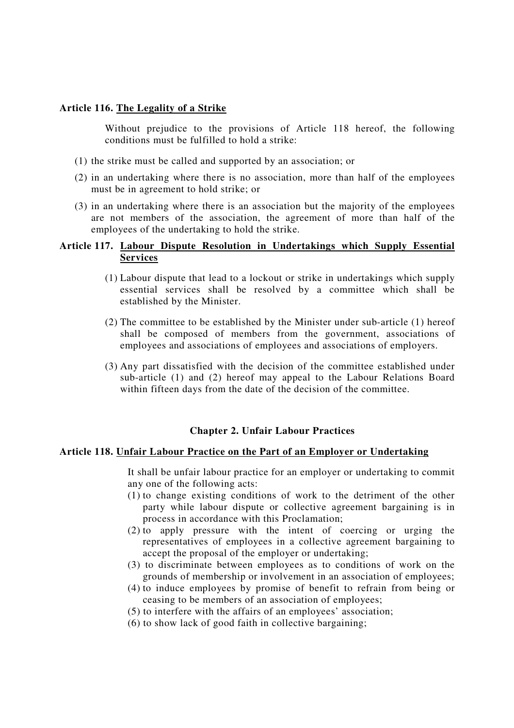**Article 116. The Legality of a Strike**

Without prejudice to the provisions of Article 118 hereof, the following conditions must be fulfilled to hold a strike:

(1) the strike must be called and supported by an association; or

(2) in an undertaking where there is no association, more than half of the employees must be in agreement to hold strike; or

(3) in an undertaking where there is an association but the majority of the employees are not members of the association, the agreement of more than half of the employees of the undertaking to hold the strike.

**Article 117. Labour Dispute Resolution in Undertakings which Supply Essential Services**

(1) Labour dispute that lead to a lockout or strike in undertakings which supply essential services shall be resolved by a committee which shall be established by the Minister.

(2) The committee to be established by the Minister under sub-article (1) hereof shall be composed of members from the government, associations of employees and associations of employees and associations of employers.

(3) Any part dissatisfied with the decision of the committee established under sub-article (1) and (2) hereof may appeal to the Labour Relations Board within fifteen days from the date of the decision of the committee.

## Chapter 2. Unfair Labour Practices

**Article 118. Unfair Labour Practice on the Part of an Employer or Undertaking**

It shall be unfair labour practice for an employer or undertaking to commit any one of the following acts:

(1) to change existing conditions of work to the detriment of the other party while labour dispute or collective agreement bargaining is in process in accordance with this Proclamation;

(2) to apply pressure with the intent of coercing or urging the representatives of employees in a collective agreement bargaining to accept the proposal of the employer or undertaking;

(3) to discriminate between employees as to conditions of work on the grounds of membership or involvement in an association of employees;

(4) to induce employees by promise of benefit to refrain from being or ceasing to be members of an association of employees;

(5) to interfere with the affairs of an employees' association;

(6) to show lack of good faith in collective bargaining;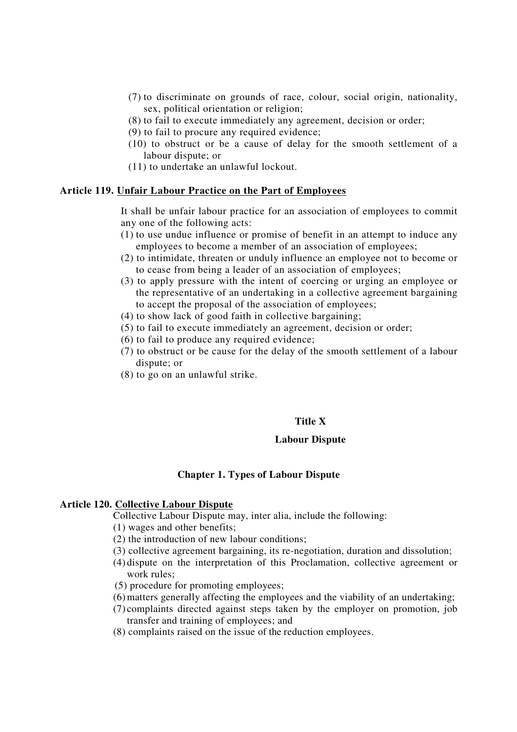(7) to discriminate on grounds of race, colour, social origin, nationality, sex, political orientation or religion;
(8) to fail to execute immediately any agreement, decision or order;
(9) to fail to procure any required evidence;
(10) to obstruct or be a cause of delay for the smooth settlement of a labour dispute; or
(11) to undertake an unlawful lockout.

**Article 119. Unfair Labour Practice on the Part of Employees**

It shall be unfair labour practice for an association of employees to commit any one of the following acts:

(1) to use undue influence or promise of benefit in an attempt to induce any employees to become a member of an association of employees;
(2) to intimidate, threaten or unduly influence an employee not to become or to cease from being a leader of an association of employees;
(3) to apply pressure with the intent of coercing or urging an employee or the representative of an undertaking in a collective agreement bargaining to accept the proposal of the association of employees;
(4) to show lack of good faith in collective bargaining;
(5) to fail to execute immediately an agreement, decision or order;
(6) to fail to produce any required evidence;
(7) to obstruct or be cause for the delay of the smooth settlement of a labour dispute; or
(8) to go on an unlawful strike.

## Title X

## Labour Dispute

### Chapter 1. Types of Labour Dispute

**Article 120. Collective Labour Dispute**

Collective Labour Dispute may, inter alia, include the following:

(1) wages and other benefits;
(2) the introduction of new labour conditions;
(3) collective agreement bargaining, its re-negotiation, duration and dissolution;
(4) dispute on the interpretation of this Proclamation, collective agreement or work rules;
(5) procedure for promoting employees;
(6) matters generally affecting the employees and the viability of an undertaking;
(7) complaints directed against steps taken by the employer on promotion, job transfer and training of employees; and
(8) complaints raised on the issue of the reduction employees.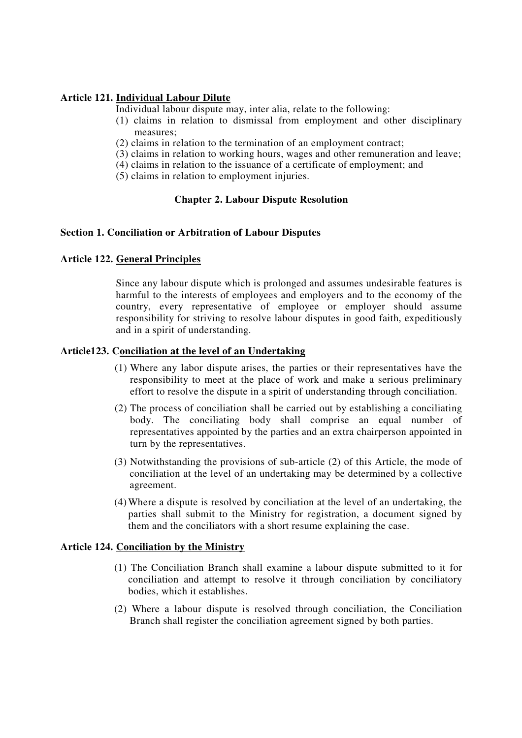**Article 121. Individual Labour Dilute**

Individual labour dispute may, inter alia, relate to the following:

(1) claims in relation to dismissal from employment and other disciplinary measures;
(2) claims in relation to the termination of an employment contract;
(3) claims in relation to working hours, wages and other remuneration and leave;
(4) claims in relation to the issuance of a certificate of employment; and
(5) claims in relation to employment injuries.

## Chapter 2. Labour Dispute Resolution

### Section 1. Conciliation or Arbitration of Labour Disputes

**Article 122. General Principles**

Since any labour dispute which is prolonged and assumes undesirable features is harmful to the interests of employees and employers and to the economy of the country, every representative of employee or employer should assume responsibility for striving to resolve labour disputes in good faith, expeditiously and in a spirit of understanding.

**Article123. Conciliation at the level of an Undertaking**

(1) Where any labor dispute arises, the parties or their representatives have the responsibility to meet at the place of work and make a serious preliminary effort to resolve the dispute in a spirit of understanding through conciliation.

(2) The process of conciliation shall be carried out by establishing a conciliating body. The conciliating body shall comprise an equal number of representatives appointed by the parties and an extra chairperson appointed in turn by the representatives.

(3) Notwithstanding the provisions of sub-article (2) of this Article, the mode of conciliation at the level of an undertaking may be determined by a collective agreement.

(4) Where a dispute is resolved by conciliation at the level of an undertaking, the parties shall submit to the Ministry for registration, a document signed by them and the conciliators with a short resume explaining the case.

**Article 124. Conciliation by the Ministry**

(1) The Conciliation Branch shall examine a labour dispute submitted to it for conciliation and attempt to resolve it through conciliation by conciliatory bodies, which it establishes.

(2) Where a labour dispute is resolved through conciliation, the Conciliation Branch shall register the conciliation agreement signed by both parties.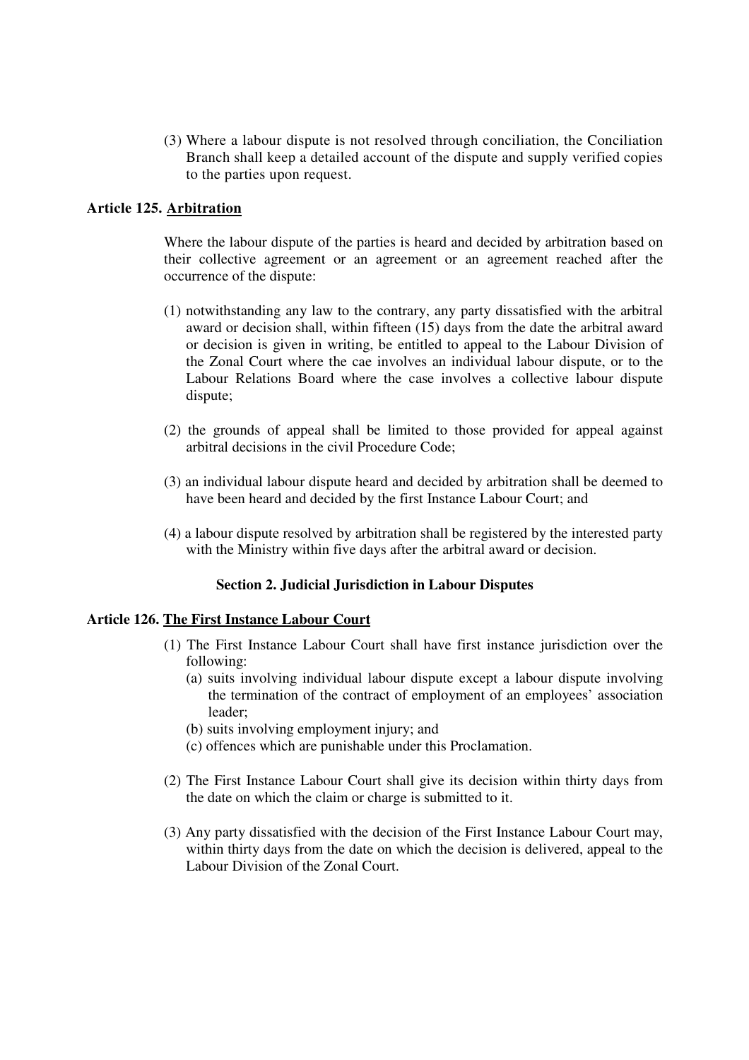(3) Where a labour dispute is not resolved through conciliation, the Conciliation Branch shall keep a detailed account of the dispute and supply verified copies to the parties upon request.

**Article 125. Arbitration**

Where the labour dispute of the parties is heard and decided by arbitration based on their collective agreement or an agreement or an agreement reached after the occurrence of the dispute:

(1) notwithstanding any law to the contrary, any party dissatisfied with the arbitral award or decision shall, within fifteen (15) days from the date the arbitral award or decision is given in writing, be entitled to appeal to the Labour Division of the Zonal Court where the cae involves an individual labour dispute, or to the Labour Relations Board where the case involves a collective labour dispute dispute;

(2) the grounds of appeal shall be limited to those provided for appeal against arbitral decisions in the civil Procedure Code;

(3) an individual labour dispute heard and decided by arbitration shall be deemed to have been heard and decided by the first Instance Labour Court; and

(4) a labour dispute resolved by arbitration shall be registered by the interested party with the Ministry within five days after the arbitral award or decision.

## Section 2. Judicial Jurisdiction in Labour Disputes

**Article 126. The First Instance Labour Court**

(1) The First Instance Labour Court shall have first instance jurisdiction over the following:
   (a) suits involving individual labour dispute except a labour dispute involving the termination of the contract of employment of an employees' association leader;
   (b) suits involving employment injury; and
   (c) offences which are punishable under this Proclamation.

(2) The First Instance Labour Court shall give its decision within thirty days from the date on which the claim or charge is submitted to it.

(3) Any party dissatisfied with the decision of the First Instance Labour Court may, within thirty days from the date on which the decision is delivered, appeal to the Labour Division of the Zonal Court.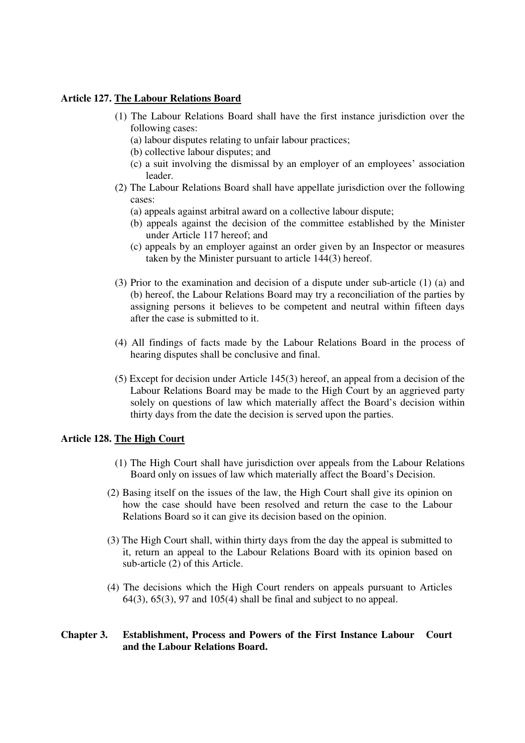**Article 127. The Labour Relations Board**

(1) The Labour Relations Board shall have the first instance jurisdiction over the following cases:
   (a) labour disputes relating to unfair labour practices;
   (b) collective labour disputes; and
   (c) a suit involving the dismissal by an employer of an employees' association leader.

(2) The Labour Relations Board shall have appellate jurisdiction over the following cases:
   (a) appeals against arbitral award on a collective labour dispute;
   (b) appeals against the decision of the committee established by the Minister under Article 117 hereof; and
   (c) appeals by an employer against an order given by an Inspector or measures taken by the Minister pursuant to article 144(3) hereof.

(3) Prior to the examination and decision of a dispute under sub-article (1) (a) and (b) hereof, the Labour Relations Board may try a reconciliation of the parties by assigning persons it believes to be competent and neutral within fifteen days after the case is submitted to it.

(4) All findings of facts made by the Labour Relations Board in the process of hearing disputes shall be conclusive and final.

(5) Except for decision under Article 145(3) hereof, an appeal from a decision of the Labour Relations Board may be made to the High Court by an aggrieved party solely on questions of law which materially affect the Board's decision within thirty days from the date the decision is served upon the parties.

**Article 128. The High Court**

(1) The High Court shall have jurisdiction over appeals from the Labour Relations Board only on issues of law which materially affect the Board's Decision.

(2) Basing itself on the issues of the law, the High Court shall give its opinion on how the case should have been resolved and return the case to the Labour Relations Board so it can give its decision based on the opinion.

(3) The High Court shall, within thirty days from the day the appeal is submitted to it, return an appeal to the Labour Relations Board with its opinion based on sub-article (2) of this Article.

(4) The decisions which the High Court renders on appeals pursuant to Articles 64(3), 65(3), 97 and 105(4) shall be final and subject to no appeal.

## Chapter 3. Establishment, Process and Powers of the First Instance Labour Court and the Labour Relations Board.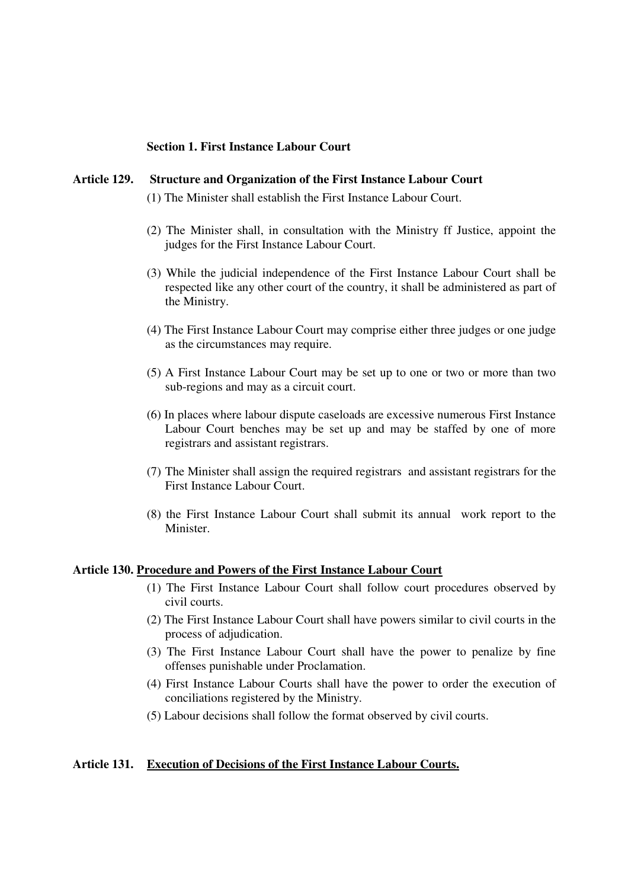### Section 1. First Instance Labour Court

**Article 129. Structure and Organization of the First Instance Labour Court**

(1) The Minister shall establish the First Instance Labour Court.

(2) The Minister shall, in consultation with the Ministry ff Justice, appoint the judges for the First Instance Labour Court.

(3) While the judicial independence of the First Instance Labour Court shall be respected like any other court of the country, it shall be administered as part of the Ministry.

(4) The First Instance Labour Court may comprise either three judges or one judge as the circumstances may require.

(5) A First Instance Labour Court may be set up to one or two or more than two sub-regions and may as a circuit court.

(6) In places where labour dispute caseloads are excessive numerous First Instance Labour Court benches may be set up and may be staffed by one of more registrars and assistant registrars.

(7) The Minister shall assign the required registrars and assistant registrars for the First Instance Labour Court.

(8) the First Instance Labour Court shall submit its annual work report to the Minister.

**Article 130. <u>Procedure and Powers of the First Instance Labour Court</u>**

(1) The First Instance Labour Court shall follow court procedures observed by civil courts.
(2) The First Instance Labour Court shall have powers similar to civil courts in the process of adjudication.
(3) The First Instance Labour Court shall have the power to penalize by fine offenses punishable under Proclamation.
(4) First Instance Labour Courts shall have the power to order the execution of conciliations registered by the Ministry.
(5) Labour decisions shall follow the format observed by civil courts.

**Article 131. <u>Execution of Decisions of the First Instance Labour Courts.</u>**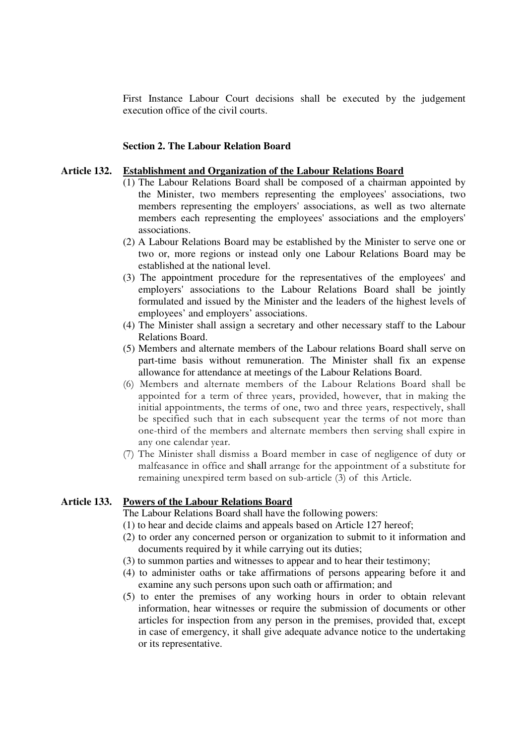First Instance Labour Court decisions shall be executed by the judgement execution office of the civil courts.

### Section 2. The Labour Relation Board

#### Article 132. Establishment and Organization of the Labour Relations Board

(1) The Labour Relations Board shall be composed of a chairman appointed by the Minister, two members representing the employees' associations, two members representing the employers' associations, as well as two alternate members each representing the employees' associations and the employers' associations.

(2) A Labour Relations Board may be established by the Minister to serve one or two or, more regions or instead only one Labour Relations Board may be established at the national level.

(3) The appointment procedure for the representatives of the employees' and employers' associations to the Labour Relations Board shall be jointly formulated and issued by the Minister and the leaders of the highest levels of employees' and employers' associations.

(4) The Minister shall assign a secretary and other necessary staff to the Labour Relations Board.

(5) Members and alternate members of the Labour relations Board shall serve on part-time basis without remuneration. The Minister shall fix an expense allowance for attendance at meetings of the Labour Relations Board.

(6) Members and alternate members of the Labour Relations Board shall be appointed for a term of three years, provided, however, that in making the initial appointments, the terms of one, two and three years, respectively, shall be specified such that in each subsequent year the terms of not more than one-third of the members and alternate members then serving shall expire in any one calendar year.

(7) The Minister shall dismiss a Board member in case of negligence of duty or malfeasance in office and shall arrange for the appointment of a substitute for remaining unexpired term based on sub-article (3) of this Article.

#### Article 133. Powers of the Labour Relations Board

The Labour Relations Board shall have the following powers:

(1) to hear and decide claims and appeals based on Article 127 hereof;

(2) to order any concerned person or organization to submit to it information and documents required by it while carrying out its duties;

(3) to summon parties and witnesses to appear and to hear their testimony;

(4) to administer oaths or take affirmations of persons appearing before it and examine any such persons upon such oath or affirmation; and

(5) to enter the premises of any working hours in order to obtain relevant information, hear witnesses or require the submission of documents or other articles for inspection from any person in the premises, provided that, except in case of emergency, it shall give adequate advance notice to the undertaking or its representative.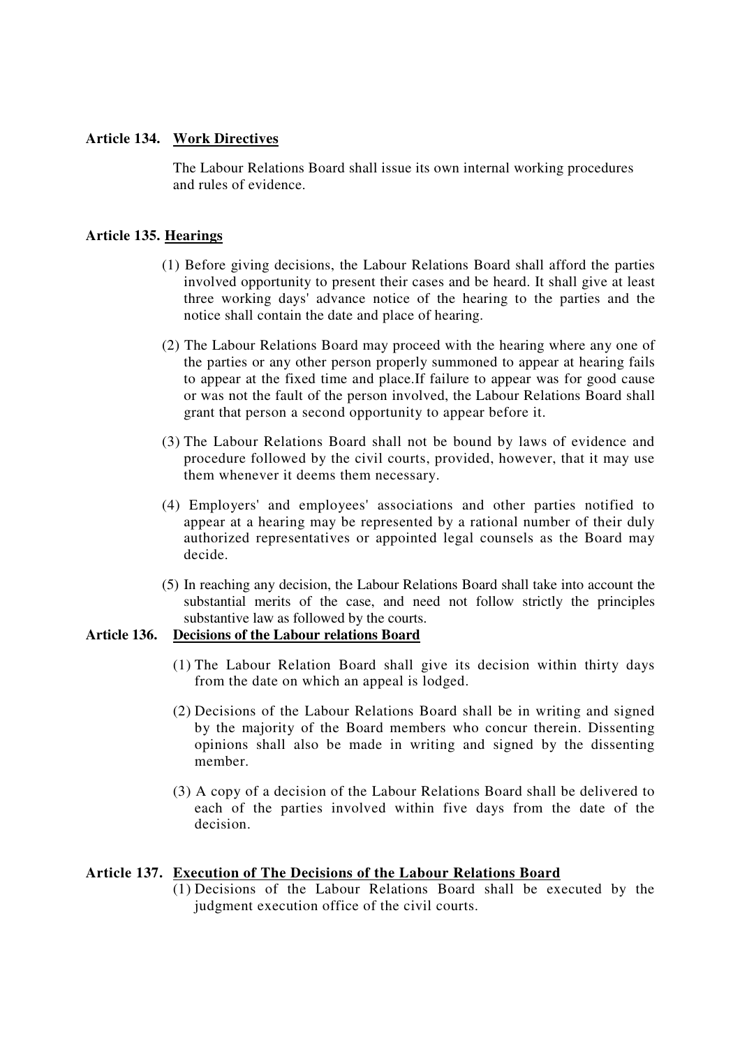**Article 134. Work Directives**

The Labour Relations Board shall issue its own internal working procedures and rules of evidence.

**Article 135. Hearings**

(1) Before giving decisions, the Labour Relations Board shall afford the parties involved opportunity to present their cases and be heard. It shall give at least three working days' advance notice of the hearing to the parties and the notice shall contain the date and place of hearing.

(2) The Labour Relations Board may proceed with the hearing where any one of the parties or any other person properly summoned to appear at hearing fails to appear at the fixed time and place.If failure to appear was for good cause or was not the fault of the person involved, the Labour Relations Board shall grant that person a second opportunity to appear before it.

(3) The Labour Relations Board shall not be bound by laws of evidence and procedure followed by the civil courts, provided, however, that it may use them whenever it deems them necessary.

(4) Employers' and employees' associations and other parties notified to appear at a hearing may be represented by a rational number of their duly authorized representatives or appointed legal counsels as the Board may decide.

(5) In reaching any decision, the Labour Relations Board shall take into account the substantial merits of the case, and need not follow strictly the principles substantive law as followed by the courts.

**Article 136. Decisions of the Labour relations Board**

(1) The Labour Relation Board shall give its decision within thirty days from the date on which an appeal is lodged.

(2) Decisions of the Labour Relations Board shall be in writing and signed by the majority of the Board members who concur therein. Dissenting opinions shall also be made in writing and signed by the dissenting member.

(3) A copy of a decision of the Labour Relations Board shall be delivered to each of the parties involved within five days from the date of the decision.

**Article 137. Execution of The Decisions of the Labour Relations Board**

(1) Decisions of the Labour Relations Board shall be executed by the judgment execution office of the civil courts.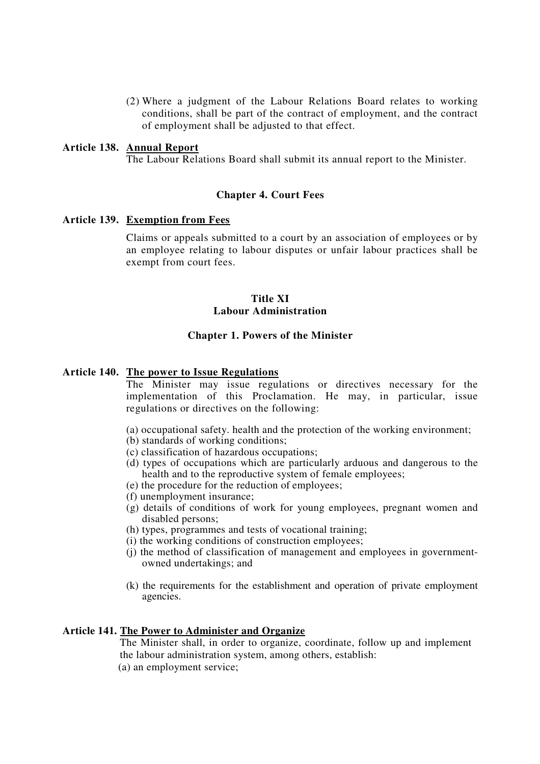(2) Where a judgment of the Labour Relations Board relates to working conditions, shall be part of the contract of employment, and the contract of employment shall be adjusted to that effect.

**Article 138. Annual Report**

The Labour Relations Board shall submit its annual report to the Minister.

### Chapter 4. Court Fees

**Article 139. Exemption from Fees**

Claims or appeals submitted to a court by an association of employees or by an employee relating to labour disputes or unfair labour practices shall be exempt from court fees.

## Title XI
## Labour Administration

### Chapter 1. Powers of the Minister

**Article 140. The power to Issue Regulations**

The Minister may issue regulations or directives necessary for the implementation of this Proclamation. He may, in particular, issue regulations or directives on the following:

(a) occupational safety. health and the protection of the working environment;
(b) standards of working conditions;
(c) classification of hazardous occupations;
(d) types of occupations which are particularly arduous and dangerous to the health and to the reproductive system of female employees;
(e) the procedure for the reduction of employees;
(f) unemployment insurance;
(g) details of conditions of work for young employees, pregnant women and disabled persons;
(h) types, programmes and tests of vocational training;
(i) the working conditions of construction employees;
(j) the method of classification of management and employees in government-owned undertakings; and

(k) the requirements for the establishment and operation of private employment agencies.

**Article 141. The Power to Administer and Organize**

The Minister shall, in order to organize, coordinate, follow up and implement the labour administration system, among others, establish:

(a) an employment service;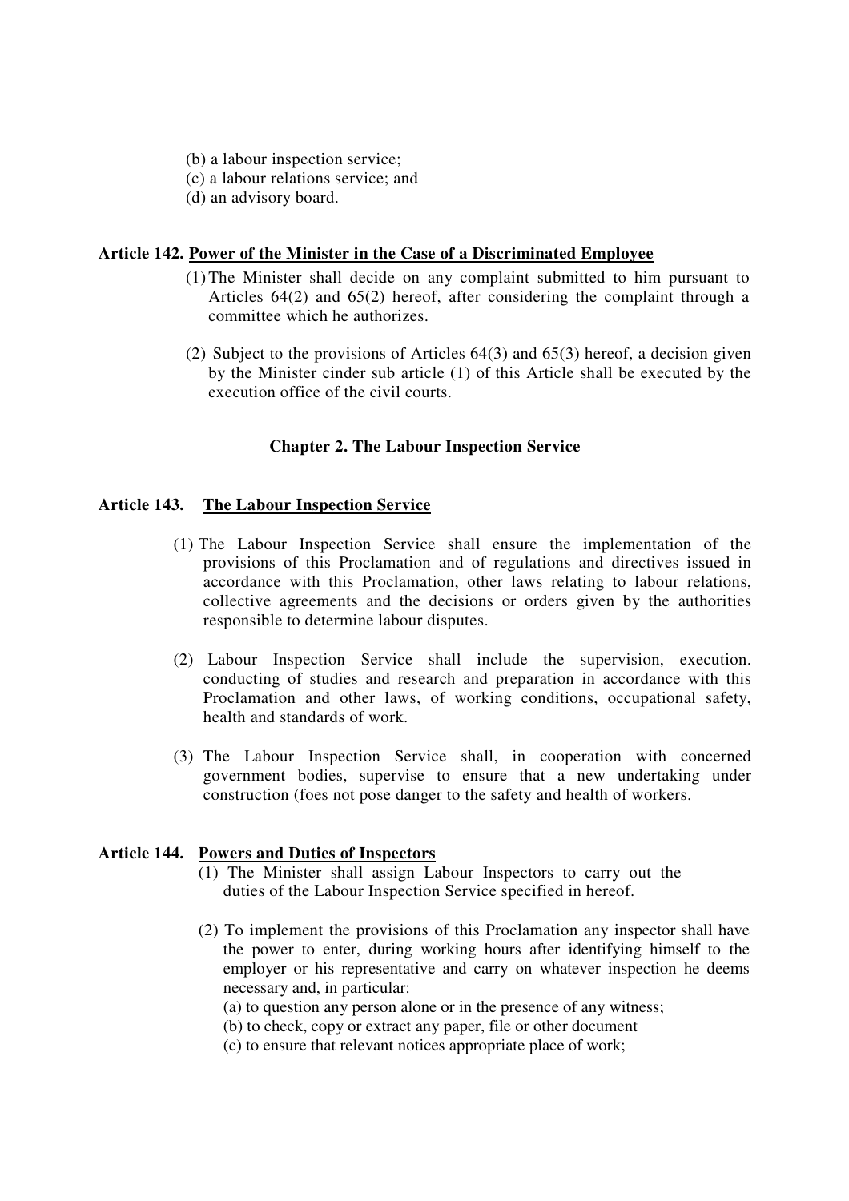(b) a labour inspection service;
(c) a labour relations service; and
(d) an advisory board.

**Article 142. <u>Power of the Minister in the Case of a Discriminated Employee</u>**

(1) The Minister shall decide on any complaint submitted to him pursuant to Articles 64(2) and 65(2) hereof, after considering the complaint through a committee which he authorizes.

(2) Subject to the provisions of Articles 64(3) and 65(3) hereof, a decision given by the Minister cinder sub article (1) of this Article shall be executed by the execution office of the civil courts.

## Chapter 2. The Labour Inspection Service

**Article 143. <u>The Labour Inspection Service</u>**

(1) The Labour Inspection Service shall ensure the implementation of the provisions of this Proclamation and of regulations and directives issued in accordance with this Proclamation, other laws relating to labour relations, collective agreements and the decisions or orders given by the authorities responsible to determine labour disputes.

(2) Labour Inspection Service shall include the supervision, execution. conducting of studies and research and preparation in accordance with this Proclamation and other laws, of working conditions, occupational safety, health and standards of work.

(3) The Labour Inspection Service shall, in cooperation with concerned government bodies, supervise to ensure that a new undertaking under construction (foes not pose danger to the safety and health of workers.

**Article 144. <u>Powers and Duties of Inspectors</u>**

(1) The Minister shall assign Labour Inspectors to carry out the duties of the Labour Inspection Service specified in hereof.

(2) To implement the provisions of this Proclamation any inspector shall have the power to enter, during working hours after identifying himself to the employer or his representative and carry on whatever inspection he deems necessary and, in particular:

(a) to question any person alone or in the presence of any witness;
(b) to check, copy or extract any paper, file or other document
(c) to ensure that relevant notices appropriate place of work;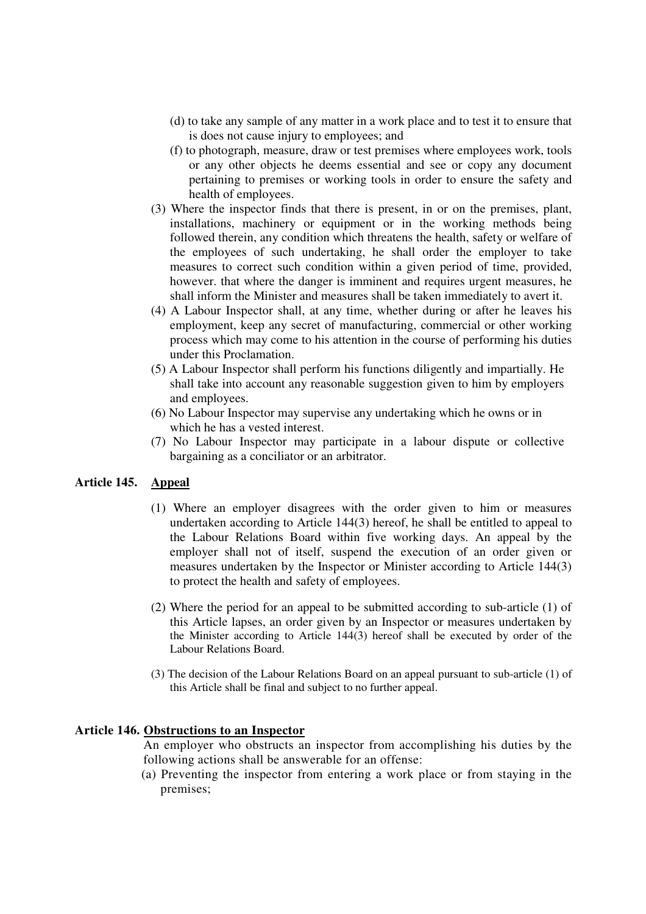(d) to take any sample of any matter in a work place and to test it to ensure that is does not cause injury to employees; and

(f) to photograph, measure, draw or test premises where employees work, tools or any other objects he deems essential and see or copy any document pertaining to premises or working tools in order to ensure the safety and health of employees.

(3) Where the inspector finds that there is present, in or on the premises, plant, installations, machinery or equipment or in the working methods being followed therein, any condition which threatens the health, safety or welfare of the employees of such undertaking, he shall order the employer to take measures to correct such condition within a given period of time, provided, however. that where the danger is imminent and requires urgent measures, he shall inform the Minister and measures shall be taken immediately to avert it.

(4) A Labour Inspector shall, at any time, whether during or after he leaves his employment, keep any secret of manufacturing, commercial or other working process which may come to his attention in the course of performing his duties under this Proclamation.

(5) A Labour Inspector shall perform his functions diligently and impartially. He shall take into account any reasonable suggestion given to him by employers and employees.

(6) No Labour Inspector may supervise any undertaking which he owns or in which he has a vested interest.

(7) No Labour Inspector may participate in a labour dispute or collective bargaining as a conciliator or an arbitrator.

**Article 145. Appeal**

(1) Where an employer disagrees with the order given to him or measures undertaken according to Article 144(3) hereof, he shall be entitled to appeal to the Labour Relations Board within five working days. An appeal by the employer shall not of itself, suspend the execution of an order given or measures undertaken by the Inspector or Minister according to Article 144(3) to protect the health and safety of employees.

(2) Where the period for an appeal to be submitted according to sub-article (1) of this Article lapses, an order given by an Inspector or measures undertaken by the Minister according to Article 144(3) hereof shall be executed by order of the Labour Relations Board.

(3) The decision of the Labour Relations Board on an appeal pursuant to sub-article (1) of this Article shall be final and subject to no further appeal.

**Article 146. Obstructions to an Inspector**

An employer who obstructs an inspector from accomplishing his duties by the following actions shall be answerable for an offense:

(a) Preventing the inspector from entering a work place or from staying in the premises;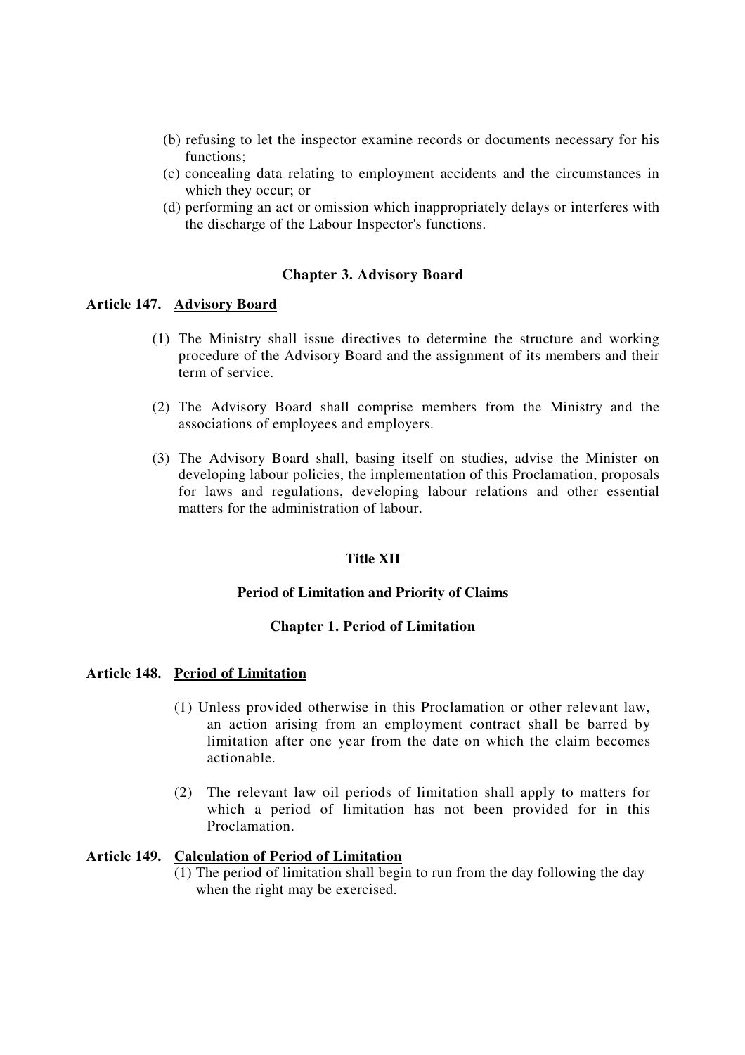(b) refusing to let the inspector examine records or documents necessary for his functions;

(c) concealing data relating to employment accidents and the circumstances in which they occur; or

(d) performing an act or omission which inappropriately delays or interferes with the discharge of the Labour Inspector's functions.

### Chapter 3. Advisory Board

**Article 147. Advisory Board**

(1) The Ministry shall issue directives to determine the structure and working procedure of the Advisory Board and the assignment of its members and their term of service.

(2) The Advisory Board shall comprise members from the Ministry and the associations of employees and employers.

(3) The Advisory Board shall, basing itself on studies, advise the Minister on developing labour policies, the implementation of this Proclamation, proposals for laws and regulations, developing labour relations and other essential matters for the administration of labour.

## Title XII

## Period of Limitation and Priority of Claims

### Chapter 1. Period of Limitation

**Article 148. Period of Limitation**

(1) Unless provided otherwise in this Proclamation or other relevant law, an action arising from an employment contract shall be barred by limitation after one year from the date on which the claim becomes actionable.

(2) The relevant law oil periods of limitation shall apply to matters for which a period of limitation has not been provided for in this Proclamation.

**Article 149. Calculation of Period of Limitation**

(1) The period of limitation shall begin to run from the day following the day when the right may be exercised.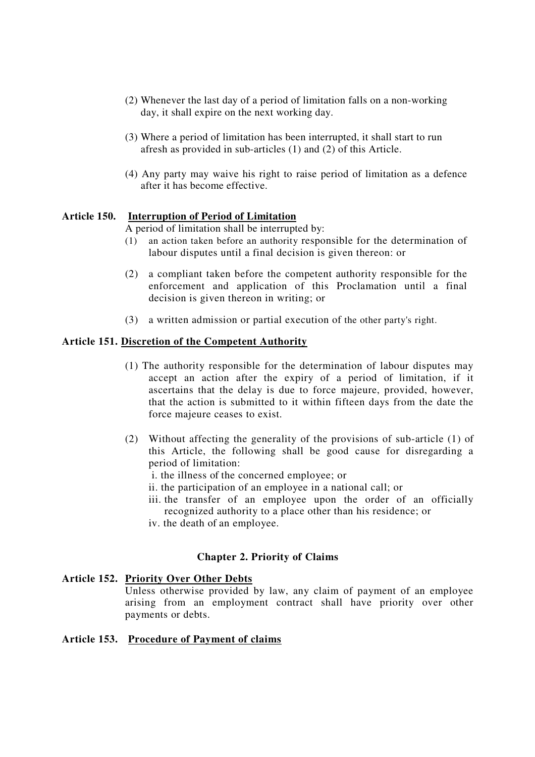(2) Whenever the last day of a period of limitation falls on a non-working day, it shall expire on the next working day.

(3) Where a period of limitation has been interrupted, it shall start to run afresh as provided in sub-articles (1) and (2) of this Article.

(4) Any party may waive his right to raise period of limitation as a defence after it has become effective.

**Article 150. Interruption of Period of Limitation**

A period of limitation shall be interrupted by:

(1) an action taken before an authority responsible for the determination of labour disputes until a final decision is given thereon: or

(2) a compliant taken before the competent authority responsible for the enforcement and application of this Proclamation until a final decision is given thereon in writing; or

(3) a written admission or partial execution of the other party's right.

**Article 151. Discretion of the Competent Authority**

(1) The authority responsible for the determination of labour disputes may accept an action after the expiry of a period of limitation, if it ascertains that the delay is due to force majeure, provided, however, that the action is submitted to it within fifteen days from the date the force majeure ceases to exist.

(2) Without affecting the generality of the provisions of sub-article (1) of this Article, the following shall be good cause for disregarding a period of limitation:

i. the illness of the concerned employee; or
ii. the participation of an employee in a national call; or
iii. the transfer of an employee upon the order of an officially recognized authority to a place other than his residence; or
iv. the death of an employee.

## Chapter 2. Priority of Claims

**Article 152. Priority Over Other Debts**

Unless otherwise provided by law, any claim of payment of an employee arising from an employment contract shall have priority over other payments or debts.

**Article 153. Procedure of Payment of claims**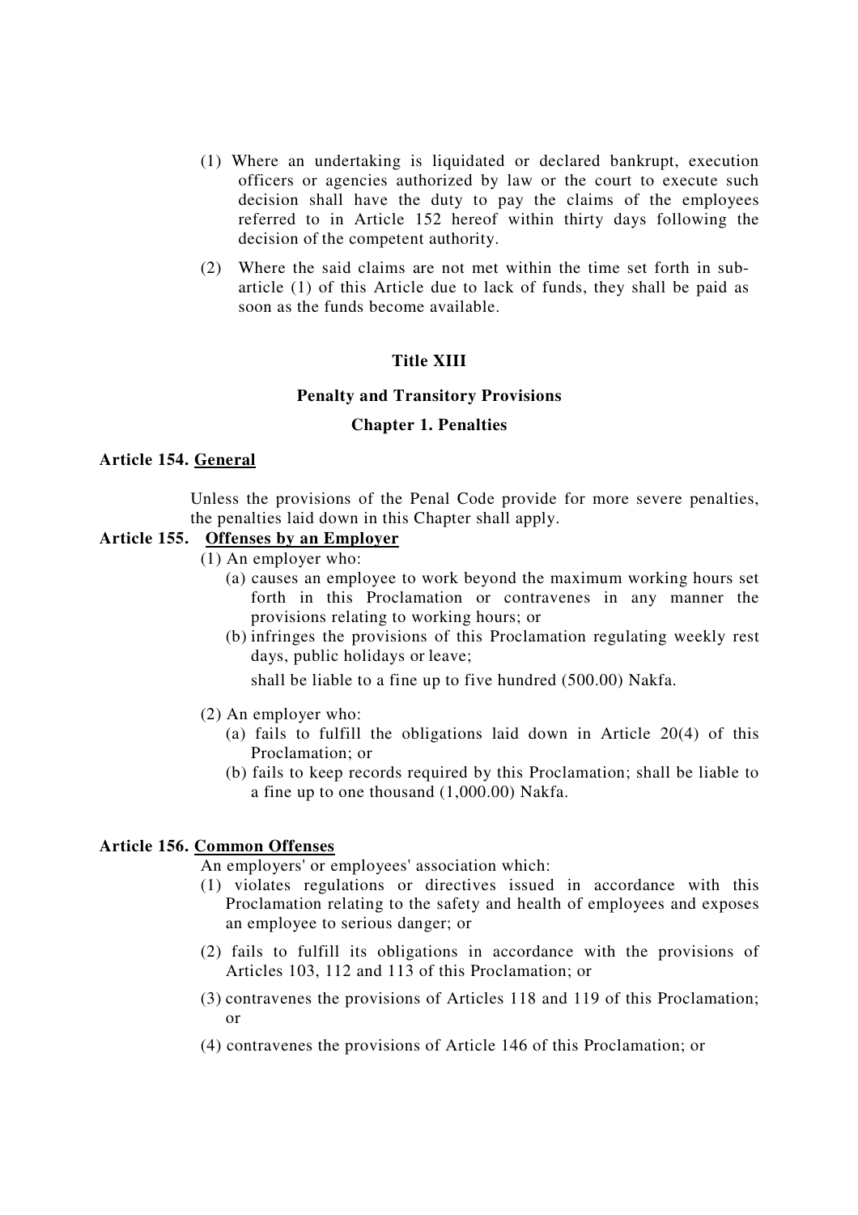(1) Where an undertaking is liquidated or declared bankrupt, execution officers or agencies authorized by law or the court to execute such decision shall have the duty to pay the claims of the employees referred to in Article 152 hereof within thirty days following the decision of the competent authority.

(2) Where the said claims are not met within the time set forth in sub-article (1) of this Article due to lack of funds, they shall be paid as soon as the funds become available.

## Title XIII

## Penalty and Transitory Provisions

### Chapter 1. Penalties

**Article 154. General**

Unless the provisions of the Penal Code provide for more severe penalties, the penalties laid down in this Chapter shall apply.

**Article 155. Offenses by an Employer**

(1) An employer who:

(a) causes an employee to work beyond the maximum working hours set forth in this Proclamation or contravenes in any manner the provisions relating to working hours; or

(b) infringes the provisions of this Proclamation regulating weekly rest days, public holidays or leave;

shall be liable to a fine up to five hundred (500.00) Nakfa.

(2) An employer who:

(a) fails to fulfill the obligations laid down in Article 20(4) of this Proclamation; or

(b) fails to keep records required by this Proclamation; shall be liable to a fine up to one thousand (1,000.00) Nakfa.

**Article 156. Common Offenses**

An employers' or employees' association which:

(1) violates regulations or directives issued in accordance with this Proclamation relating to the safety and health of employees and exposes an employee to serious danger; or

(2) fails to fulfill its obligations in accordance with the provisions of Articles 103, 112 and 113 of this Proclamation; or

(3) contravenes the provisions of Articles 118 and 119 of this Proclamation; or

(4) contravenes the provisions of Article 146 of this Proclamation; or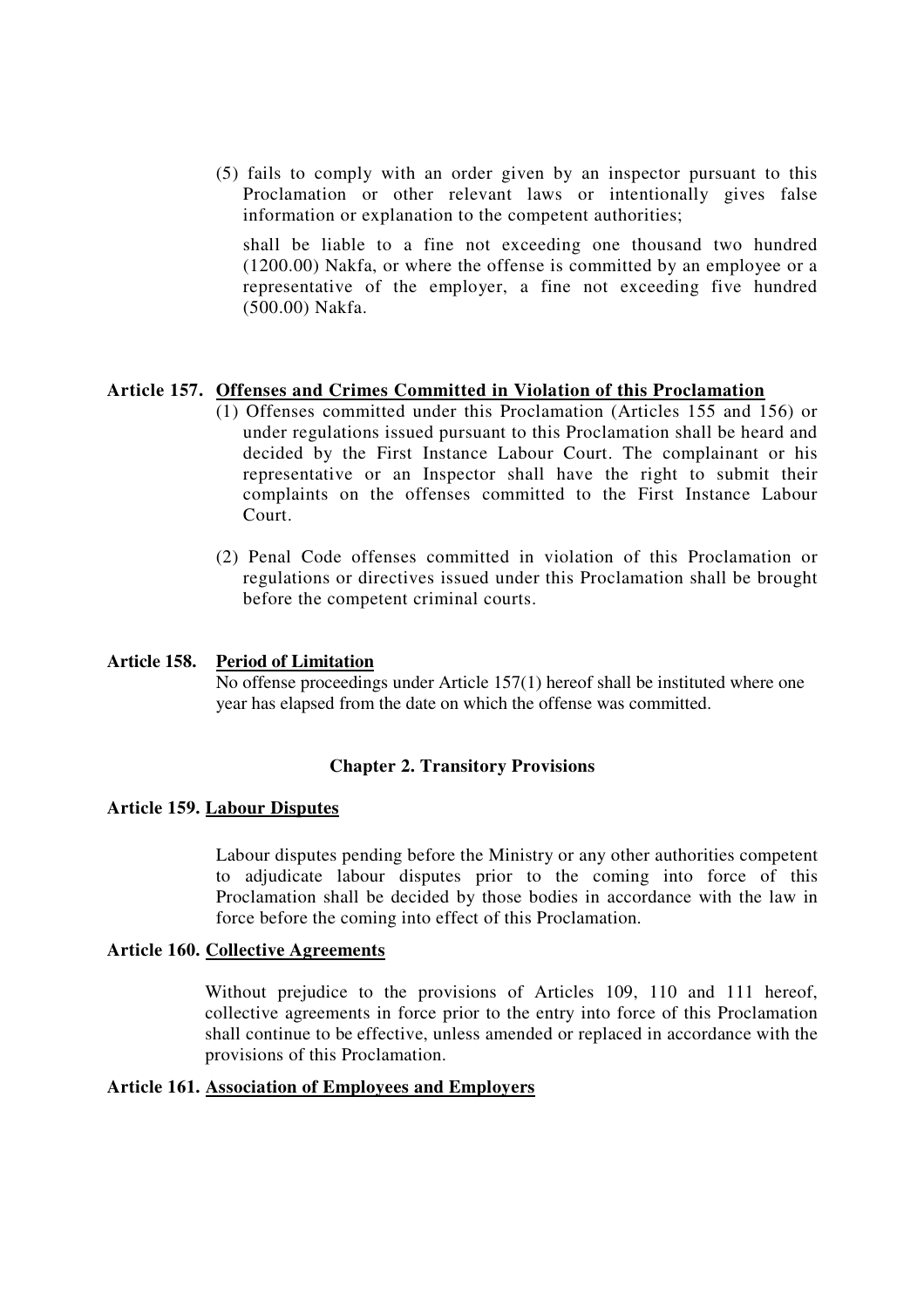(5) fails to comply with an order given by an inspector pursuant to this Proclamation or other relevant laws or intentionally gives false information or explanation to the competent authorities;

shall be liable to a fine not exceeding one thousand two hundred (1200.00) Nakfa, or where the offense is committed by an employee or a representative of the employer, a fine not exceeding five hundred (500.00) Nakfa.

**Article 157. Offenses and Crimes Committed in Violation of this Proclamation**

(1) Offenses committed under this Proclamation (Articles 155 and 156) or under regulations issued pursuant to this Proclamation shall be heard and decided by the First Instance Labour Court. The complainant or his representative or an Inspector shall have the right to submit their complaints on the offenses committed to the First Instance Labour Court.

(2) Penal Code offenses committed in violation of this Proclamation or regulations or directives issued under this Proclamation shall be brought before the competent criminal courts.

**Article 158. Period of Limitation**

No offense proceedings under Article 157(1) hereof shall be instituted where one year has elapsed from the date on which the offense was committed.

## Chapter 2. Transitory Provisions

**Article 159. Labour Disputes**

Labour disputes pending before the Ministry or any other authorities competent to adjudicate labour disputes prior to the coming into force of this Proclamation shall be decided by those bodies in accordance with the law in force before the coming into effect of this Proclamation.

**Article 160. Collective Agreements**

Without prejudice to the provisions of Articles 109, 110 and 111 hereof, collective agreements in force prior to the entry into force of this Proclamation shall continue to be effective, unless amended or replaced in accordance with the provisions of this Proclamation.

**Article 161. Association of Employees and Employers**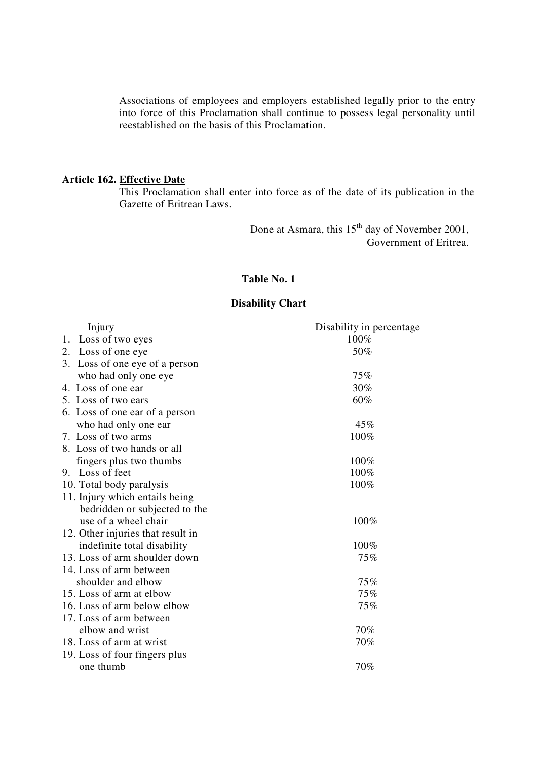Associations of employees and employers established legally prior to the entry into force of this Proclamation shall continue to possess legal personality until reestablished on the basis of this Proclamation.

**Article 162. Effective Date**

This Proclamation shall enter into force as of the date of its publication in the Gazette of Eritrean Laws.

Done at Asmara, this 15th day of November 2001,
Government of Eritrea.

**Table No. 1**

**Disability Chart**

| Injury | Disability in percentage |
|---|---|
| 1. Loss of two eyes | 100% |
| 2. Loss of one eye | 50% |
| 3. Loss of one eye of a person who had only one eye | 75% |
| 4. Loss of one ear | 30% |
| 5. Loss of two ears | 60% |
| 6. Loss of one ear of a person who had only one ear | 45% |
| 7. Loss of two arms | 100% |
| 8. Loss of two hands or all fingers plus two thumbs | 100% |
| 9. Loss of feet | 100% |
| 10. Total body paralysis | 100% |
| 11. Injury which entails being bedridden or subjected to the use of a wheel chair | 100% |
| 12. Other injuries that result in indefinite total disability | 100% |
| 13. Loss of arm shoulder down | 75% |
| 14. Loss of arm between shoulder and elbow | 75% |
| 15. Loss of arm at elbow | 75% |
| 16. Loss of arm below elbow | 75% |
| 17. Loss of arm between elbow and wrist | 70% |
| 18. Loss of arm at wrist | 70% |
| 19. Loss of four fingers plus one thumb | 70% |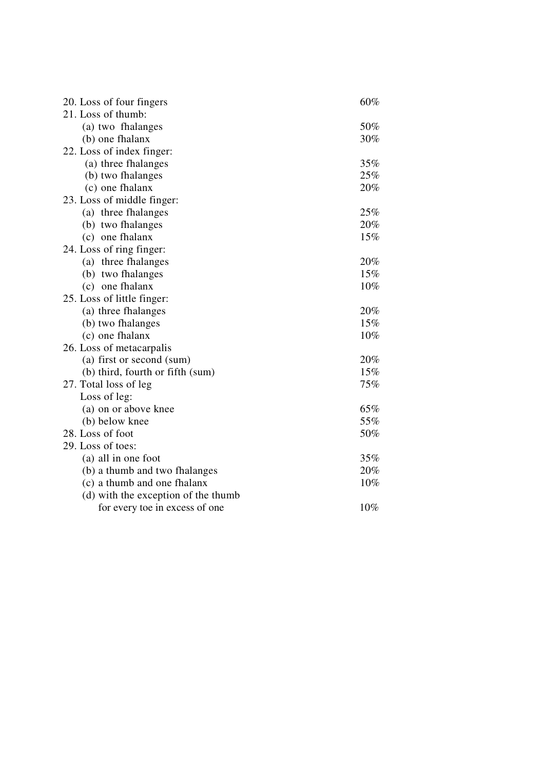| | |
|---|---|
| 20. Loss of four fingers | 60% |
| 21. Loss of thumb: | |
| (a) two fhalanges | 50% |
| (b) one fhalanx | 30% |
| 22. Loss of index finger: | |
| (a) three fhalanges | 35% |
| (b) two fhalanges | 25% |
| (c) one fhalanx | 20% |
| 23. Loss of middle finger: | |
| (a) three fhalanges | 25% |
| (b) two fhalanges | 20% |
| (c) one fhalanx | 15% |
| 24. Loss of ring finger: | |
| (a) three fhalanges | 20% |
| (b) two fhalanges | 15% |
| (c) one fhalanx | 10% |
| 25. Loss of little finger: | |
| (a) three fhalanges | 20% |
| (b) two fhalanges | 15% |
| (c) one fhalanx | 10% |
| 26. Loss of metacarpalis | |
| (a) first or second (sum) | 20% |
| (b) third, fourth or fifth (sum) | 15% |
| 27. Total loss of leg | 75% |
| Loss of leg: | |
| (a) on or above knee | 65% |
| (b) below knee | 55% |
| 28. Loss of foot | 50% |
| 29. Loss of toes: | |
| (a) all in one foot | 35% |
| (b) a thumb and two fhalanges | 20% |
| (c) a thumb and one fhalanx | 10% |
| (d) with the exception of the thumb for every toe in excess of one | 10% |